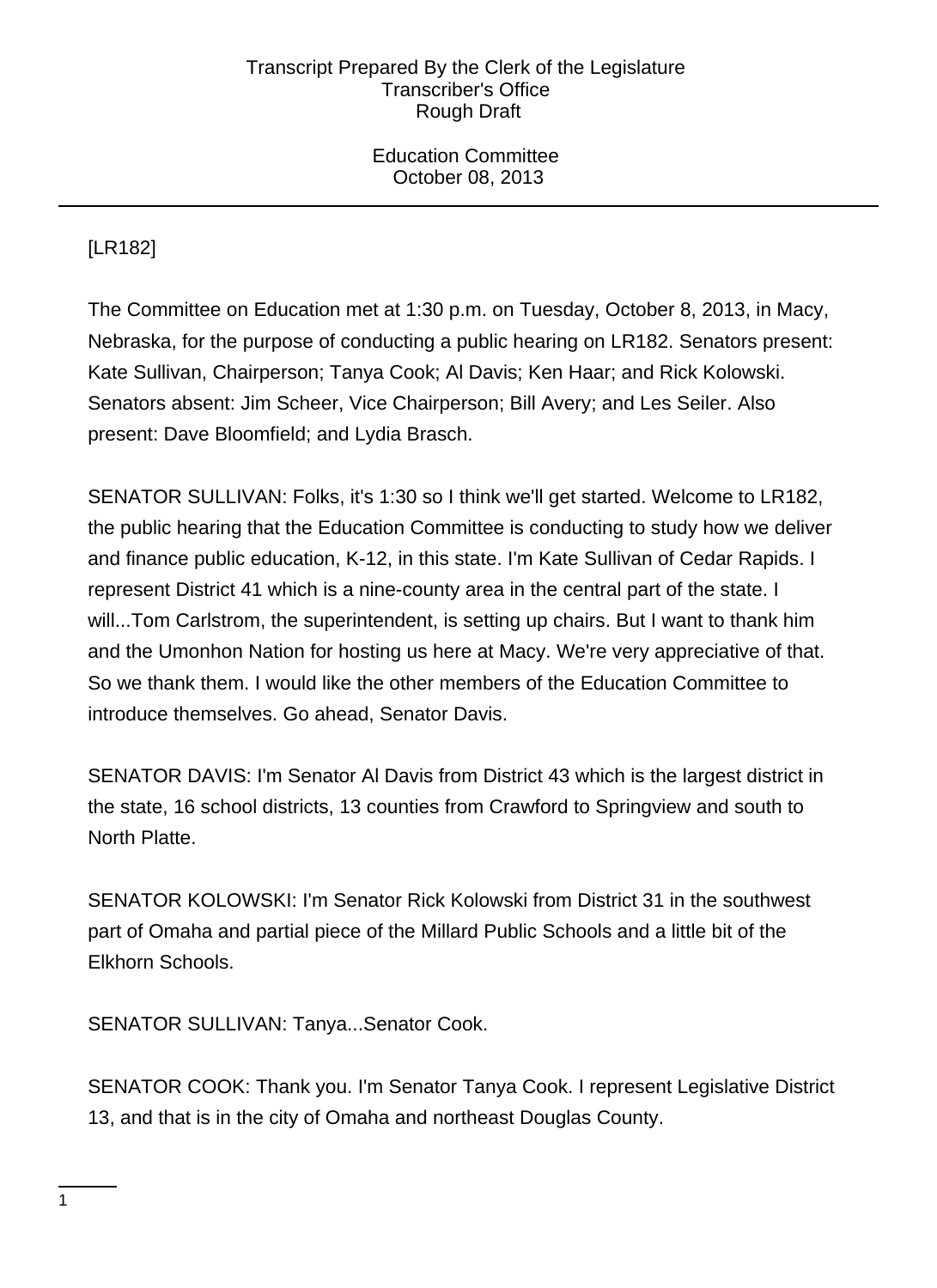[LR182]

The Committee on Education met at 1:30 p.m. on Tuesday, October 8, 2013, in Macy, Nebraska, for the purpose of conducting a public hearing on LR182. Senators present: Kate Sullivan, Chairperson; Tanya Cook; Al Davis; Ken Haar; and Rick Kolowski. Senators absent: Jim Scheer, Vice Chairperson; Bill Avery; and Les Seiler. Also present: Dave Bloomfield; and Lydia Brasch.

SENATOR SULLIVAN: Folks, it's 1:30 so I think we'll get started. Welcome to LR182, the public hearing that the Education Committee is conducting to study how we deliver and finance public education, K-12, in this state. I'm Kate Sullivan of Cedar Rapids. I represent District 41 which is a nine-county area in the central part of the state. I will...Tom Carlstrom, the superintendent, is setting up chairs. But I want to thank him and the Umonhon Nation for hosting us here at Macy. We're very appreciative of that. So we thank them. I would like the other members of the Education Committee to introduce themselves. Go ahead, Senator Davis.

SENATOR DAVIS: I'm Senator Al Davis from District 43 which is the largest district in the state, 16 school districts, 13 counties from Crawford to Springview and south to North Platte.

SENATOR KOLOWSKI: I'm Senator Rick Kolowski from District 31 in the southwest part of Omaha and partial piece of the Millard Public Schools and a little bit of the Elkhorn Schools.

SENATOR SULLIVAN: Tanya...Senator Cook.

SENATOR COOK: Thank you. I'm Senator Tanya Cook. I represent Legislative District 13, and that is in the city of Omaha and northeast Douglas County.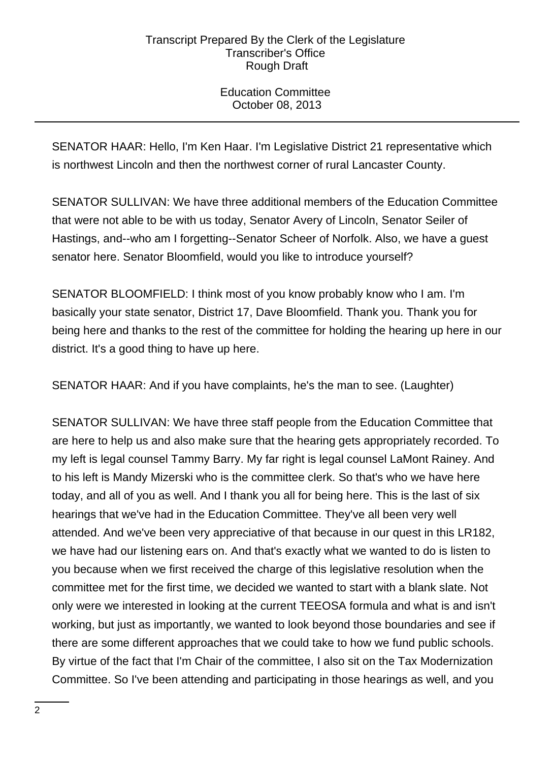SENATOR HAAR: Hello, I'm Ken Haar. I'm Legislative District 21 representative which is northwest Lincoln and then the northwest corner of rural Lancaster County.

SENATOR SULLIVAN: We have three additional members of the Education Committee that were not able to be with us today, Senator Avery of Lincoln, Senator Seiler of Hastings, and--who am I forgetting--Senator Scheer of Norfolk. Also, we have a guest senator here. Senator Bloomfield, would you like to introduce yourself?

SENATOR BLOOMFIELD: I think most of you know probably know who I am. I'm basically your state senator, District 17, Dave Bloomfield. Thank you. Thank you for being here and thanks to the rest of the committee for holding the hearing up here in our district. It's a good thing to have up here.

SENATOR HAAR: And if you have complaints, he's the man to see. (Laughter)

SENATOR SULLIVAN: We have three staff people from the Education Committee that are here to help us and also make sure that the hearing gets appropriately recorded. To my left is legal counsel Tammy Barry. My far right is legal counsel LaMont Rainey. And to his left is Mandy Mizerski who is the committee clerk. So that's who we have here today, and all of you as well. And I thank you all for being here. This is the last of six hearings that we've had in the Education Committee. They've all been very well attended. And we've been very appreciative of that because in our quest in this LR182, we have had our listening ears on. And that's exactly what we wanted to do is listen to you because when we first received the charge of this legislative resolution when the committee met for the first time, we decided we wanted to start with a blank slate. Not only were we interested in looking at the current TEEOSA formula and what is and isn't working, but just as importantly, we wanted to look beyond those boundaries and see if there are some different approaches that we could take to how we fund public schools. By virtue of the fact that I'm Chair of the committee, I also sit on the Tax Modernization Committee. So I've been attending and participating in those hearings as well, and you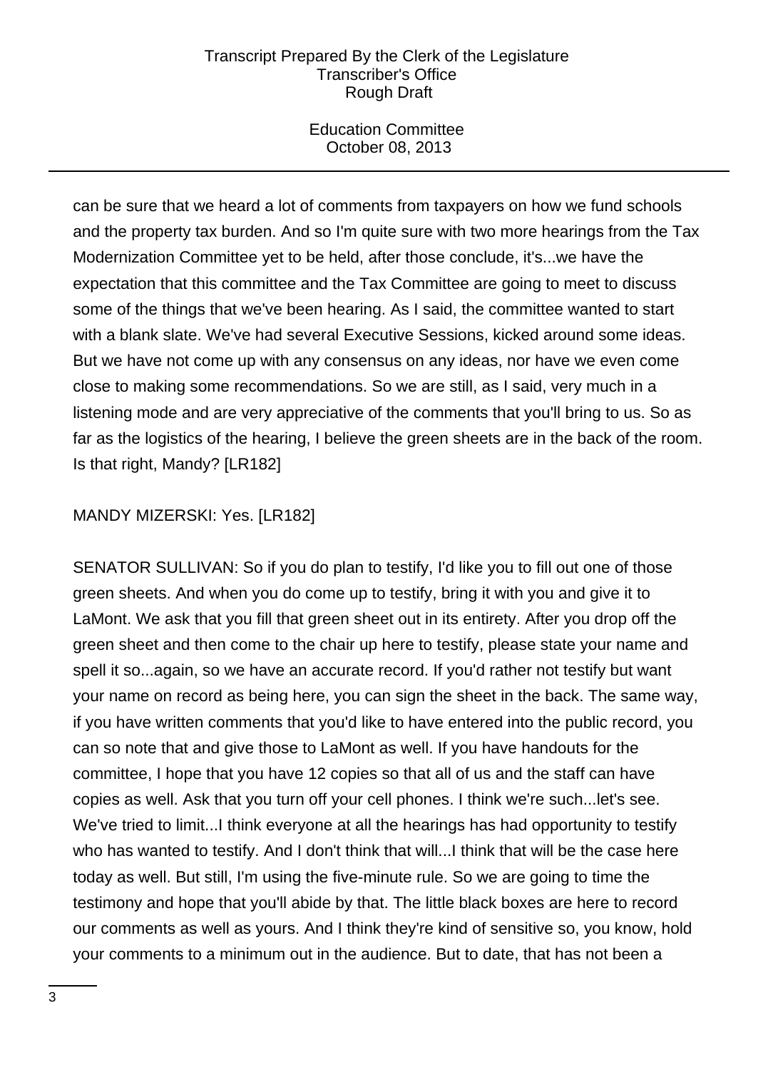can be sure that we heard a lot of comments from taxpayers on how we fund schools and the property tax burden. And so I'm quite sure with two more hearings from the Tax Modernization Committee yet to be held, after those conclude, it's...we have the expectation that this committee and the Tax Committee are going to meet to discuss some of the things that we've been hearing. As I said, the committee wanted to start with a blank slate. We've had several Executive Sessions, kicked around some ideas. But we have not come up with any consensus on any ideas, nor have we even come close to making some recommendations. So we are still, as I said, very much in a listening mode and are very appreciative of the comments that you'll bring to us. So as far as the logistics of the hearing, I believe the green sheets are in the back of the room. Is that right, Mandy? [LR182]

MANDY MIZERSKI: Yes. [LR182]

SENATOR SULLIVAN: So if you do plan to testify, I'd like you to fill out one of those green sheets. And when you do come up to testify, bring it with you and give it to LaMont. We ask that you fill that green sheet out in its entirety. After you drop off the green sheet and then come to the chair up here to testify, please state your name and spell it so...again, so we have an accurate record. If you'd rather not testify but want your name on record as being here, you can sign the sheet in the back. The same way, if you have written comments that you'd like to have entered into the public record, you can so note that and give those to LaMont as well. If you have handouts for the committee, I hope that you have 12 copies so that all of us and the staff can have copies as well. Ask that you turn off your cell phones. I think we're such...let's see. We've tried to limit...I think everyone at all the hearings has had opportunity to testify who has wanted to testify. And I don't think that will...I think that will be the case here today as well. But still, I'm using the five-minute rule. So we are going to time the testimony and hope that you'll abide by that. The little black boxes are here to record our comments as well as yours. And I think they're kind of sensitive so, you know, hold your comments to a minimum out in the audience. But to date, that has not been a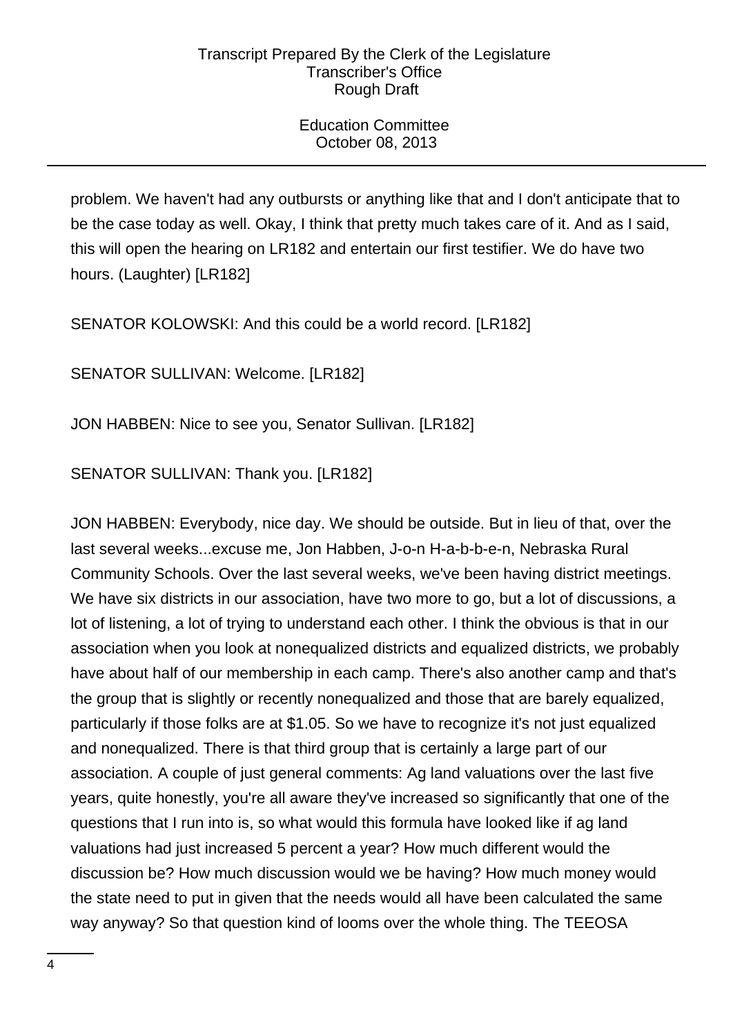problem. We haven't had any outbursts or anything like that and I don't anticipate that to be the case today as well. Okay, I think that pretty much takes care of it. And as I said, this will open the hearing on LR182 and entertain our first testifier. We do have two hours. (Laughter) [LR182]

SENATOR KOLOWSKI: And this could be a world record. [LR182]

SENATOR SULLIVAN: Welcome. [LR182]

JON HABBEN: Nice to see you, Senator Sullivan. [LR182]

SENATOR SULLIVAN: Thank you. [LR182]

JON HABBEN: Everybody, nice day. We should be outside. But in lieu of that, over the last several weeks...excuse me, Jon Habben, J-o-n H-a-b-b-e-n, Nebraska Rural Community Schools. Over the last several weeks, we've been having district meetings. We have six districts in our association, have two more to go, but a lot of discussions, a lot of listening, a lot of trying to understand each other. I think the obvious is that in our association when you look at nonequalized districts and equalized districts, we probably have about half of our membership in each camp. There's also another camp and that's the group that is slightly or recently nonequalized and those that are barely equalized, particularly if those folks are at $1.05. So we have to recognize it's not just equalized and nonequalized. There is that third group that is certainly a large part of our association. A couple of just general comments: Ag land valuations over the last five years, quite honestly, you're all aware they've increased so significantly that one of the questions that I run into is, so what would this formula have looked like if ag land valuations had just increased 5 percent a year? How much different would the discussion be? How much discussion would we be having? How much money would the state need to put in given that the needs would all have been calculated the same way anyway? So that question kind of looms over the whole thing. The TEEOSA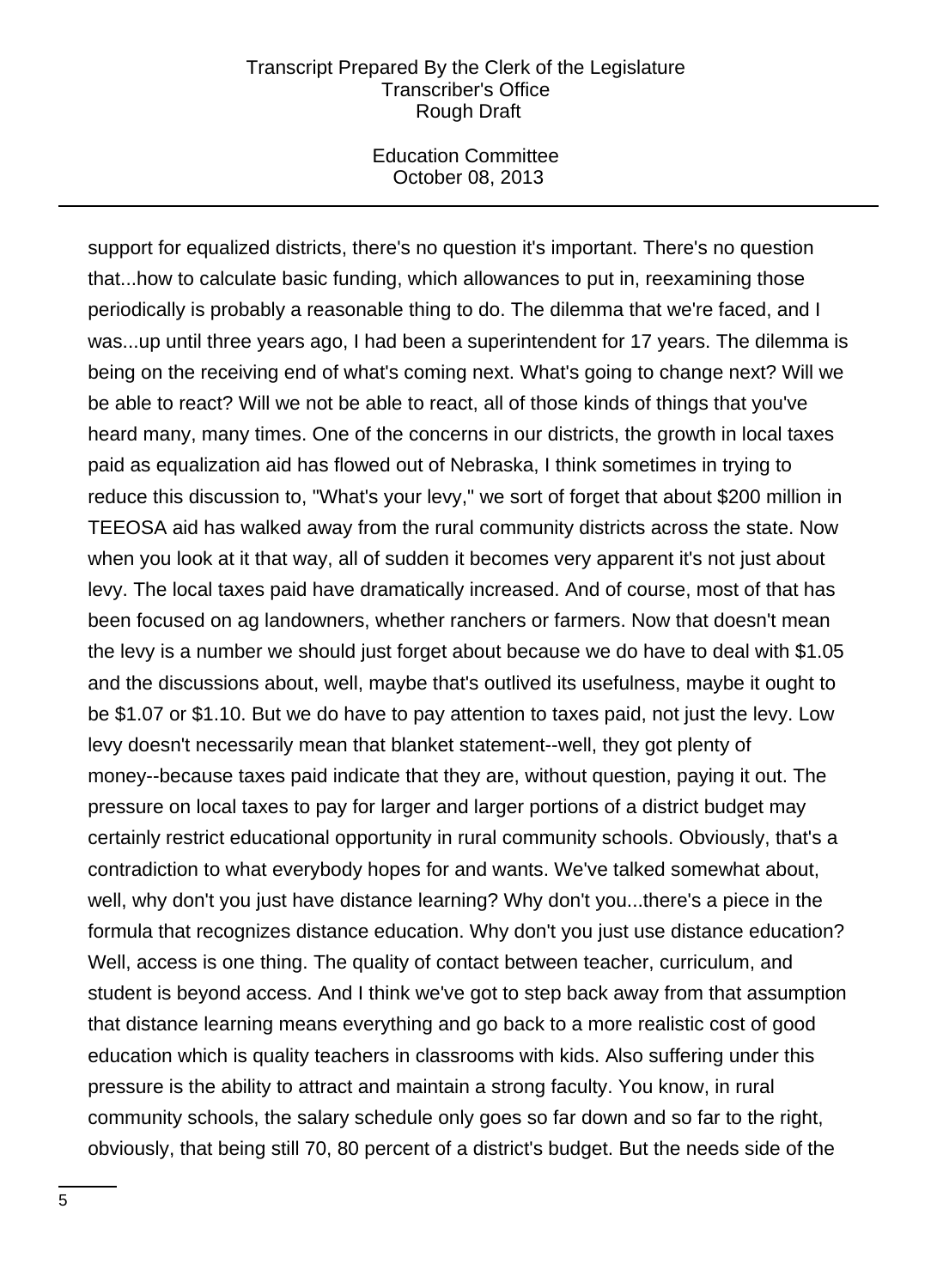support for equalized districts, there's no question it's important. There's no question that...how to calculate basic funding, which allowances to put in, reexamining those periodically is probably a reasonable thing to do. The dilemma that we're faced, and I was...up until three years ago, I had been a superintendent for 17 years. The dilemma is being on the receiving end of what's coming next. What's going to change next? Will we be able to react? Will we not be able to react, all of those kinds of things that you've heard many, many times. One of the concerns in our districts, the growth in local taxes paid as equalization aid has flowed out of Nebraska, I think sometimes in trying to reduce this discussion to, "What's your levy," we sort of forget that about $200 million in TEEOSA aid has walked away from the rural community districts across the state. Now when you look at it that way, all of sudden it becomes very apparent it's not just about levy. The local taxes paid have dramatically increased. And of course, most of that has been focused on ag landowners, whether ranchers or farmers. Now that doesn't mean the levy is a number we should just forget about because we do have to deal with $1.05 and the discussions about, well, maybe that's outlived its usefulness, maybe it ought to be $1.07 or $1.10. But we do have to pay attention to taxes paid, not just the levy. Low levy doesn't necessarily mean that blanket statement--well, they got plenty of money--because taxes paid indicate that they are, without question, paying it out. The pressure on local taxes to pay for larger and larger portions of a district budget may certainly restrict educational opportunity in rural community schools. Obviously, that's a contradiction to what everybody hopes for and wants. We've talked somewhat about, well, why don't you just have distance learning? Why don't you...there's a piece in the formula that recognizes distance education. Why don't you just use distance education? Well, access is one thing. The quality of contact between teacher, curriculum, and student is beyond access. And I think we've got to step back away from that assumption that distance learning means everything and go back to a more realistic cost of good education which is quality teachers in classrooms with kids. Also suffering under this pressure is the ability to attract and maintain a strong faculty. You know, in rural community schools, the salary schedule only goes so far down and so far to the right, obviously, that being still 70, 80 percent of a district's budget. But the needs side of the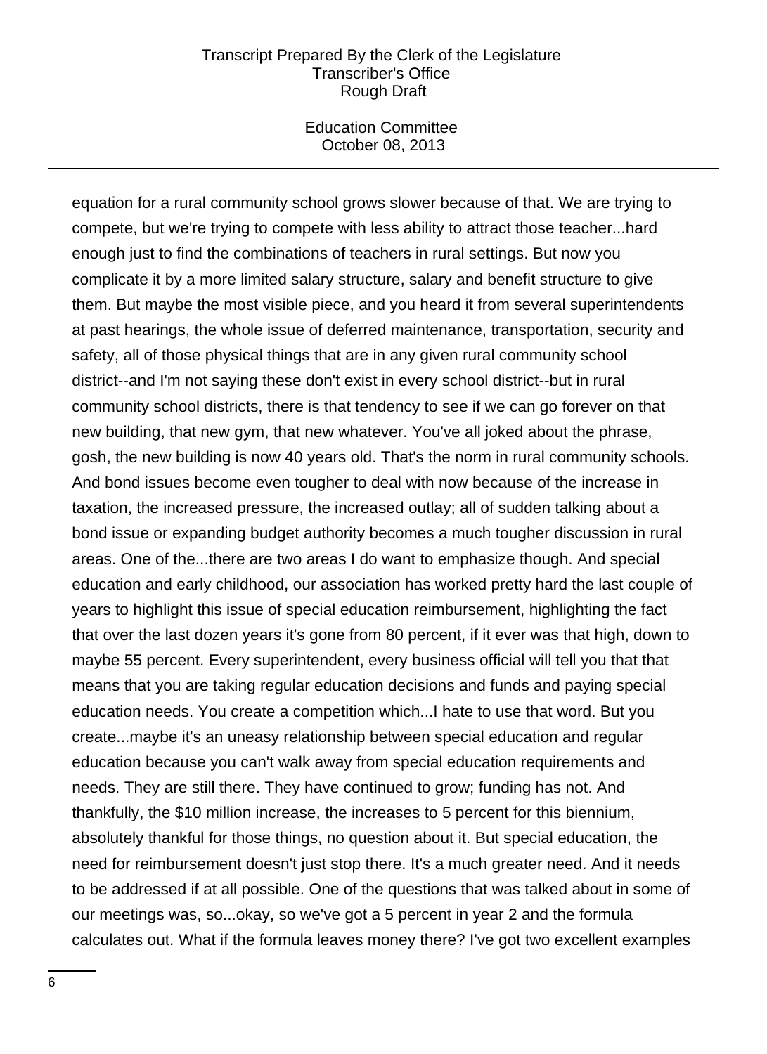equation for a rural community school grows slower because of that. We are trying to compete, but we're trying to compete with less ability to attract those teacher...hard enough just to find the combinations of teachers in rural settings. But now you complicate it by a more limited salary structure, salary and benefit structure to give them. But maybe the most visible piece, and you heard it from several superintendents at past hearings, the whole issue of deferred maintenance, transportation, security and safety, all of those physical things that are in any given rural community school district--and I'm not saying these don't exist in every school district--but in rural community school districts, there is that tendency to see if we can go forever on that new building, that new gym, that new whatever. You've all joked about the phrase, gosh, the new building is now 40 years old. That's the norm in rural community schools. And bond issues become even tougher to deal with now because of the increase in taxation, the increased pressure, the increased outlay; all of sudden talking about a bond issue or expanding budget authority becomes a much tougher discussion in rural areas. One of the...there are two areas I do want to emphasize though. And special education and early childhood, our association has worked pretty hard the last couple of years to highlight this issue of special education reimbursement, highlighting the fact that over the last dozen years it's gone from 80 percent, if it ever was that high, down to maybe 55 percent. Every superintendent, every business official will tell you that that means that you are taking regular education decisions and funds and paying special education needs. You create a competition which...I hate to use that word. But you create...maybe it's an uneasy relationship between special education and regular education because you can't walk away from special education requirements and needs. They are still there. They have continued to grow; funding has not. And thankfully, the $10 million increase, the increases to 5 percent for this biennium, absolutely thankful for those things, no question about it. But special education, the need for reimbursement doesn't just stop there. It's a much greater need. And it needs to be addressed if at all possible. One of the questions that was talked about in some of our meetings was, so...okay, so we've got a 5 percent in year 2 and the formula calculates out. What if the formula leaves money there? I've got two excellent examples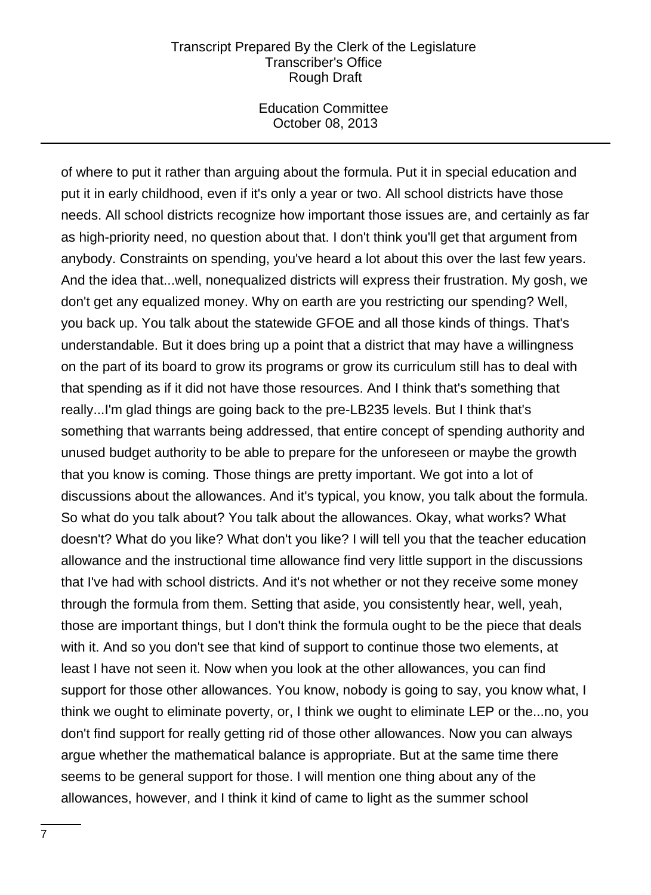of where to put it rather than arguing about the formula. Put it in special education and put it in early childhood, even if it's only a year or two. All school districts have those needs. All school districts recognize how important those issues are, and certainly as far as high-priority need, no question about that. I don't think you'll get that argument from anybody. Constraints on spending, you've heard a lot about this over the last few years. And the idea that...well, nonequalized districts will express their frustration. My gosh, we don't get any equalized money. Why on earth are you restricting our spending? Well, you back up. You talk about the statewide GFOE and all those kinds of things. That's understandable. But it does bring up a point that a district that may have a willingness on the part of its board to grow its programs or grow its curriculum still has to deal with that spending as if it did not have those resources. And I think that's something that really...I'm glad things are going back to the pre-LB235 levels. But I think that's something that warrants being addressed, that entire concept of spending authority and unused budget authority to be able to prepare for the unforeseen or maybe the growth that you know is coming. Those things are pretty important. We got into a lot of discussions about the allowances. And it's typical, you know, you talk about the formula. So what do you talk about? You talk about the allowances. Okay, what works? What doesn't? What do you like? What don't you like? I will tell you that the teacher education allowance and the instructional time allowance find very little support in the discussions that I've had with school districts. And it's not whether or not they receive some money through the formula from them. Setting that aside, you consistently hear, well, yeah, those are important things, but I don't think the formula ought to be the piece that deals with it. And so you don't see that kind of support to continue those two elements, at least I have not seen it. Now when you look at the other allowances, you can find support for those other allowances. You know, nobody is going to say, you know what, I think we ought to eliminate poverty, or, I think we ought to eliminate LEP or the...no, you don't find support for really getting rid of those other allowances. Now you can always argue whether the mathematical balance is appropriate. But at the same time there seems to be general support for those. I will mention one thing about any of the allowances, however, and I think it kind of came to light as the summer school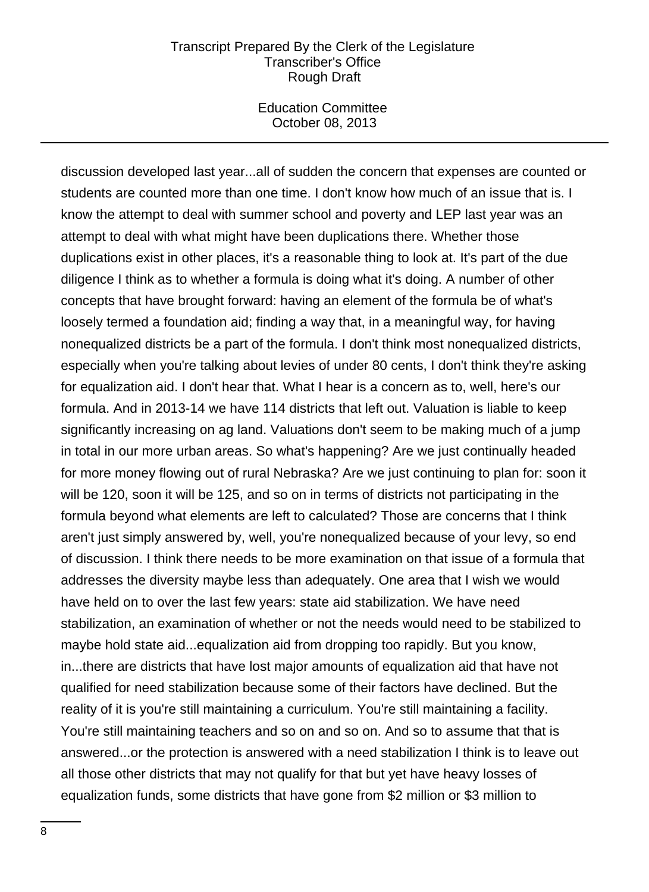discussion developed last year...all of sudden the concern that expenses are counted or students are counted more than one time. I don't know how much of an issue that is. I know the attempt to deal with summer school and poverty and LEP last year was an attempt to deal with what might have been duplications there. Whether those duplications exist in other places, it's a reasonable thing to look at. It's part of the due diligence I think as to whether a formula is doing what it's doing. A number of other concepts that have brought forward: having an element of the formula be of what's loosely termed a foundation aid; finding a way that, in a meaningful way, for having nonequalized districts be a part of the formula. I don't think most nonequalized districts, especially when you're talking about levies of under 80 cents, I don't think they're asking for equalization aid. I don't hear that. What I hear is a concern as to, well, here's our formula. And in 2013-14 we have 114 districts that left out. Valuation is liable to keep significantly increasing on ag land. Valuations don't seem to be making much of a jump in total in our more urban areas. So what's happening? Are we just continually headed for more money flowing out of rural Nebraska? Are we just continuing to plan for: soon it will be 120, soon it will be 125, and so on in terms of districts not participating in the formula beyond what elements are left to calculated? Those are concerns that I think aren't just simply answered by, well, you're nonequalized because of your levy, so end of discussion. I think there needs to be more examination on that issue of a formula that addresses the diversity maybe less than adequately. One area that I wish we would have held on to over the last few years: state aid stabilization. We have need stabilization, an examination of whether or not the needs would need to be stabilized to maybe hold state aid...equalization aid from dropping too rapidly. But you know, in...there are districts that have lost major amounts of equalization aid that have not qualified for need stabilization because some of their factors have declined. But the reality of it is you're still maintaining a curriculum. You're still maintaining a facility. You're still maintaining teachers and so on and so on. And so to assume that that is answered...or the protection is answered with a need stabilization I think is to leave out all those other districts that may not qualify for that but yet have heavy losses of equalization funds, some districts that have gone from $2 million or $3 million to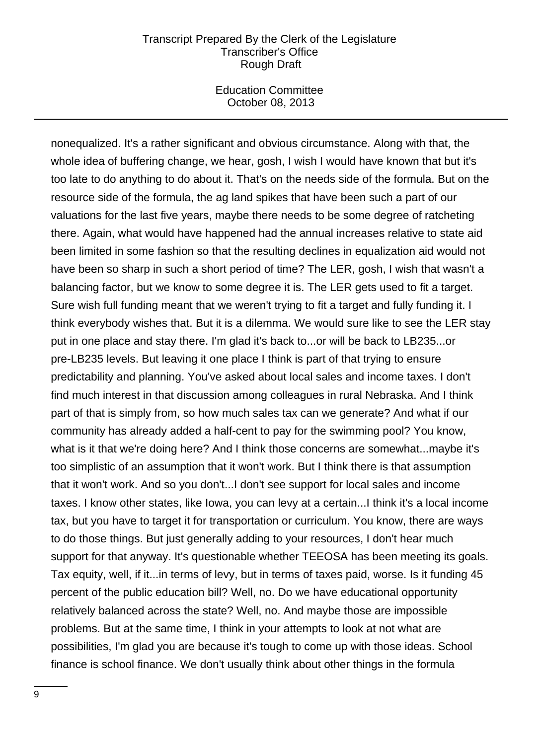nonequalized. It's a rather significant and obvious circumstance. Along with that, the whole idea of buffering change, we hear, gosh, I wish I would have known that but it's too late to do anything to do about it. That's on the needs side of the formula. But on the resource side of the formula, the ag land spikes that have been such a part of our valuations for the last five years, maybe there needs to be some degree of ratcheting there. Again, what would have happened had the annual increases relative to state aid been limited in some fashion so that the resulting declines in equalization aid would not have been so sharp in such a short period of time? The LER, gosh, I wish that wasn't a balancing factor, but we know to some degree it is. The LER gets used to fit a target. Sure wish full funding meant that we weren't trying to fit a target and fully funding it. I think everybody wishes that. But it is a dilemma. We would sure like to see the LER stay put in one place and stay there. I'm glad it's back to...or will be back to LB235...or pre-LB235 levels. But leaving it one place I think is part of that trying to ensure predictability and planning. You've asked about local sales and income taxes. I don't find much interest in that discussion among colleagues in rural Nebraska. And I think part of that is simply from, so how much sales tax can we generate? And what if our community has already added a half-cent to pay for the swimming pool? You know, what is it that we're doing here? And I think those concerns are somewhat...maybe it's too simplistic of an assumption that it won't work. But I think there is that assumption that it won't work. And so you don't...I don't see support for local sales and income taxes. I know other states, like Iowa, you can levy at a certain...I think it's a local income tax, but you have to target it for transportation or curriculum. You know, there are ways to do those things. But just generally adding to your resources, I don't hear much support for that anyway. It's questionable whether TEEOSA has been meeting its goals. Tax equity, well, if it...in terms of levy, but in terms of taxes paid, worse. Is it funding 45 percent of the public education bill? Well, no. Do we have educational opportunity relatively balanced across the state? Well, no. And maybe those are impossible problems. But at the same time, I think in your attempts to look at not what are possibilities, I'm glad you are because it's tough to come up with those ideas. School finance is school finance. We don't usually think about other things in the formula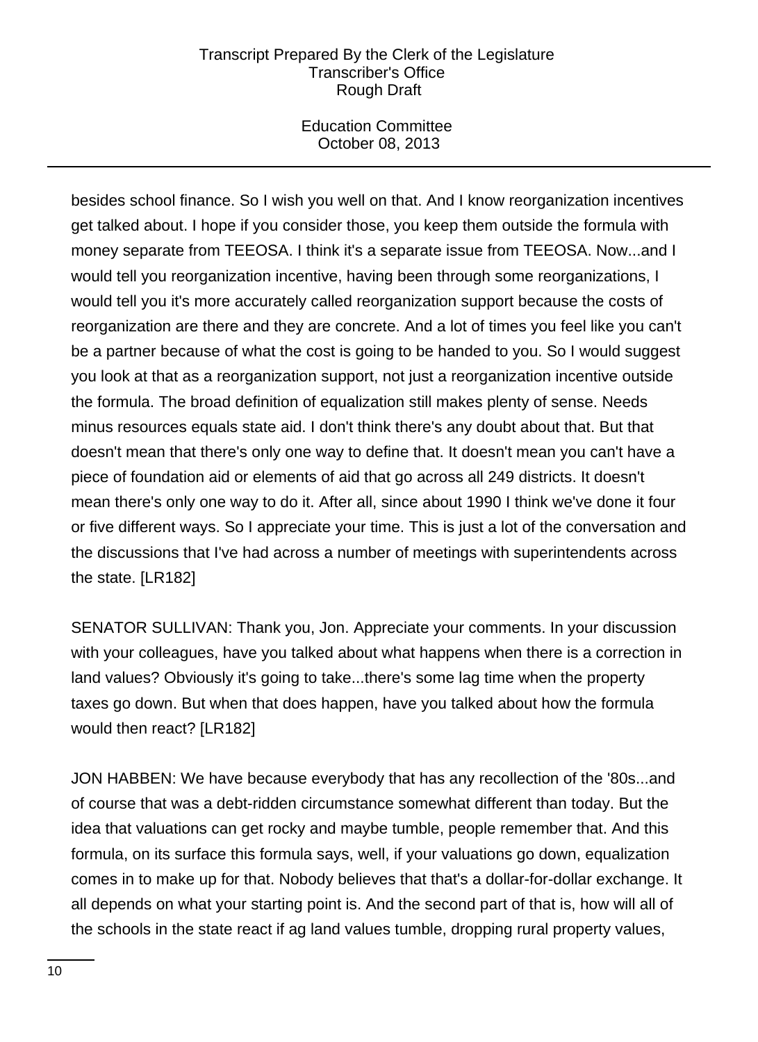besides school finance. So I wish you well on that. And I know reorganization incentives get talked about. I hope if you consider those, you keep them outside the formula with money separate from TEEOSA. I think it's a separate issue from TEEOSA. Now...and I would tell you reorganization incentive, having been through some reorganizations, I would tell you it's more accurately called reorganization support because the costs of reorganization are there and they are concrete. And a lot of times you feel like you can't be a partner because of what the cost is going to be handed to you. So I would suggest you look at that as a reorganization support, not just a reorganization incentive outside the formula. The broad definition of equalization still makes plenty of sense. Needs minus resources equals state aid. I don't think there's any doubt about that. But that doesn't mean that there's only one way to define that. It doesn't mean you can't have a piece of foundation aid or elements of aid that go across all 249 districts. It doesn't mean there's only one way to do it. After all, since about 1990 I think we've done it four or five different ways. So I appreciate your time. This is just a lot of the conversation and the discussions that I've had across a number of meetings with superintendents across the state. [LR182]

SENATOR SULLIVAN: Thank you, Jon. Appreciate your comments. In your discussion with your colleagues, have you talked about what happens when there is a correction in land values? Obviously it's going to take...there's some lag time when the property taxes go down. But when that does happen, have you talked about how the formula would then react? [LR182]

JON HABBEN: We have because everybody that has any recollection of the '80s...and of course that was a debt-ridden circumstance somewhat different than today. But the idea that valuations can get rocky and maybe tumble, people remember that. And this formula, on its surface this formula says, well, if your valuations go down, equalization comes in to make up for that. Nobody believes that that's a dollar-for-dollar exchange. It all depends on what your starting point is. And the second part of that is, how will all of the schools in the state react if ag land values tumble, dropping rural property values,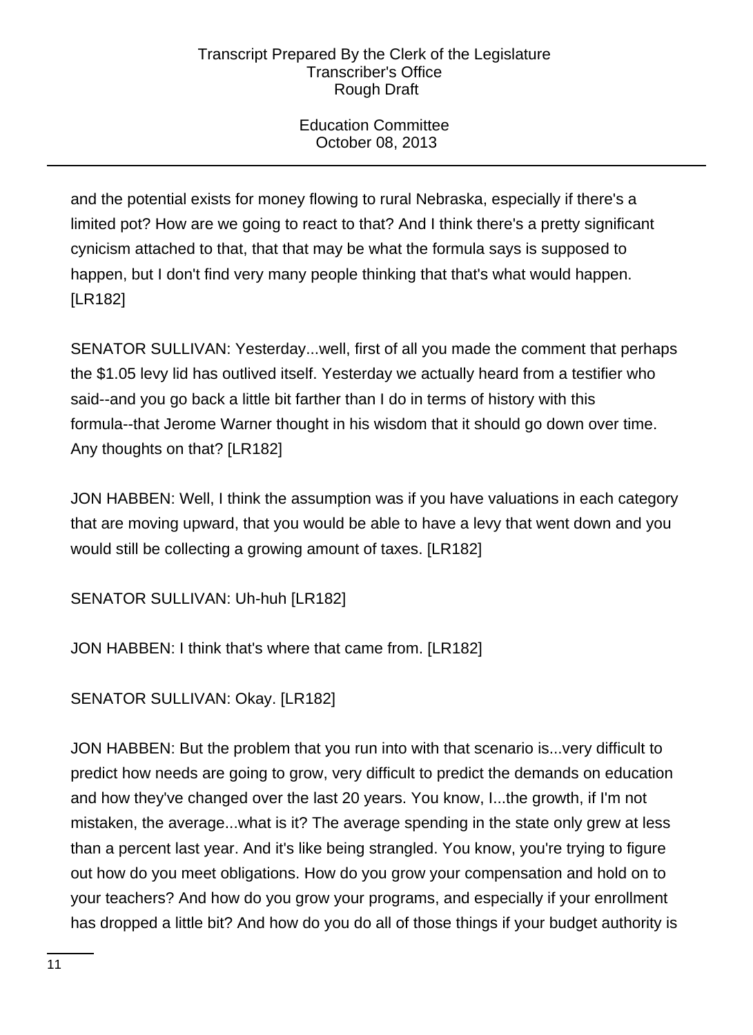and the potential exists for money flowing to rural Nebraska, especially if there's a limited pot? How are we going to react to that? And I think there's a pretty significant cynicism attached to that, that that may be what the formula says is supposed to happen, but I don't find very many people thinking that that's what would happen. [LR182]

SENATOR SULLIVAN: Yesterday...well, first of all you made the comment that perhaps the $1.05 levy lid has outlived itself. Yesterday we actually heard from a testifier who said--and you go back a little bit farther than I do in terms of history with this formula--that Jerome Warner thought in his wisdom that it should go down over time. Any thoughts on that? [LR182]

JON HABBEN: Well, I think the assumption was if you have valuations in each category that are moving upward, that you would be able to have a levy that went down and you would still be collecting a growing amount of taxes. [LR182]

SENATOR SULLIVAN: Uh-huh [LR182]

JON HABBEN: I think that's where that came from. [LR182]

SENATOR SULLIVAN: Okay. [LR182]

JON HABBEN: But the problem that you run into with that scenario is...very difficult to predict how needs are going to grow, very difficult to predict the demands on education and how they've changed over the last 20 years. You know, I...the growth, if I'm not mistaken, the average...what is it? The average spending in the state only grew at less than a percent last year. And it's like being strangled. You know, you're trying to figure out how do you meet obligations. How do you grow your compensation and hold on to your teachers? And how do you grow your programs, and especially if your enrollment has dropped a little bit? And how do you do all of those things if your budget authority is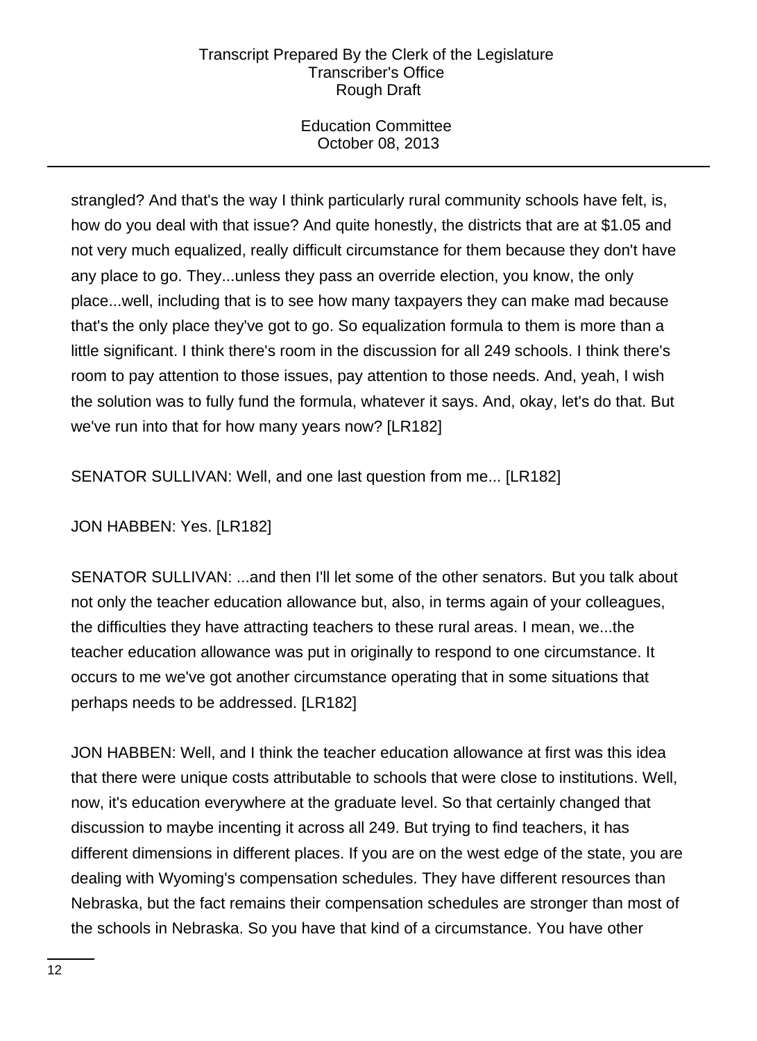strangled? And that's the way I think particularly rural community schools have felt, is, how do you deal with that issue? And quite honestly, the districts that are at $1.05 and not very much equalized, really difficult circumstance for them because they don't have any place to go. They...unless they pass an override election, you know, the only place...well, including that is to see how many taxpayers they can make mad because that's the only place they've got to go. So equalization formula to them is more than a little significant. I think there's room in the discussion for all 249 schools. I think there's room to pay attention to those issues, pay attention to those needs. And, yeah, I wish the solution was to fully fund the formula, whatever it says. And, okay, let's do that. But we've run into that for how many years now? [LR182]

SENATOR SULLIVAN: Well, and one last question from me... [LR182]

JON HABBEN: Yes. [LR182]

SENATOR SULLIVAN: ...and then I'll let some of the other senators. But you talk about not only the teacher education allowance but, also, in terms again of your colleagues, the difficulties they have attracting teachers to these rural areas. I mean, we...the teacher education allowance was put in originally to respond to one circumstance. It occurs to me we've got another circumstance operating that in some situations that perhaps needs to be addressed. [LR182]

JON HABBEN: Well, and I think the teacher education allowance at first was this idea that there were unique costs attributable to schools that were close to institutions. Well, now, it's education everywhere at the graduate level. So that certainly changed that discussion to maybe incenting it across all 249. But trying to find teachers, it has different dimensions in different places. If you are on the west edge of the state, you are dealing with Wyoming's compensation schedules. They have different resources than Nebraska, but the fact remains their compensation schedules are stronger than most of the schools in Nebraska. So you have that kind of a circumstance. You have other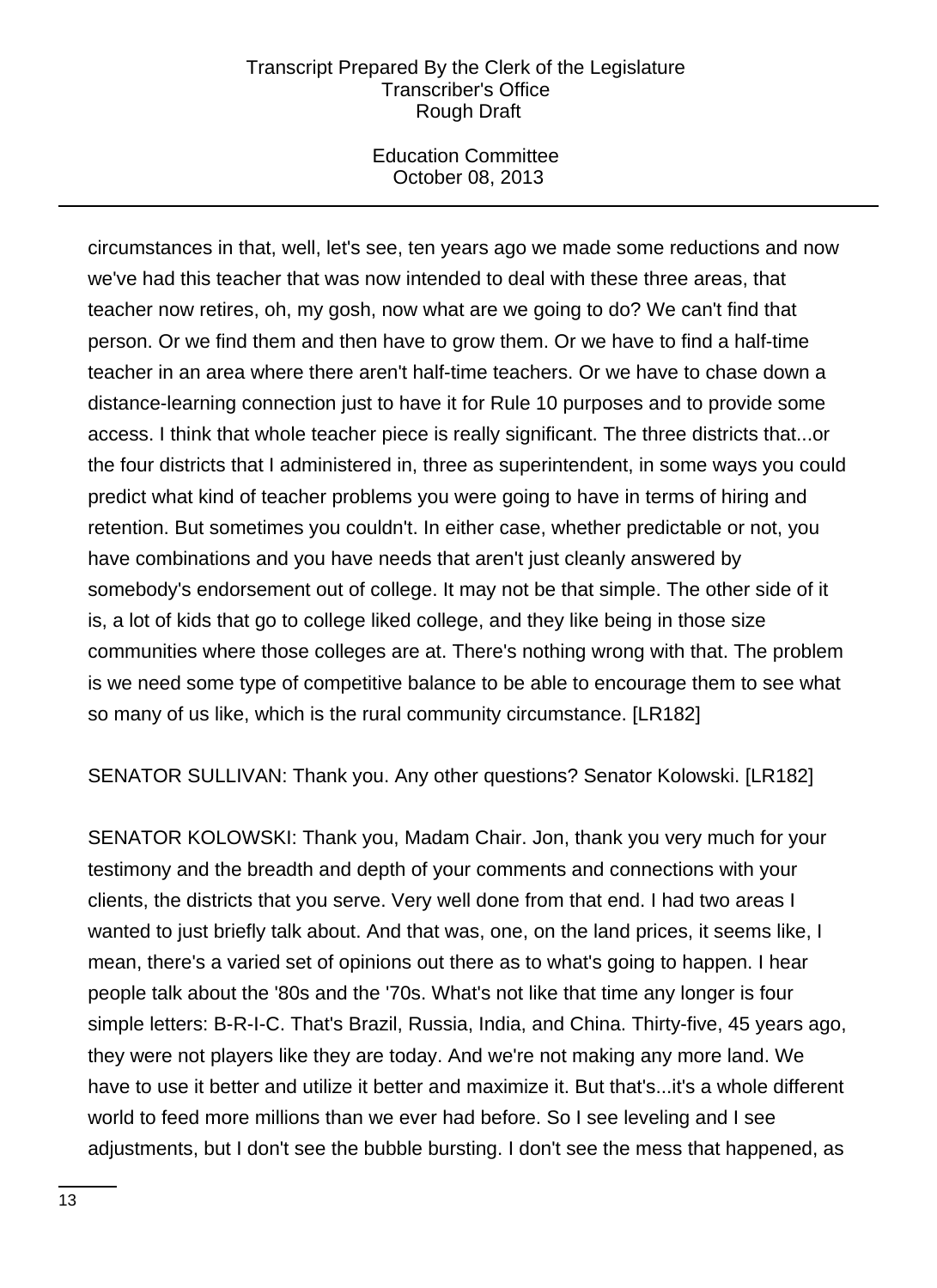circumstances in that, well, let's see, ten years ago we made some reductions and now we've had this teacher that was now intended to deal with these three areas, that teacher now retires, oh, my gosh, now what are we going to do? We can't find that person. Or we find them and then have to grow them. Or we have to find a half-time teacher in an area where there aren't half-time teachers. Or we have to chase down a distance-learning connection just to have it for Rule 10 purposes and to provide some access. I think that whole teacher piece is really significant. The three districts that...or the four districts that I administered in, three as superintendent, in some ways you could predict what kind of teacher problems you were going to have in terms of hiring and retention. But sometimes you couldn't. In either case, whether predictable or not, you have combinations and you have needs that aren't just cleanly answered by somebody's endorsement out of college. It may not be that simple. The other side of it is, a lot of kids that go to college liked college, and they like being in those size communities where those colleges are at. There's nothing wrong with that. The problem is we need some type of competitive balance to be able to encourage them to see what so many of us like, which is the rural community circumstance. [LR182]

SENATOR SULLIVAN: Thank you. Any other questions? Senator Kolowski. [LR182]

SENATOR KOLOWSKI: Thank you, Madam Chair. Jon, thank you very much for your testimony and the breadth and depth of your comments and connections with your clients, the districts that you serve. Very well done from that end. I had two areas I wanted to just briefly talk about. And that was, one, on the land prices, it seems like, I mean, there's a varied set of opinions out there as to what's going to happen. I hear people talk about the '80s and the '70s. What's not like that time any longer is four simple letters: B-R-I-C. That's Brazil, Russia, India, and China. Thirty-five, 45 years ago, they were not players like they are today. And we're not making any more land. We have to use it better and utilize it better and maximize it. But that's...it's a whole different world to feed more millions than we ever had before. So I see leveling and I see adjustments, but I don't see the bubble bursting. I don't see the mess that happened, as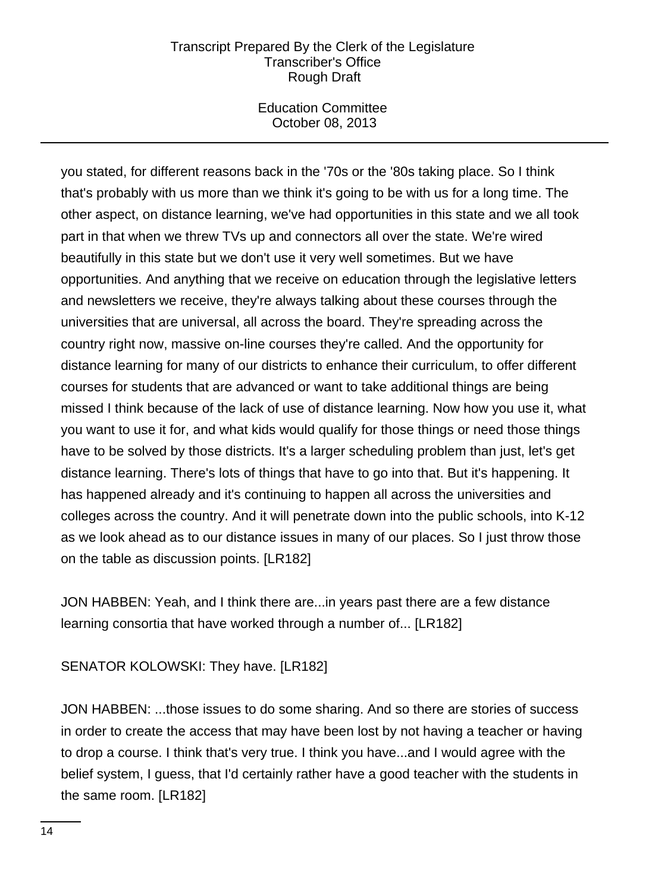you stated, for different reasons back in the '70s or the '80s taking place. So I think that's probably with us more than we think it's going to be with us for a long time. The other aspect, on distance learning, we've had opportunities in this state and we all took part in that when we threw TVs up and connectors all over the state. We're wired beautifully in this state but we don't use it very well sometimes. But we have opportunities. And anything that we receive on education through the legislative letters and newsletters we receive, they're always talking about these courses through the universities that are universal, all across the board. They're spreading across the country right now, massive on-line courses they're called. And the opportunity for distance learning for many of our districts to enhance their curriculum, to offer different courses for students that are advanced or want to take additional things are being missed I think because of the lack of use of distance learning. Now how you use it, what you want to use it for, and what kids would qualify for those things or need those things have to be solved by those districts. It's a larger scheduling problem than just, let's get distance learning. There's lots of things that have to go into that. But it's happening. It has happened already and it's continuing to happen all across the universities and colleges across the country. And it will penetrate down into the public schools, into K-12 as we look ahead as to our distance issues in many of our places. So I just throw those on the table as discussion points. [LR182]

JON HABBEN: Yeah, and I think there are...in years past there are a few distance learning consortia that have worked through a number of... [LR182]

SENATOR KOLOWSKI: They have. [LR182]

JON HABBEN: ...those issues to do some sharing. And so there are stories of success in order to create the access that may have been lost by not having a teacher or having to drop a course. I think that's very true. I think you have...and I would agree with the belief system, I guess, that I'd certainly rather have a good teacher with the students in the same room. [LR182]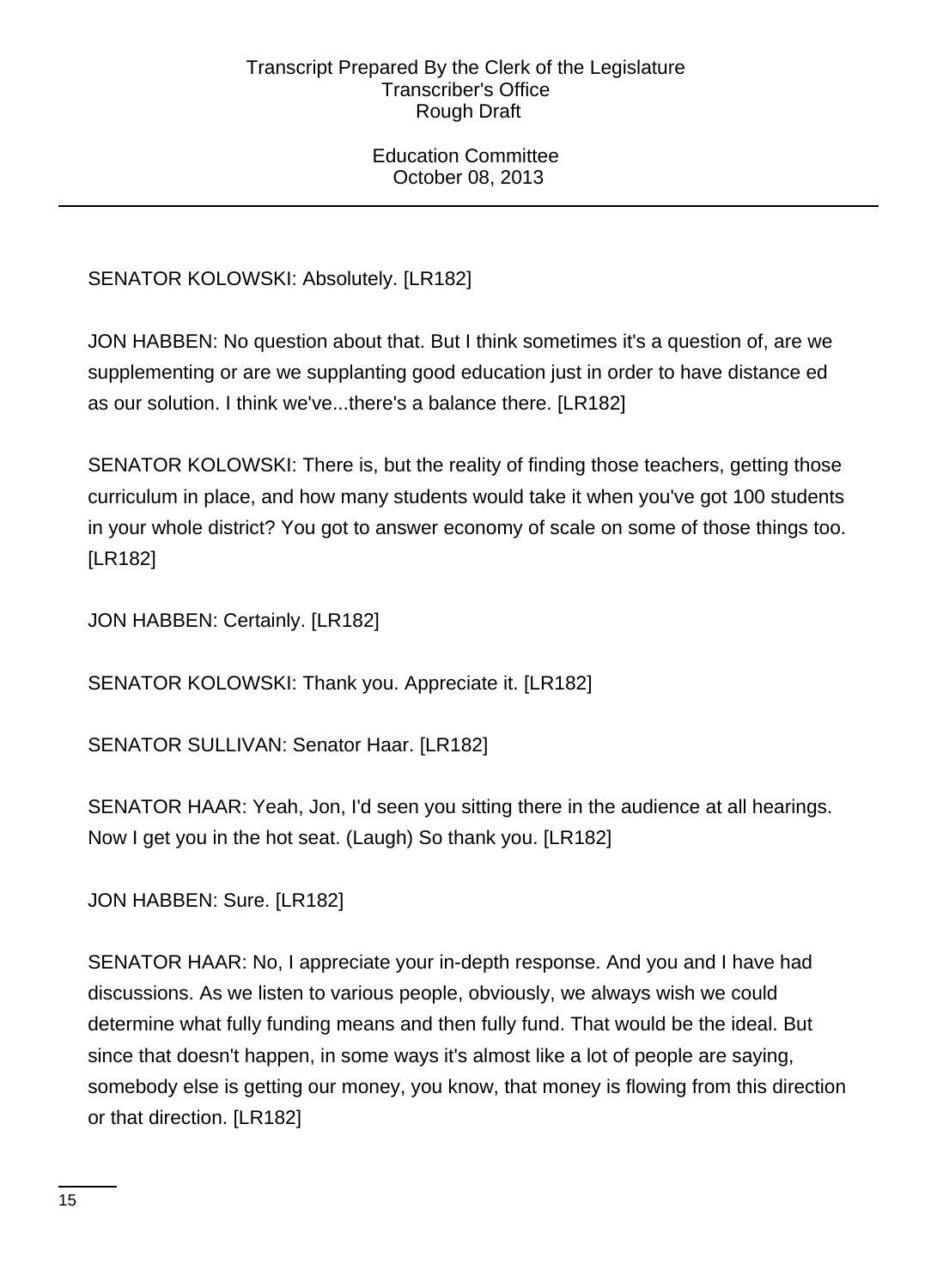SENATOR KOLOWSKI: Absolutely. [LR182]

JON HABBEN: No question about that. But I think sometimes it's a question of, are we supplementing or are we supplanting good education just in order to have distance ed as our solution. I think we've...there's a balance there. [LR182]

SENATOR KOLOWSKI: There is, but the reality of finding those teachers, getting those curriculum in place, and how many students would take it when you've got 100 students in your whole district? You got to answer economy of scale on some of those things too. [LR182]

JON HABBEN: Certainly. [LR182]

SENATOR KOLOWSKI: Thank you. Appreciate it. [LR182]

SENATOR SULLIVAN: Senator Haar. [LR182]

SENATOR HAAR: Yeah, Jon, I'd seen you sitting there in the audience at all hearings. Now I get you in the hot seat. (Laugh) So thank you. [LR182]

JON HABBEN: Sure. [LR182]

SENATOR HAAR: No, I appreciate your in-depth response. And you and I have had discussions. As we listen to various people, obviously, we always wish we could determine what fully funding means and then fully fund. That would be the ideal. But since that doesn't happen, in some ways it's almost like a lot of people are saying, somebody else is getting our money, you know, that money is flowing from this direction or that direction. [LR182]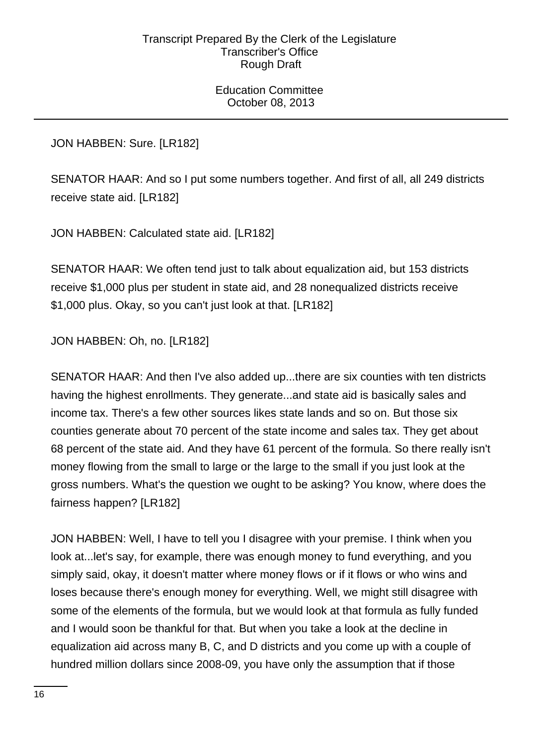JON HABBEN: Sure. [LR182]

SENATOR HAAR: And so I put some numbers together. And first of all, all 249 districts receive state aid. [LR182]

JON HABBEN: Calculated state aid. [LR182]

SENATOR HAAR: We often tend just to talk about equalization aid, but 153 districts receive $1,000 plus per student in state aid, and 28 nonequalized districts receive $1,000 plus. Okay, so you can't just look at that. [LR182]

JON HABBEN: Oh, no. [LR182]

SENATOR HAAR: And then I've also added up...there are six counties with ten districts having the highest enrollments. They generate...and state aid is basically sales and income tax. There's a few other sources likes state lands and so on. But those six counties generate about 70 percent of the state income and sales tax. They get about 68 percent of the state aid. And they have 61 percent of the formula. So there really isn't money flowing from the small to large or the large to the small if you just look at the gross numbers. What's the question we ought to be asking? You know, where does the fairness happen? [LR182]

JON HABBEN: Well, I have to tell you I disagree with your premise. I think when you look at...let's say, for example, there was enough money to fund everything, and you simply said, okay, it doesn't matter where money flows or if it flows or who wins and loses because there's enough money for everything. Well, we might still disagree with some of the elements of the formula, but we would look at that formula as fully funded and I would soon be thankful for that. But when you take a look at the decline in equalization aid across many B, C, and D districts and you come up with a couple of hundred million dollars since 2008-09, you have only the assumption that if those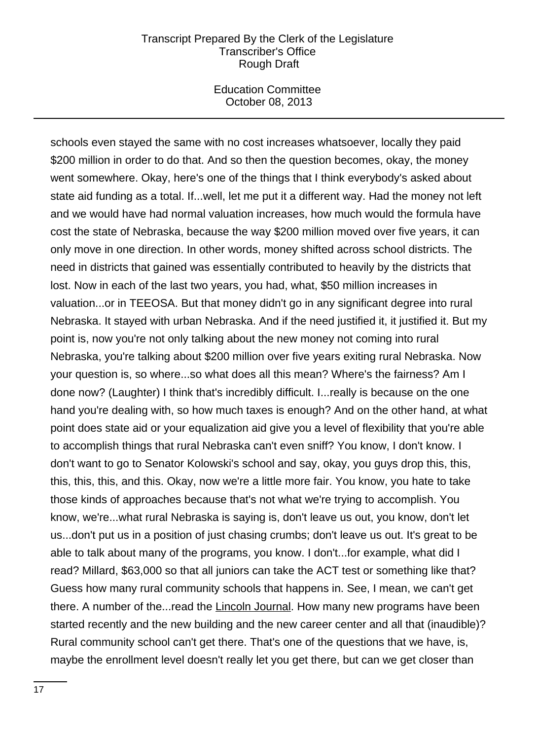schools even stayed the same with no cost increases whatsoever, locally they paid $200 million in order to do that. And so then the question becomes, okay, the money went somewhere. Okay, here's one of the things that I think everybody's asked about state aid funding as a total. If...well, let me put it a different way. Had the money not left and we would have had normal valuation increases, how much would the formula have cost the state of Nebraska, because the way $200 million moved over five years, it can only move in one direction. In other words, money shifted across school districts. The need in districts that gained was essentially contributed to heavily by the districts that lost. Now in each of the last two years, you had, what, $50 million increases in valuation...or in TEEOSA. But that money didn't go in any significant degree into rural Nebraska. It stayed with urban Nebraska. And if the need justified it, it justified it. But my point is, now you're not only talking about the new money not coming into rural Nebraska, you're talking about $200 million over five years exiting rural Nebraska. Now your question is, so where...so what does all this mean? Where's the fairness? Am I done now? (Laughter) I think that's incredibly difficult. I...really is because on the one hand you're dealing with, so how much taxes is enough? And on the other hand, at what point does state aid or your equalization aid give you a level of flexibility that you're able to accomplish things that rural Nebraska can't even sniff? You know, I don't know. I don't want to go to Senator Kolowski's school and say, okay, you guys drop this, this, this, this, this, and this. Okay, now we're a little more fair. You know, you hate to take those kinds of approaches because that's not what we're trying to accomplish. You know, we're...what rural Nebraska is saying is, don't leave us out, you know, don't let us...don't put us in a position of just chasing crumbs; don't leave us out. It's great to be able to talk about many of the programs, you know. I don't...for example, what did I read? Millard, $63,000 so that all juniors can take the ACT test or something like that? Guess how many rural community schools that happens in. See, I mean, we can't get there. A number of the...read the Lincoln Journal. How many new programs have been started recently and the new building and the new career center and all that (inaudible)? Rural community school can't get there. That's one of the questions that we have, is, maybe the enrollment level doesn't really let you get there, but can we get closer than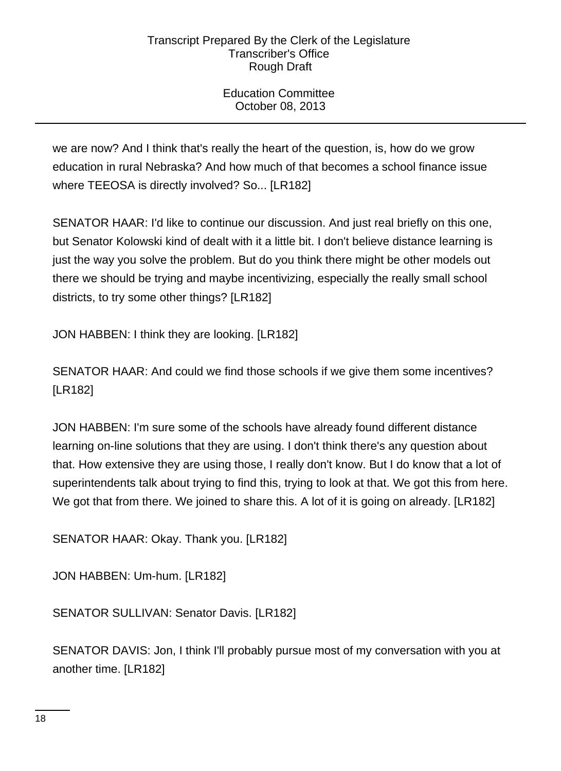we are now? And I think that's really the heart of the question, is, how do we grow education in rural Nebraska? And how much of that becomes a school finance issue where TEEOSA is directly involved? So... [LR182]

SENATOR HAAR: I'd like to continue our discussion. And just real briefly on this one, but Senator Kolowski kind of dealt with it a little bit. I don't believe distance learning is just the way you solve the problem. But do you think there might be other models out there we should be trying and maybe incentivizing, especially the really small school districts, to try some other things? [LR182]

JON HABBEN: I think they are looking. [LR182]

SENATOR HAAR: And could we find those schools if we give them some incentives? [LR182]

JON HABBEN: I'm sure some of the schools have already found different distance learning on-line solutions that they are using. I don't think there's any question about that. How extensive they are using those, I really don't know. But I do know that a lot of superintendents talk about trying to find this, trying to look at that. We got this from here. We got that from there. We joined to share this. A lot of it is going on already. [LR182]

SENATOR HAAR: Okay. Thank you. [LR182]

JON HABBEN: Um-hum. [LR182]

SENATOR SULLIVAN: Senator Davis. [LR182]

SENATOR DAVIS: Jon, I think I'll probably pursue most of my conversation with you at another time. [LR182]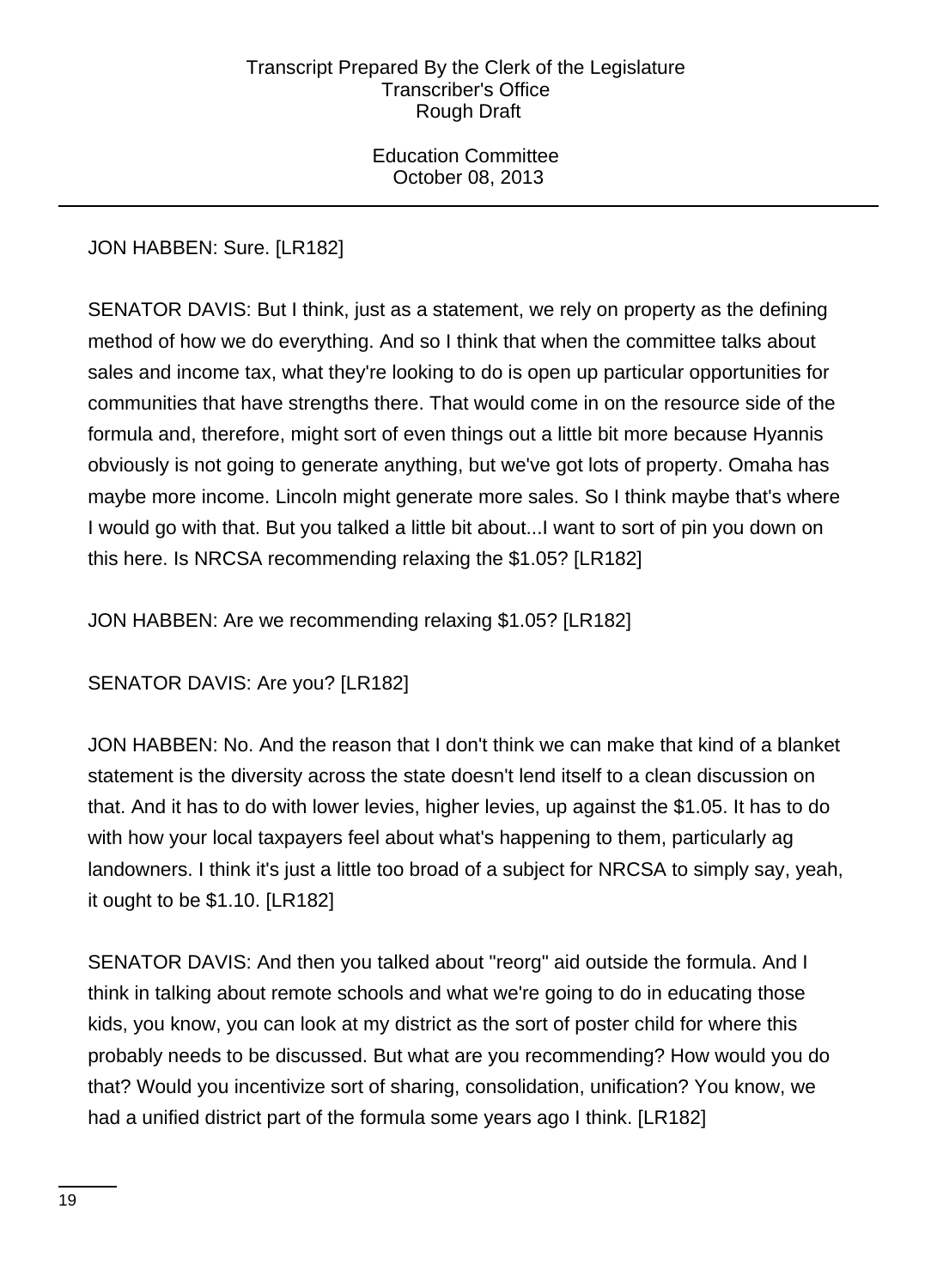JON HABBEN: Sure. [LR182]

SENATOR DAVIS: But I think, just as a statement, we rely on property as the defining method of how we do everything. And so I think that when the committee talks about sales and income tax, what they're looking to do is open up particular opportunities for communities that have strengths there. That would come in on the resource side of the formula and, therefore, might sort of even things out a little bit more because Hyannis obviously is not going to generate anything, but we've got lots of property. Omaha has maybe more income. Lincoln might generate more sales. So I think maybe that's where I would go with that. But you talked a little bit about...I want to sort of pin you down on this here. Is NRCSA recommending relaxing the $1.05? [LR182]

JON HABBEN: Are we recommending relaxing $1.05? [LR182]

SENATOR DAVIS: Are you? [LR182]

JON HABBEN: No. And the reason that I don't think we can make that kind of a blanket statement is the diversity across the state doesn't lend itself to a clean discussion on that. And it has to do with lower levies, higher levies, up against the $1.05. It has to do with how your local taxpayers feel about what's happening to them, particularly ag landowners. I think it's just a little too broad of a subject for NRCSA to simply say, yeah, it ought to be $1.10. [LR182]

SENATOR DAVIS: And then you talked about "reorg" aid outside the formula. And I think in talking about remote schools and what we're going to do in educating those kids, you know, you can look at my district as the sort of poster child for where this probably needs to be discussed. But what are you recommending? How would you do that? Would you incentivize sort of sharing, consolidation, unification? You know, we had a unified district part of the formula some years ago I think. [LR182]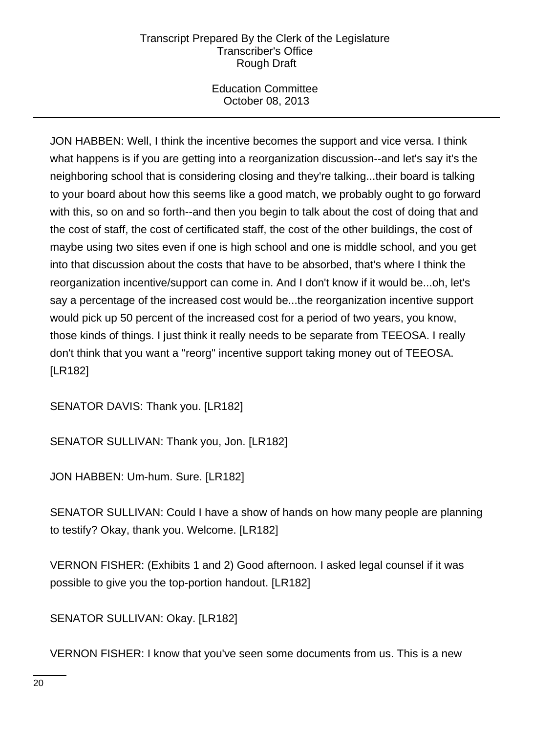JON HABBEN: Well, I think the incentive becomes the support and vice versa. I think what happens is if you are getting into a reorganization discussion--and let's say it's the neighboring school that is considering closing and they're talking...their board is talking to your board about how this seems like a good match, we probably ought to go forward with this, so on and so forth--and then you begin to talk about the cost of doing that and the cost of staff, the cost of certificated staff, the cost of the other buildings, the cost of maybe using two sites even if one is high school and one is middle school, and you get into that discussion about the costs that have to be absorbed, that's where I think the reorganization incentive/support can come in. And I don't know if it would be...oh, let's say a percentage of the increased cost would be...the reorganization incentive support would pick up 50 percent of the increased cost for a period of two years, you know, those kinds of things. I just think it really needs to be separate from TEEOSA. I really don't think that you want a "reorg" incentive support taking money out of TEEOSA. [LR182]

SENATOR DAVIS: Thank you. [LR182]

SENATOR SULLIVAN: Thank you, Jon. [LR182]

JON HABBEN: Um-hum. Sure. [LR182]

SENATOR SULLIVAN: Could I have a show of hands on how many people are planning to testify? Okay, thank you. Welcome. [LR182]

VERNON FISHER: (Exhibits 1 and 2) Good afternoon. I asked legal counsel if it was possible to give you the top-portion handout. [LR182]

SENATOR SULLIVAN: Okay. [LR182]

VERNON FISHER: I know that you've seen some documents from us. This is a new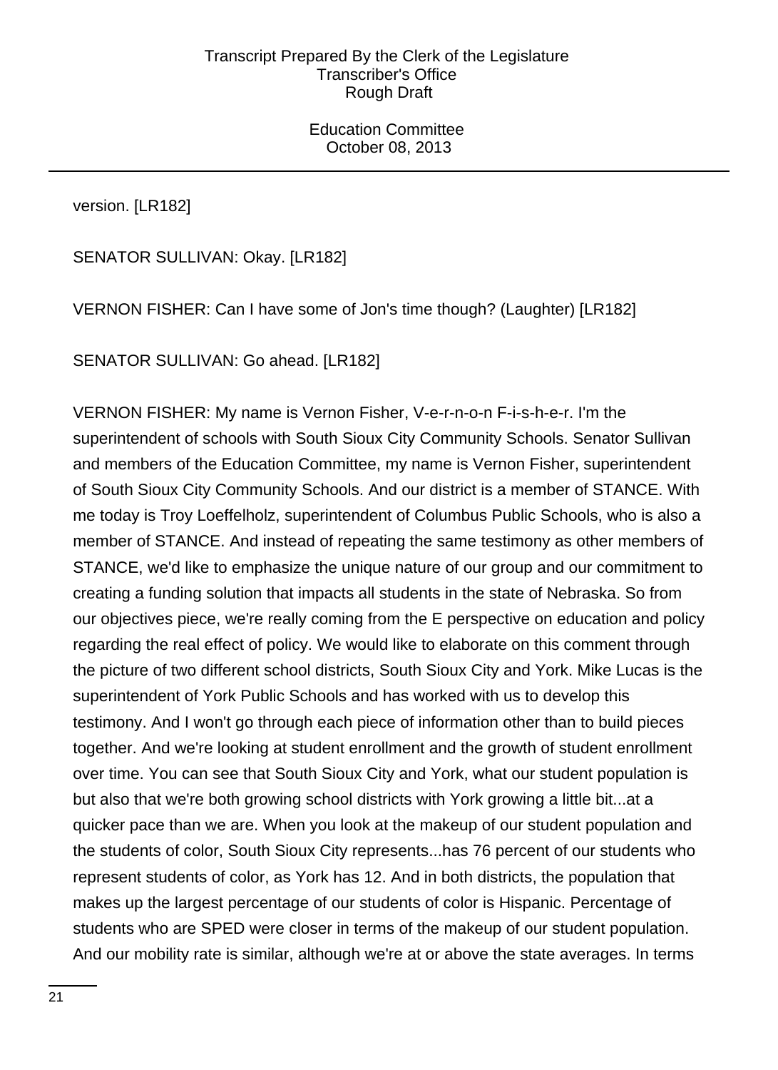version. [LR182]

SENATOR SULLIVAN: Okay. [LR182]

VERNON FISHER: Can I have some of Jon's time though? (Laughter) [LR182]

SENATOR SULLIVAN: Go ahead. [LR182]

VERNON FISHER: My name is Vernon Fisher, V-e-r-n-o-n F-i-s-h-e-r. I'm the superintendent of schools with South Sioux City Community Schools. Senator Sullivan and members of the Education Committee, my name is Vernon Fisher, superintendent of South Sioux City Community Schools. And our district is a member of STANCE. With me today is Troy Loeffelholz, superintendent of Columbus Public Schools, who is also a member of STANCE. And instead of repeating the same testimony as other members of STANCE, we'd like to emphasize the unique nature of our group and our commitment to creating a funding solution that impacts all students in the state of Nebraska. So from our objectives piece, we're really coming from the E perspective on education and policy regarding the real effect of policy. We would like to elaborate on this comment through the picture of two different school districts, South Sioux City and York. Mike Lucas is the superintendent of York Public Schools and has worked with us to develop this testimony. And I won't go through each piece of information other than to build pieces together. And we're looking at student enrollment and the growth of student enrollment over time. You can see that South Sioux City and York, what our student population is but also that we're both growing school districts with York growing a little bit...at a quicker pace than we are. When you look at the makeup of our student population and the students of color, South Sioux City represents...has 76 percent of our students who represent students of color, as York has 12. And in both districts, the population that makes up the largest percentage of our students of color is Hispanic. Percentage of students who are SPED were closer in terms of the makeup of our student population. And our mobility rate is similar, although we're at or above the state averages. In terms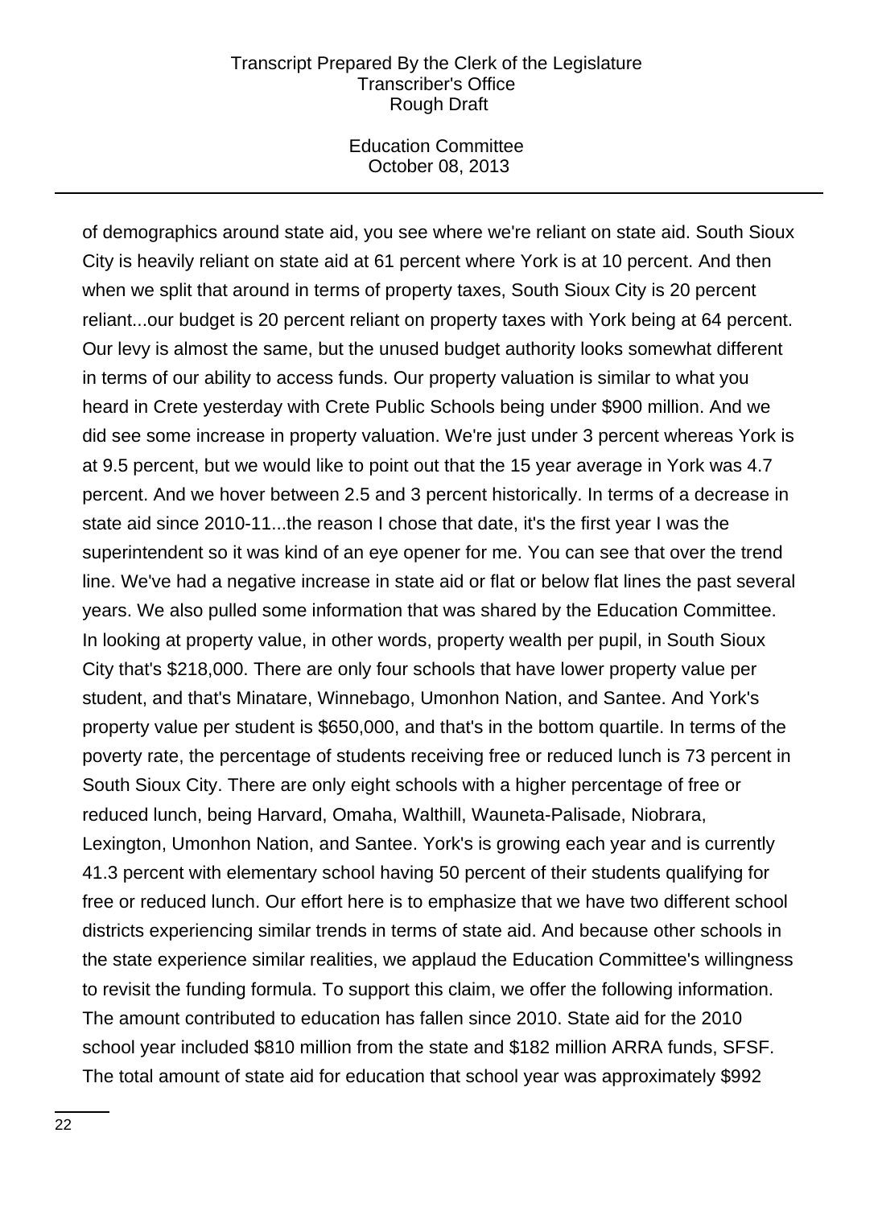of demographics around state aid, you see where we're reliant on state aid. South Sioux City is heavily reliant on state aid at 61 percent where York is at 10 percent. And then when we split that around in terms of property taxes, South Sioux City is 20 percent reliant...our budget is 20 percent reliant on property taxes with York being at 64 percent. Our levy is almost the same, but the unused budget authority looks somewhat different in terms of our ability to access funds. Our property valuation is similar to what you heard in Crete yesterday with Crete Public Schools being under $900 million. And we did see some increase in property valuation. We're just under 3 percent whereas York is at 9.5 percent, but we would like to point out that the 15 year average in York was 4.7 percent. And we hover between 2.5 and 3 percent historically. In terms of a decrease in state aid since 2010-11...the reason I chose that date, it's the first year I was the superintendent so it was kind of an eye opener for me. You can see that over the trend line. We've had a negative increase in state aid or flat or below flat lines the past several years. We also pulled some information that was shared by the Education Committee. In looking at property value, in other words, property wealth per pupil, in South Sioux City that's $218,000. There are only four schools that have lower property value per student, and that's Minatare, Winnebago, Umonhon Nation, and Santee. And York's property value per student is $650,000, and that's in the bottom quartile. In terms of the poverty rate, the percentage of students receiving free or reduced lunch is 73 percent in South Sioux City. There are only eight schools with a higher percentage of free or reduced lunch, being Harvard, Omaha, Walthill, Wauneta-Palisade, Niobrara, Lexington, Umonhon Nation, and Santee. York's is growing each year and is currently 41.3 percent with elementary school having 50 percent of their students qualifying for free or reduced lunch. Our effort here is to emphasize that we have two different school districts experiencing similar trends in terms of state aid. And because other schools in the state experience similar realities, we applaud the Education Committee's willingness to revisit the funding formula. To support this claim, we offer the following information. The amount contributed to education has fallen since 2010. State aid for the 2010 school year included $810 million from the state and $182 million ARRA funds, SFSF. The total amount of state aid for education that school year was approximately $992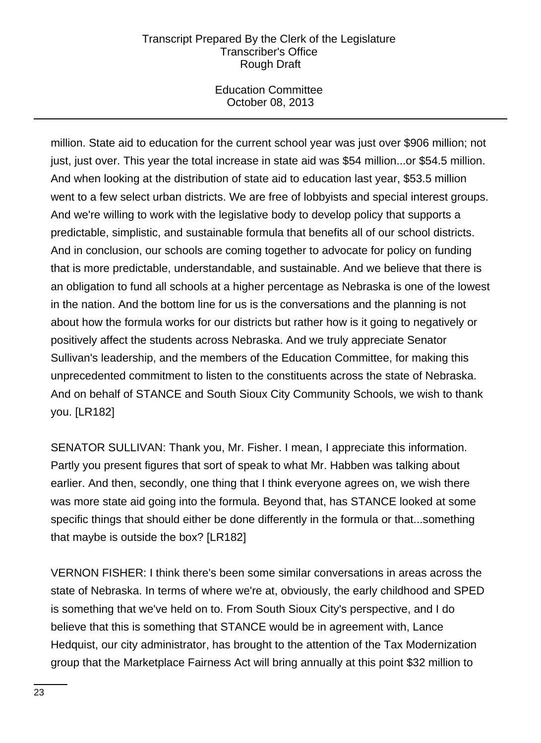million. State aid to education for the current school year was just over $906 million; not just, just over. This year the total increase in state aid was $54 million...or $54.5 million. And when looking at the distribution of state aid to education last year, $53.5 million went to a few select urban districts. We are free of lobbyists and special interest groups. And we're willing to work with the legislative body to develop policy that supports a predictable, simplistic, and sustainable formula that benefits all of our school districts. And in conclusion, our schools are coming together to advocate for policy on funding that is more predictable, understandable, and sustainable. And we believe that there is an obligation to fund all schools at a higher percentage as Nebraska is one of the lowest in the nation. And the bottom line for us is the conversations and the planning is not about how the formula works for our districts but rather how is it going to negatively or positively affect the students across Nebraska. And we truly appreciate Senator Sullivan's leadership, and the members of the Education Committee, for making this unprecedented commitment to listen to the constituents across the state of Nebraska. And on behalf of STANCE and South Sioux City Community Schools, we wish to thank you. [LR182]

SENATOR SULLIVAN: Thank you, Mr. Fisher. I mean, I appreciate this information. Partly you present figures that sort of speak to what Mr. Habben was talking about earlier. And then, secondly, one thing that I think everyone agrees on, we wish there was more state aid going into the formula. Beyond that, has STANCE looked at some specific things that should either be done differently in the formula or that...something that maybe is outside the box? [LR182]

VERNON FISHER: I think there's been some similar conversations in areas across the state of Nebraska. In terms of where we're at, obviously, the early childhood and SPED is something that we've held on to. From South Sioux City's perspective, and I do believe that this is something that STANCE would be in agreement with, Lance Hedquist, our city administrator, has brought to the attention of the Tax Modernization group that the Marketplace Fairness Act will bring annually at this point $32 million to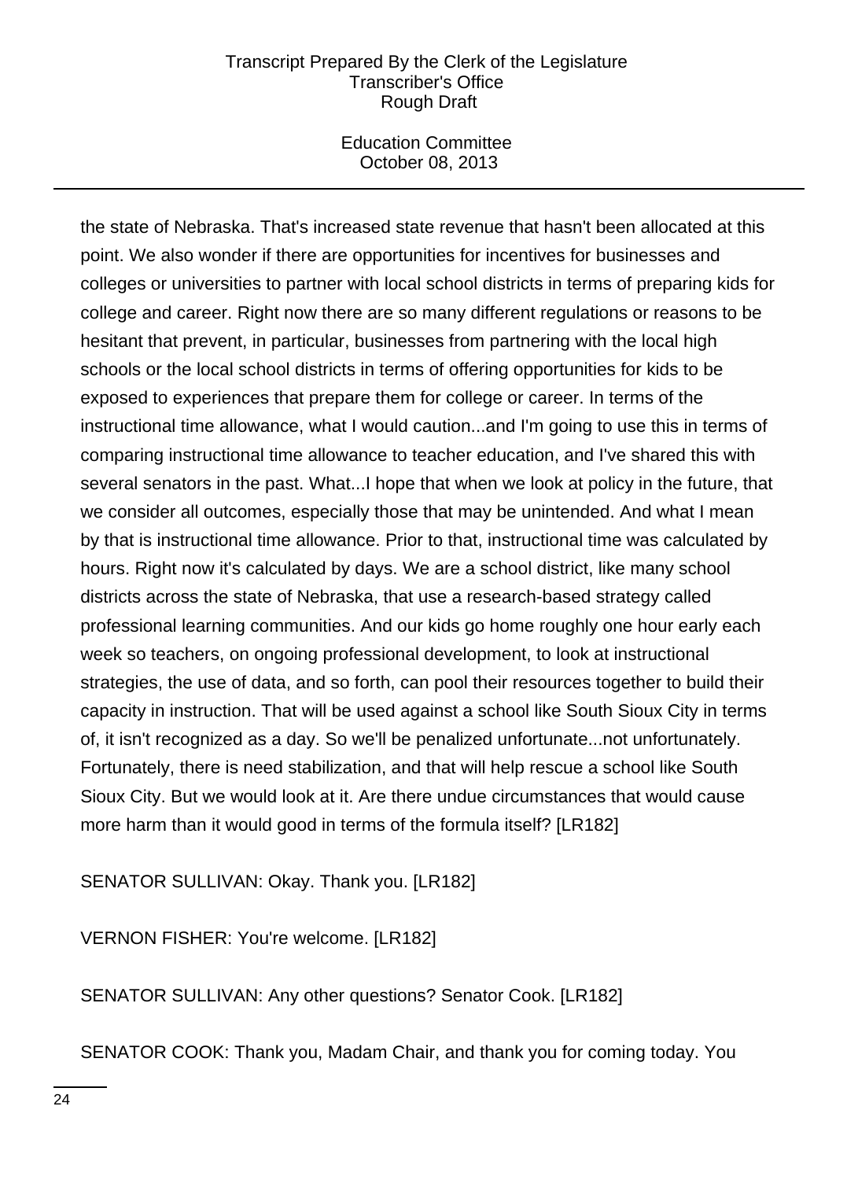the state of Nebraska. That's increased state revenue that hasn't been allocated at this point. We also wonder if there are opportunities for incentives for businesses and colleges or universities to partner with local school districts in terms of preparing kids for college and career. Right now there are so many different regulations or reasons to be hesitant that prevent, in particular, businesses from partnering with the local high schools or the local school districts in terms of offering opportunities for kids to be exposed to experiences that prepare them for college or career. In terms of the instructional time allowance, what I would caution...and I'm going to use this in terms of comparing instructional time allowance to teacher education, and I've shared this with several senators in the past. What...I hope that when we look at policy in the future, that we consider all outcomes, especially those that may be unintended. And what I mean by that is instructional time allowance. Prior to that, instructional time was calculated by hours. Right now it's calculated by days. We are a school district, like many school districts across the state of Nebraska, that use a research-based strategy called professional learning communities. And our kids go home roughly one hour early each week so teachers, on ongoing professional development, to look at instructional strategies, the use of data, and so forth, can pool their resources together to build their capacity in instruction. That will be used against a school like South Sioux City in terms of, it isn't recognized as a day. So we'll be penalized unfortunate...not unfortunately. Fortunately, there is need stabilization, and that will help rescue a school like South Sioux City. But we would look at it. Are there undue circumstances that would cause more harm than it would good in terms of the formula itself? [LR182]

SENATOR SULLIVAN: Okay. Thank you. [LR182]

VERNON FISHER: You're welcome. [LR182]

SENATOR SULLIVAN: Any other questions? Senator Cook. [LR182]

SENATOR COOK: Thank you, Madam Chair, and thank you for coming today. You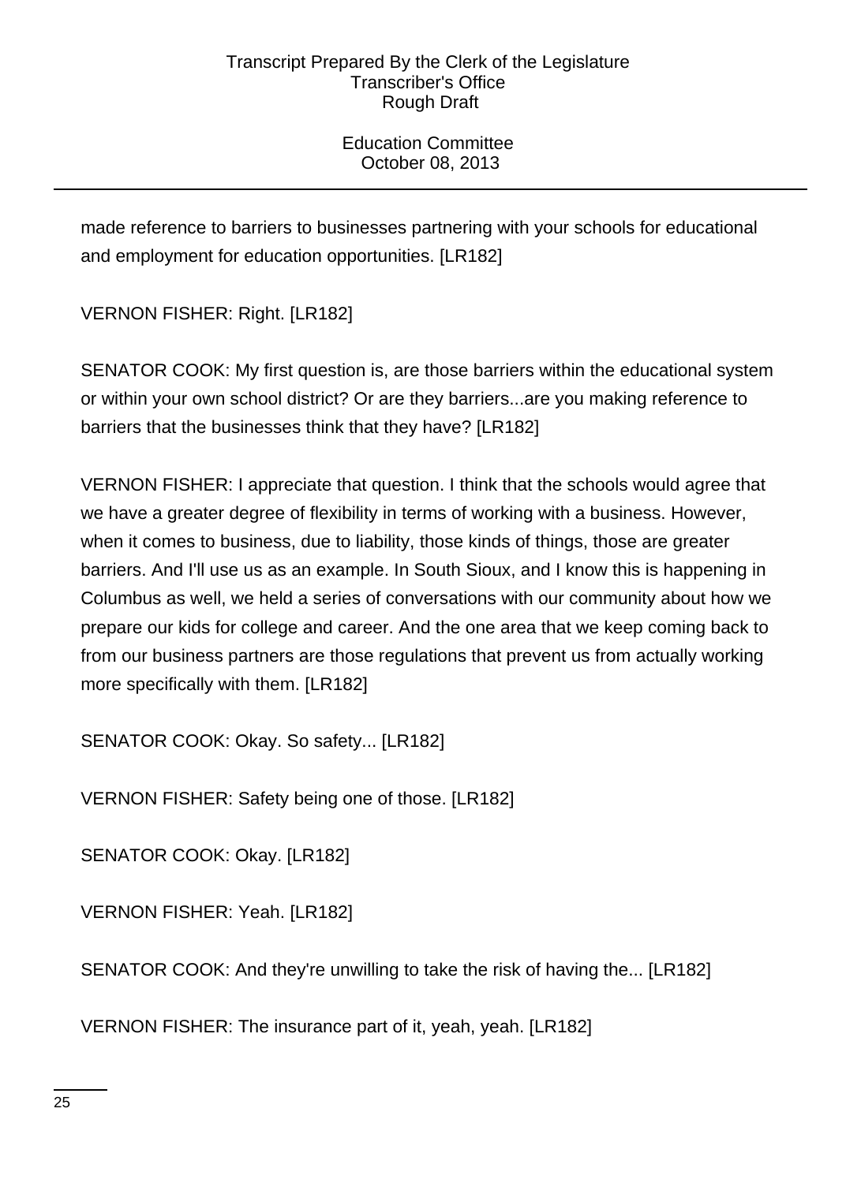made reference to barriers to businesses partnering with your schools for educational and employment for education opportunities. [LR182]

VERNON FISHER: Right. [LR182]

SENATOR COOK: My first question is, are those barriers within the educational system or within your own school district? Or are they barriers...are you making reference to barriers that the businesses think that they have? [LR182]

VERNON FISHER: I appreciate that question. I think that the schools would agree that we have a greater degree of flexibility in terms of working with a business. However, when it comes to business, due to liability, those kinds of things, those are greater barriers. And I'll use us as an example. In South Sioux, and I know this is happening in Columbus as well, we held a series of conversations with our community about how we prepare our kids for college and career. And the one area that we keep coming back to from our business partners are those regulations that prevent us from actually working more specifically with them. [LR182]

SENATOR COOK: Okay. So safety... [LR182]

VERNON FISHER: Safety being one of those. [LR182]

SENATOR COOK: Okay. [LR182]

VERNON FISHER: Yeah. [LR182]

SENATOR COOK: And they're unwilling to take the risk of having the... [LR182]

VERNON FISHER: The insurance part of it, yeah, yeah. [LR182]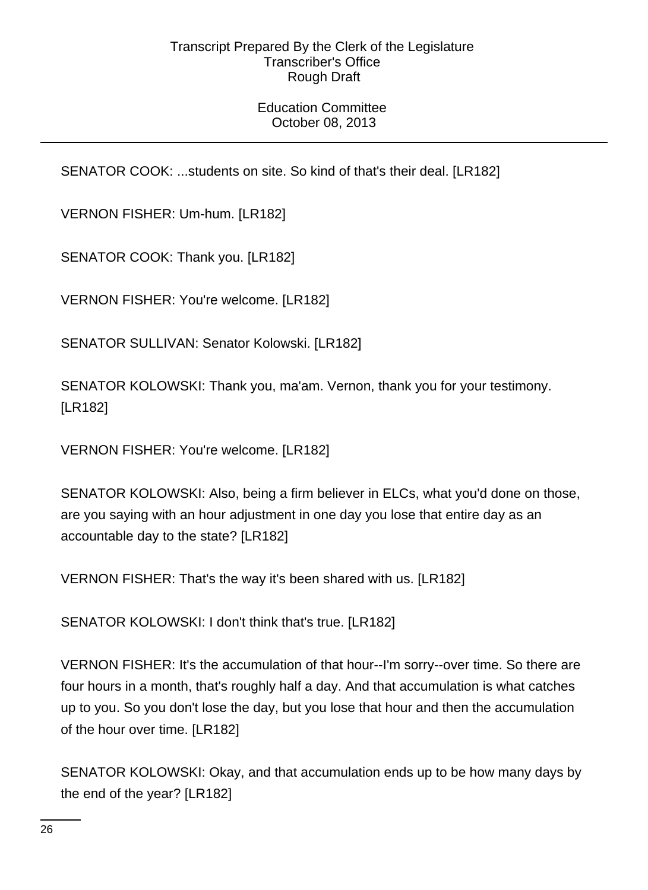SENATOR COOK: ...students on site. So kind of that's their deal. [LR182]

VERNON FISHER: Um-hum. [LR182]

SENATOR COOK: Thank you. [LR182]

VERNON FISHER: You're welcome. [LR182]

SENATOR SULLIVAN: Senator Kolowski. [LR182]

SENATOR KOLOWSKI: Thank you, ma'am. Vernon, thank you for your testimony. [LR182]

VERNON FISHER: You're welcome. [LR182]

SENATOR KOLOWSKI: Also, being a firm believer in ELCs, what you'd done on those, are you saying with an hour adjustment in one day you lose that entire day as an accountable day to the state? [LR182]

VERNON FISHER: That's the way it's been shared with us. [LR182]

SENATOR KOLOWSKI: I don't think that's true. [LR182]

VERNON FISHER: It's the accumulation of that hour--I'm sorry--over time. So there are four hours in a month, that's roughly half a day. And that accumulation is what catches up to you. So you don't lose the day, but you lose that hour and then the accumulation of the hour over time. [LR182]

SENATOR KOLOWSKI: Okay, and that accumulation ends up to be how many days by the end of the year? [LR182]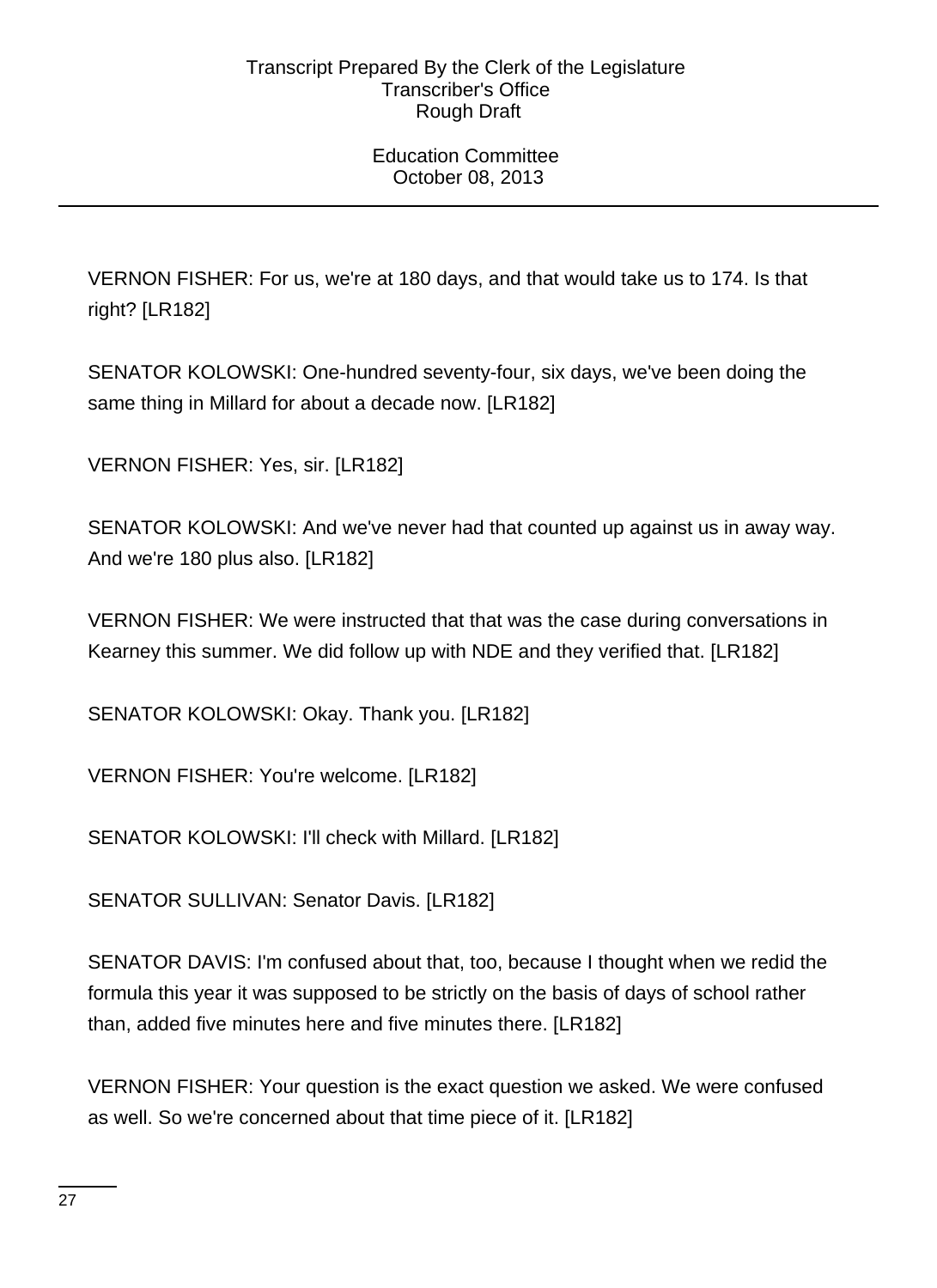VERNON FISHER: For us, we're at 180 days, and that would take us to 174. Is that right? [LR182]

SENATOR KOLOWSKI: One-hundred seventy-four, six days, we've been doing the same thing in Millard for about a decade now. [LR182]

VERNON FISHER: Yes, sir. [LR182]

SENATOR KOLOWSKI: And we've never had that counted up against us in away way. And we're 180 plus also. [LR182]

VERNON FISHER: We were instructed that that was the case during conversations in Kearney this summer. We did follow up with NDE and they verified that. [LR182]

SENATOR KOLOWSKI: Okay. Thank you. [LR182]

VERNON FISHER: You're welcome. [LR182]

SENATOR KOLOWSKI: I'll check with Millard. [LR182]

SENATOR SULLIVAN: Senator Davis. [LR182]

SENATOR DAVIS: I'm confused about that, too, because I thought when we redid the formula this year it was supposed to be strictly on the basis of days of school rather than, added five minutes here and five minutes there. [LR182]

VERNON FISHER: Your question is the exact question we asked. We were confused as well. So we're concerned about that time piece of it. [LR182]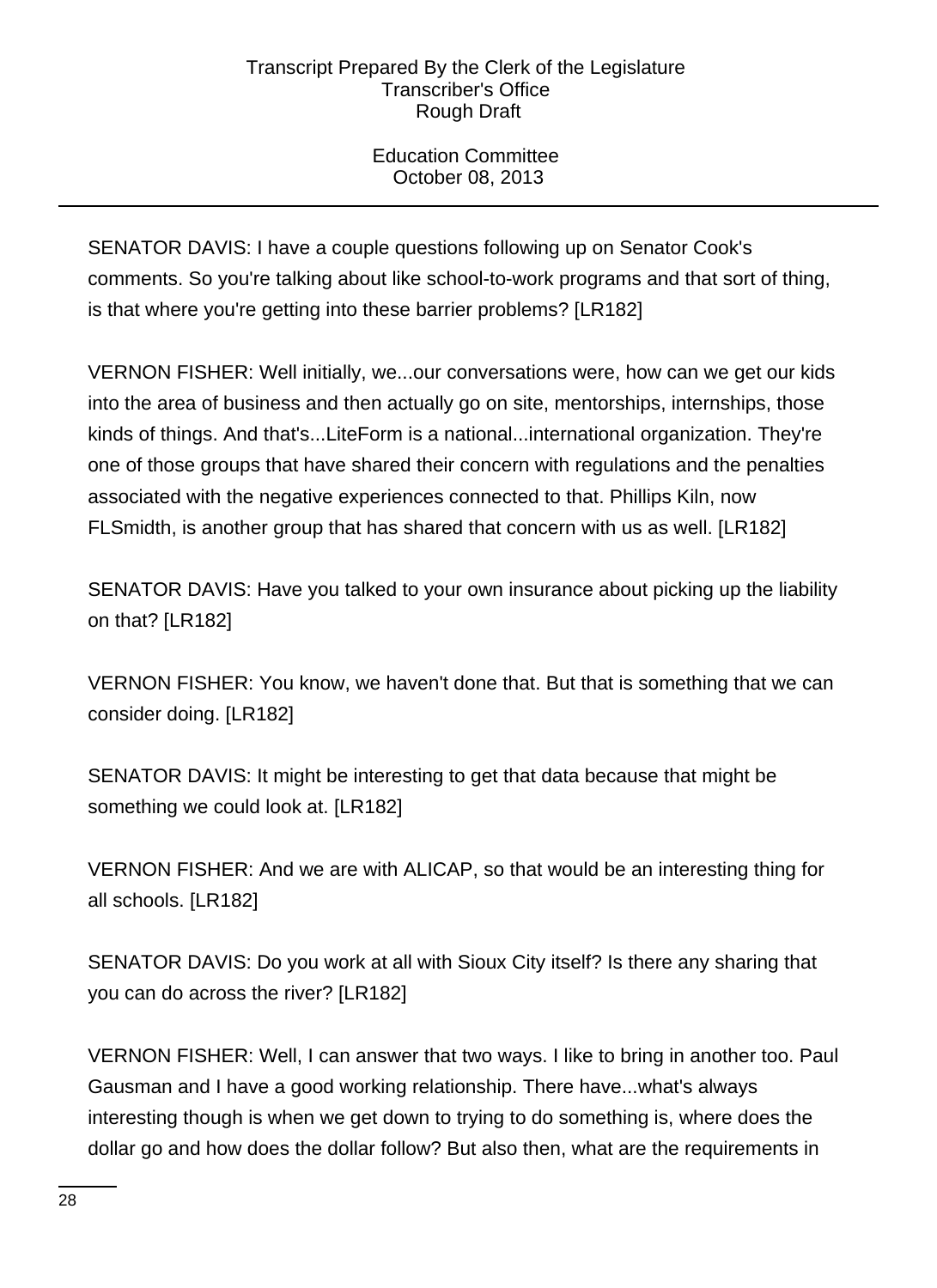SENATOR DAVIS: I have a couple questions following up on Senator Cook's comments. So you're talking about like school-to-work programs and that sort of thing, is that where you're getting into these barrier problems? [LR182]

VERNON FISHER: Well initially, we...our conversations were, how can we get our kids into the area of business and then actually go on site, mentorships, internships, those kinds of things. And that's...LiteForm is a national...international organization. They're one of those groups that have shared their concern with regulations and the penalties associated with the negative experiences connected to that. Phillips Kiln, now FLSmidth, is another group that has shared that concern with us as well. [LR182]

SENATOR DAVIS: Have you talked to your own insurance about picking up the liability on that? [LR182]

VERNON FISHER: You know, we haven't done that. But that is something that we can consider doing. [LR182]

SENATOR DAVIS: It might be interesting to get that data because that might be something we could look at. [LR182]

VERNON FISHER: And we are with ALICAP, so that would be an interesting thing for all schools. [LR182]

SENATOR DAVIS: Do you work at all with Sioux City itself? Is there any sharing that you can do across the river? [LR182]

VERNON FISHER: Well, I can answer that two ways. I like to bring in another too. Paul Gausman and I have a good working relationship. There have...what's always interesting though is when we get down to trying to do something is, where does the dollar go and how does the dollar follow? But also then, what are the requirements in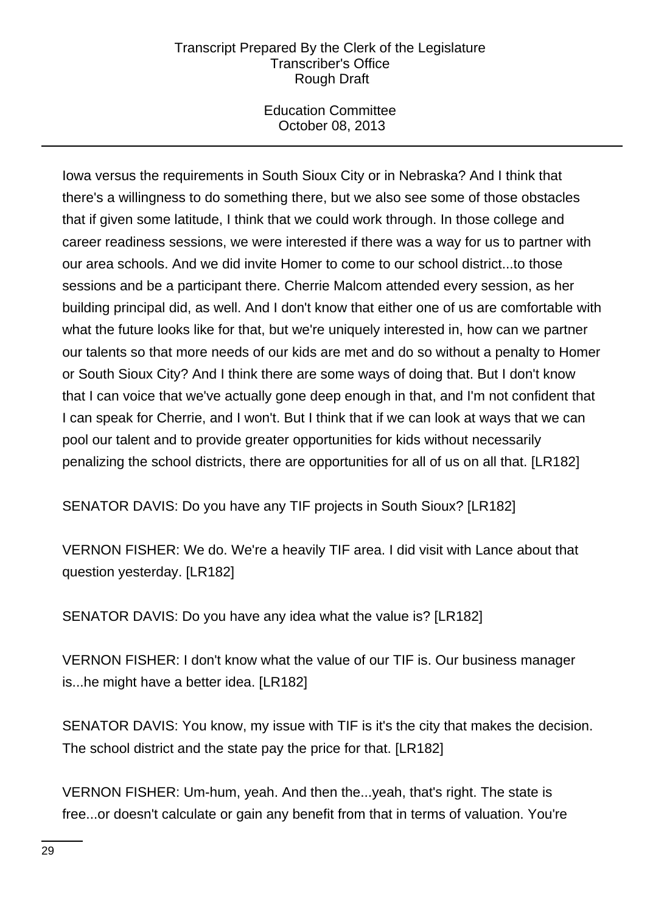Iowa versus the requirements in South Sioux City or in Nebraska? And I think that there's a willingness to do something there, but we also see some of those obstacles that if given some latitude, I think that we could work through. In those college and career readiness sessions, we were interested if there was a way for us to partner with our area schools. And we did invite Homer to come to our school district...to those sessions and be a participant there. Cherrie Malcom attended every session, as her building principal did, as well. And I don't know that either one of us are comfortable with what the future looks like for that, but we're uniquely interested in, how can we partner our talents so that more needs of our kids are met and do so without a penalty to Homer or South Sioux City? And I think there are some ways of doing that. But I don't know that I can voice that we've actually gone deep enough in that, and I'm not confident that I can speak for Cherrie, and I won't. But I think that if we can look at ways that we can pool our talent and to provide greater opportunities for kids without necessarily penalizing the school districts, there are opportunities for all of us on all that. [LR182]

SENATOR DAVIS: Do you have any TIF projects in South Sioux? [LR182]

VERNON FISHER: We do. We're a heavily TIF area. I did visit with Lance about that question yesterday. [LR182]

SENATOR DAVIS: Do you have any idea what the value is? [LR182]

VERNON FISHER: I don't know what the value of our TIF is. Our business manager is...he might have a better idea. [LR182]

SENATOR DAVIS: You know, my issue with TIF is it's the city that makes the decision. The school district and the state pay the price for that. [LR182]

VERNON FISHER: Um-hum, yeah. And then the...yeah, that's right. The state is free...or doesn't calculate or gain any benefit from that in terms of valuation. You're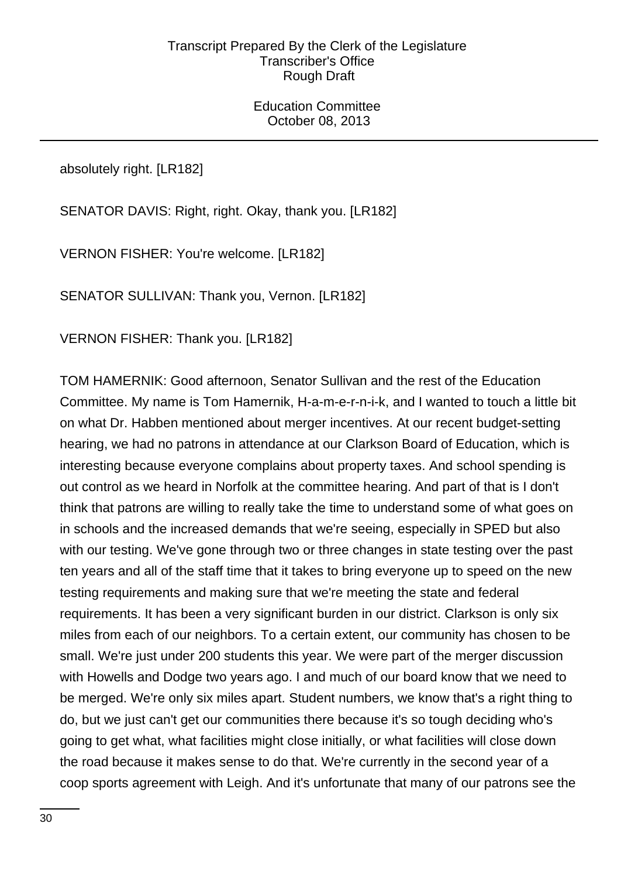absolutely right. [LR182]

SENATOR DAVIS: Right, right. Okay, thank you. [LR182]

VERNON FISHER: You're welcome. [LR182]

SENATOR SULLIVAN: Thank you, Vernon. [LR182]

VERNON FISHER: Thank you. [LR182]

TOM HAMERNIK: Good afternoon, Senator Sullivan and the rest of the Education Committee. My name is Tom Hamernik, H-a-m-e-r-n-i-k, and I wanted to touch a little bit on what Dr. Habben mentioned about merger incentives. At our recent budget-setting hearing, we had no patrons in attendance at our Clarkson Board of Education, which is interesting because everyone complains about property taxes. And school spending is out control as we heard in Norfolk at the committee hearing. And part of that is I don't think that patrons are willing to really take the time to understand some of what goes on in schools and the increased demands that we're seeing, especially in SPED but also with our testing. We've gone through two or three changes in state testing over the past ten years and all of the staff time that it takes to bring everyone up to speed on the new testing requirements and making sure that we're meeting the state and federal requirements. It has been a very significant burden in our district. Clarkson is only six miles from each of our neighbors. To a certain extent, our community has chosen to be small. We're just under 200 students this year. We were part of the merger discussion with Howells and Dodge two years ago. I and much of our board know that we need to be merged. We're only six miles apart. Student numbers, we know that's a right thing to do, but we just can't get our communities there because it's so tough deciding who's going to get what, what facilities might close initially, or what facilities will close down the road because it makes sense to do that. We're currently in the second year of a coop sports agreement with Leigh. And it's unfortunate that many of our patrons see the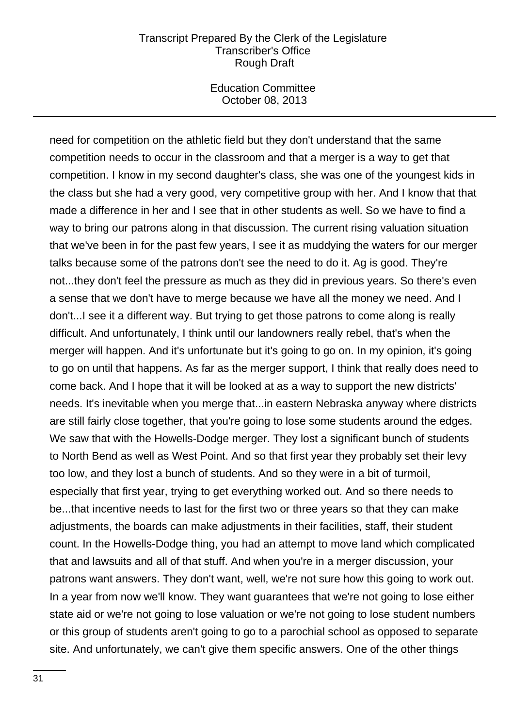need for competition on the athletic field but they don't understand that the same competition needs to occur in the classroom and that a merger is a way to get that competition. I know in my second daughter's class, she was one of the youngest kids in the class but she had a very good, very competitive group with her. And I know that that made a difference in her and I see that in other students as well. So we have to find a way to bring our patrons along in that discussion. The current rising valuation situation that we've been in for the past few years, I see it as muddying the waters for our merger talks because some of the patrons don't see the need to do it. Ag is good. They're not...they don't feel the pressure as much as they did in previous years. So there's even a sense that we don't have to merge because we have all the money we need. And I don't...I see it a different way. But trying to get those patrons to come along is really difficult. And unfortunately, I think until our landowners really rebel, that's when the merger will happen. And it's unfortunate but it's going to go on. In my opinion, it's going to go on until that happens. As far as the merger support, I think that really does need to come back. And I hope that it will be looked at as a way to support the new districts' needs. It's inevitable when you merge that...in eastern Nebraska anyway where districts are still fairly close together, that you're going to lose some students around the edges. We saw that with the Howells-Dodge merger. They lost a significant bunch of students to North Bend as well as West Point. And so that first year they probably set their levy too low, and they lost a bunch of students. And so they were in a bit of turmoil, especially that first year, trying to get everything worked out. And so there needs to be...that incentive needs to last for the first two or three years so that they can make adjustments, the boards can make adjustments in their facilities, staff, their student count. In the Howells-Dodge thing, you had an attempt to move land which complicated that and lawsuits and all of that stuff. And when you're in a merger discussion, your patrons want answers. They don't want, well, we're not sure how this going to work out. In a year from now we'll know. They want guarantees that we're not going to lose either state aid or we're not going to lose valuation or we're not going to lose student numbers or this group of students aren't going to go to a parochial school as opposed to separate site. And unfortunately, we can't give them specific answers. One of the other things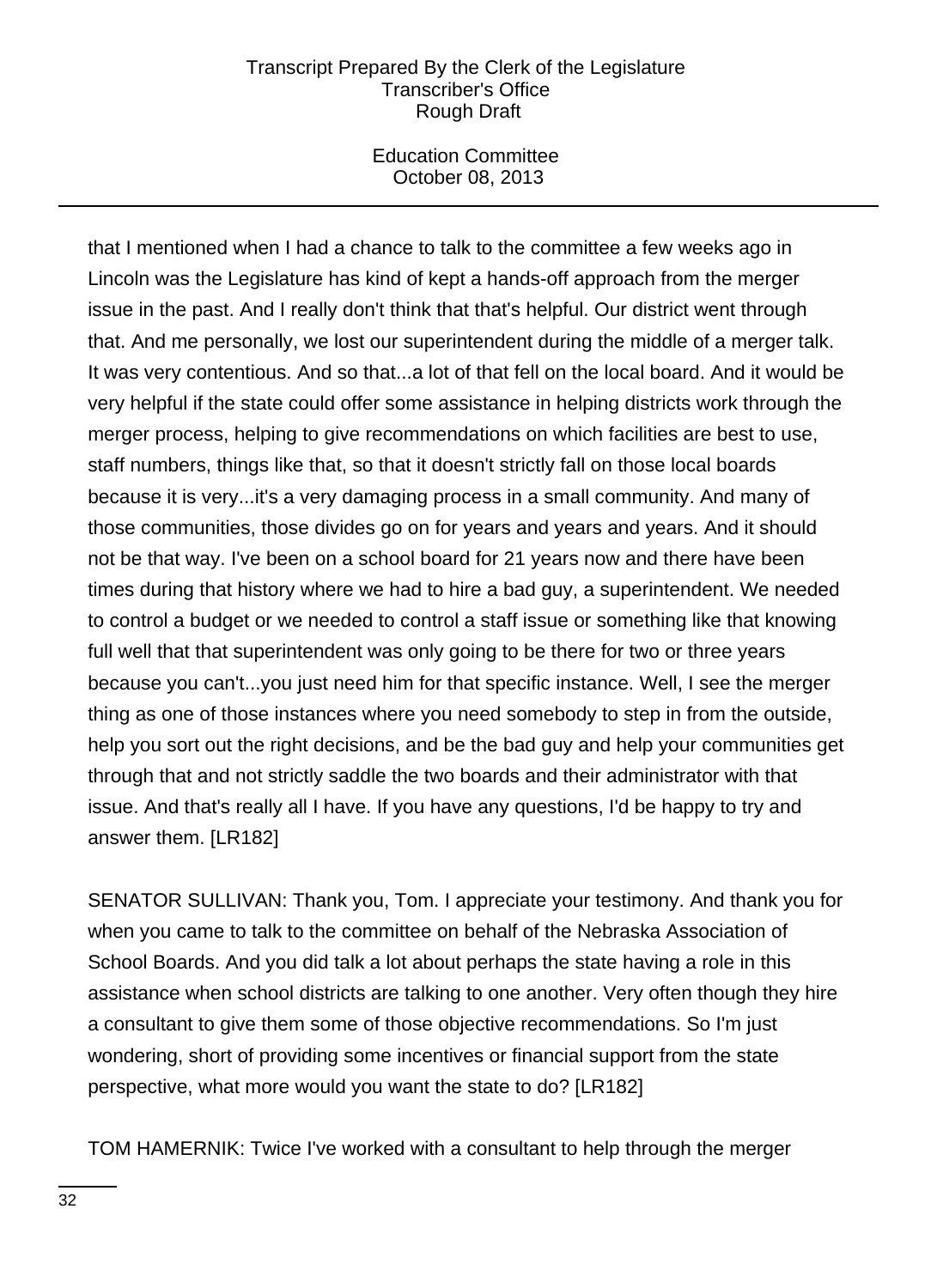that I mentioned when I had a chance to talk to the committee a few weeks ago in Lincoln was the Legislature has kind of kept a hands-off approach from the merger issue in the past. And I really don't think that that's helpful. Our district went through that. And me personally, we lost our superintendent during the middle of a merger talk. It was very contentious. And so that...a lot of that fell on the local board. And it would be very helpful if the state could offer some assistance in helping districts work through the merger process, helping to give recommendations on which facilities are best to use, staff numbers, things like that, so that it doesn't strictly fall on those local boards because it is very...it's a very damaging process in a small community. And many of those communities, those divides go on for years and years and years. And it should not be that way. I've been on a school board for 21 years now and there have been times during that history where we had to hire a bad guy, a superintendent. We needed to control a budget or we needed to control a staff issue or something like that knowing full well that that superintendent was only going to be there for two or three years because you can't...you just need him for that specific instance. Well, I see the merger thing as one of those instances where you need somebody to step in from the outside, help you sort out the right decisions, and be the bad guy and help your communities get through that and not strictly saddle the two boards and their administrator with that issue. And that's really all I have. If you have any questions, I'd be happy to try and answer them. [LR182]

SENATOR SULLIVAN: Thank you, Tom. I appreciate your testimony. And thank you for when you came to talk to the committee on behalf of the Nebraska Association of School Boards. And you did talk a lot about perhaps the state having a role in this assistance when school districts are talking to one another. Very often though they hire a consultant to give them some of those objective recommendations. So I'm just wondering, short of providing some incentives or financial support from the state perspective, what more would you want the state to do? [LR182]

TOM HAMERNIK: Twice I've worked with a consultant to help through the merger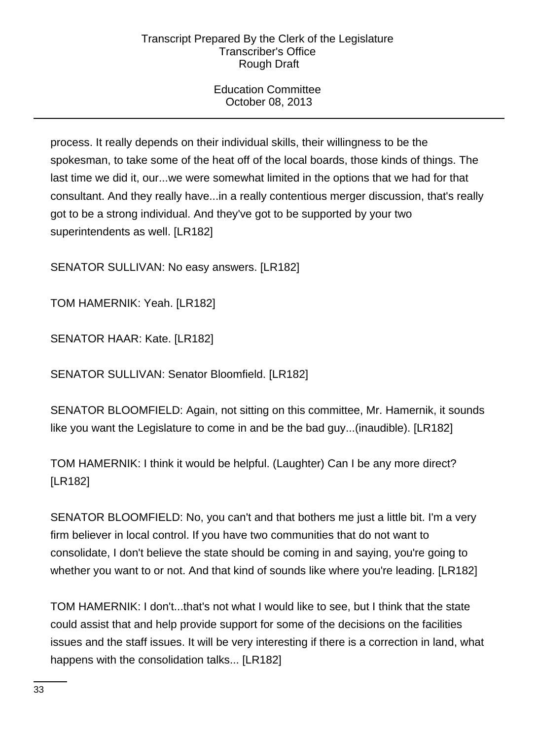process. It really depends on their individual skills, their willingness to be the spokesman, to take some of the heat off of the local boards, those kinds of things. The last time we did it, our...we were somewhat limited in the options that we had for that consultant. And they really have...in a really contentious merger discussion, that's really got to be a strong individual. And they've got to be supported by your two superintendents as well. [LR182]

SENATOR SULLIVAN: No easy answers. [LR182]

TOM HAMERNIK: Yeah. [LR182]

SENATOR HAAR: Kate. [LR182]

SENATOR SULLIVAN: Senator Bloomfield. [LR182]

SENATOR BLOOMFIELD: Again, not sitting on this committee, Mr. Hamernik, it sounds like you want the Legislature to come in and be the bad guy...(inaudible). [LR182]

TOM HAMERNIK: I think it would be helpful. (Laughter) Can I be any more direct? [LR182]

SENATOR BLOOMFIELD: No, you can't and that bothers me just a little bit. I'm a very firm believer in local control. If you have two communities that do not want to consolidate, I don't believe the state should be coming in and saying, you're going to whether you want to or not. And that kind of sounds like where you're leading. [LR182]

TOM HAMERNIK: I don't...that's not what I would like to see, but I think that the state could assist that and help provide support for some of the decisions on the facilities issues and the staff issues. It will be very interesting if there is a correction in land, what happens with the consolidation talks... [LR182]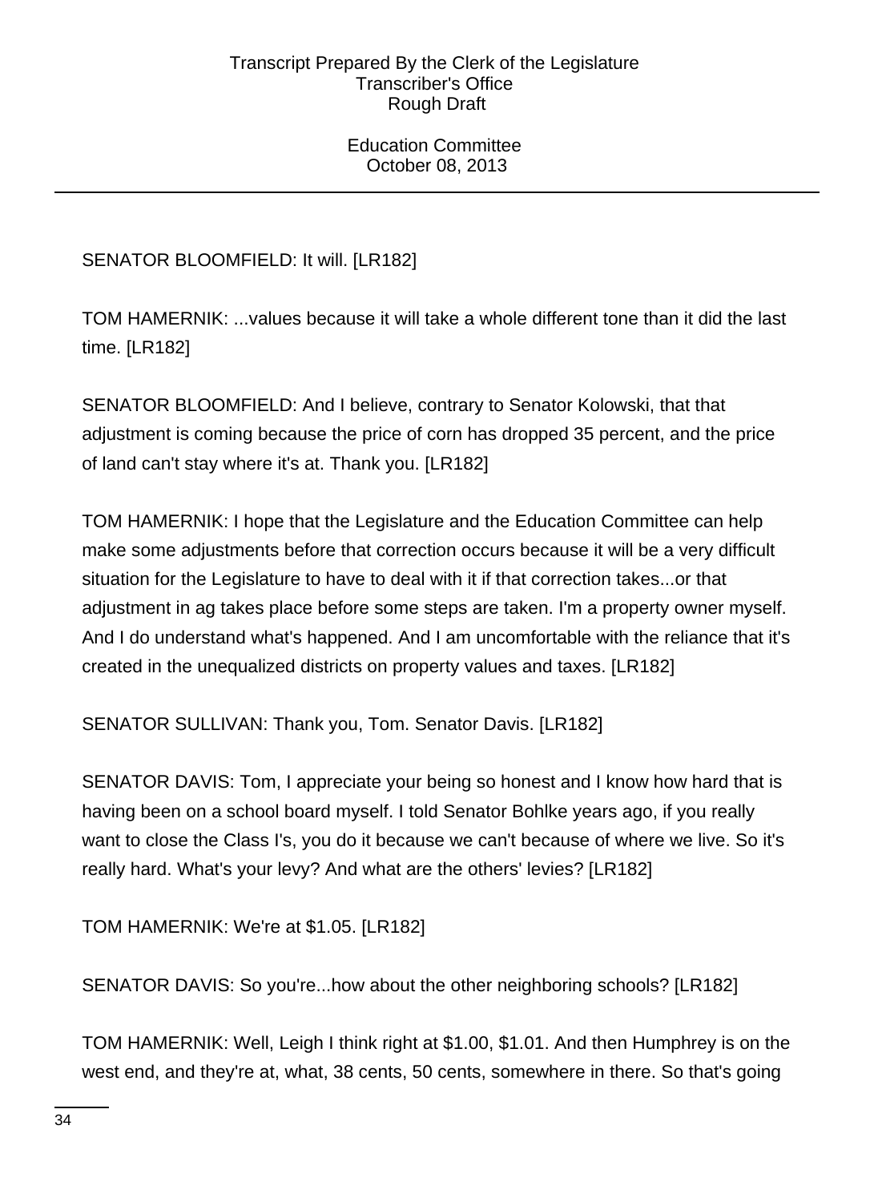SENATOR BLOOMFIELD: It will. [LR182]

TOM HAMERNIK: ...values because it will take a whole different tone than it did the last time. [LR182]

SENATOR BLOOMFIELD: And I believe, contrary to Senator Kolowski, that that adjustment is coming because the price of corn has dropped 35 percent, and the price of land can't stay where it's at. Thank you. [LR182]

TOM HAMERNIK: I hope that the Legislature and the Education Committee can help make some adjustments before that correction occurs because it will be a very difficult situation for the Legislature to have to deal with it if that correction takes...or that adjustment in ag takes place before some steps are taken. I'm a property owner myself. And I do understand what's happened. And I am uncomfortable with the reliance that it's created in the unequalized districts on property values and taxes. [LR182]

SENATOR SULLIVAN: Thank you, Tom. Senator Davis. [LR182]

SENATOR DAVIS: Tom, I appreciate your being so honest and I know how hard that is having been on a school board myself. I told Senator Bohlke years ago, if you really want to close the Class I's, you do it because we can't because of where we live. So it's really hard. What's your levy? And what are the others' levies? [LR182]

TOM HAMERNIK: We're at $1.05. [LR182]

SENATOR DAVIS: So you're...how about the other neighboring schools? [LR182]

TOM HAMERNIK: Well, Leigh I think right at $1.00, $1.01. And then Humphrey is on the west end, and they're at, what, 38 cents, 50 cents, somewhere in there. So that's going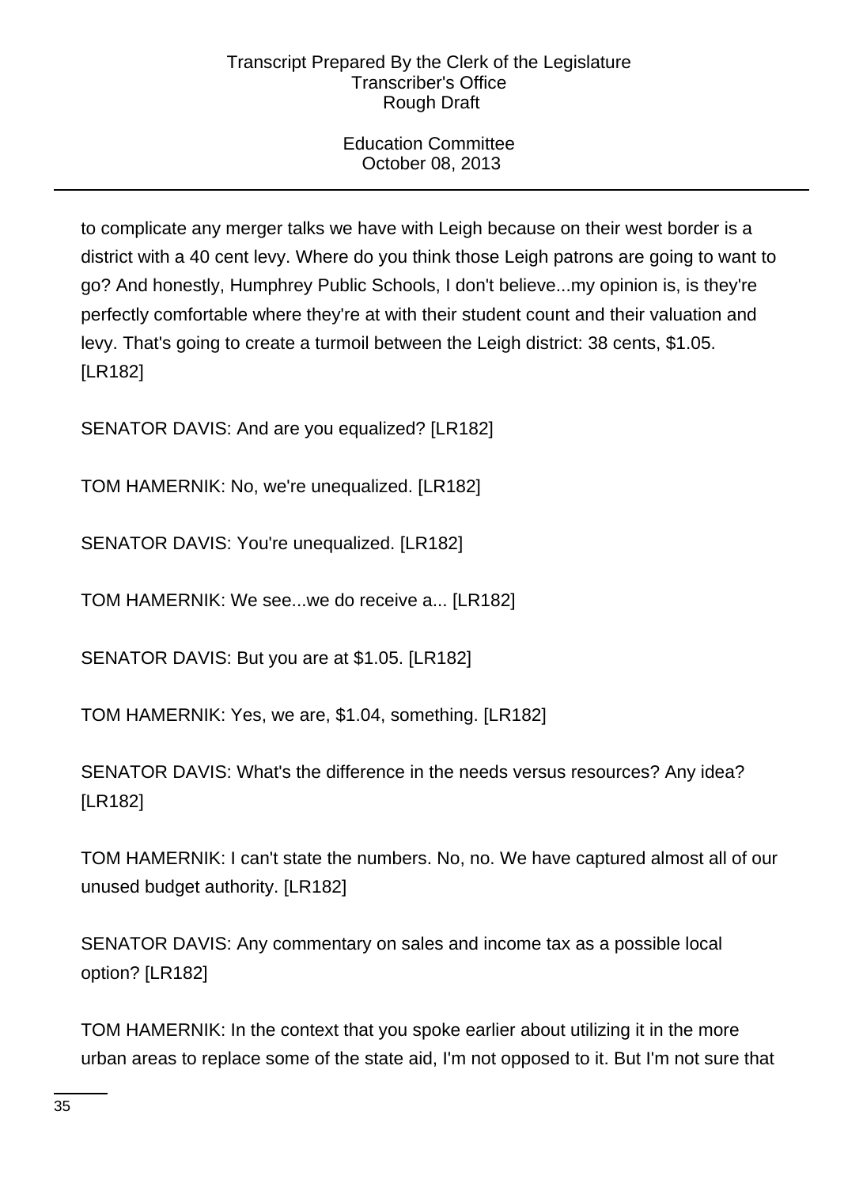to complicate any merger talks we have with Leigh because on their west border is a district with a 40 cent levy. Where do you think those Leigh patrons are going to want to go? And honestly, Humphrey Public Schools, I don't believe...my opinion is, is they're perfectly comfortable where they're at with their student count and their valuation and levy. That's going to create a turmoil between the Leigh district: 38 cents, $1.05. [LR182]

SENATOR DAVIS: And are you equalized? [LR182]

TOM HAMERNIK: No, we're unequalized. [LR182]

SENATOR DAVIS: You're unequalized. [LR182]

TOM HAMERNIK: We see...we do receive a... [LR182]

SENATOR DAVIS: But you are at $1.05. [LR182]

TOM HAMERNIK: Yes, we are, $1.04, something. [LR182]

SENATOR DAVIS: What's the difference in the needs versus resources? Any idea? [LR182]

TOM HAMERNIK: I can't state the numbers. No, no. We have captured almost all of our unused budget authority. [LR182]

SENATOR DAVIS: Any commentary on sales and income tax as a possible local option? [LR182]

TOM HAMERNIK: In the context that you spoke earlier about utilizing it in the more urban areas to replace some of the state aid, I'm not opposed to it. But I'm not sure that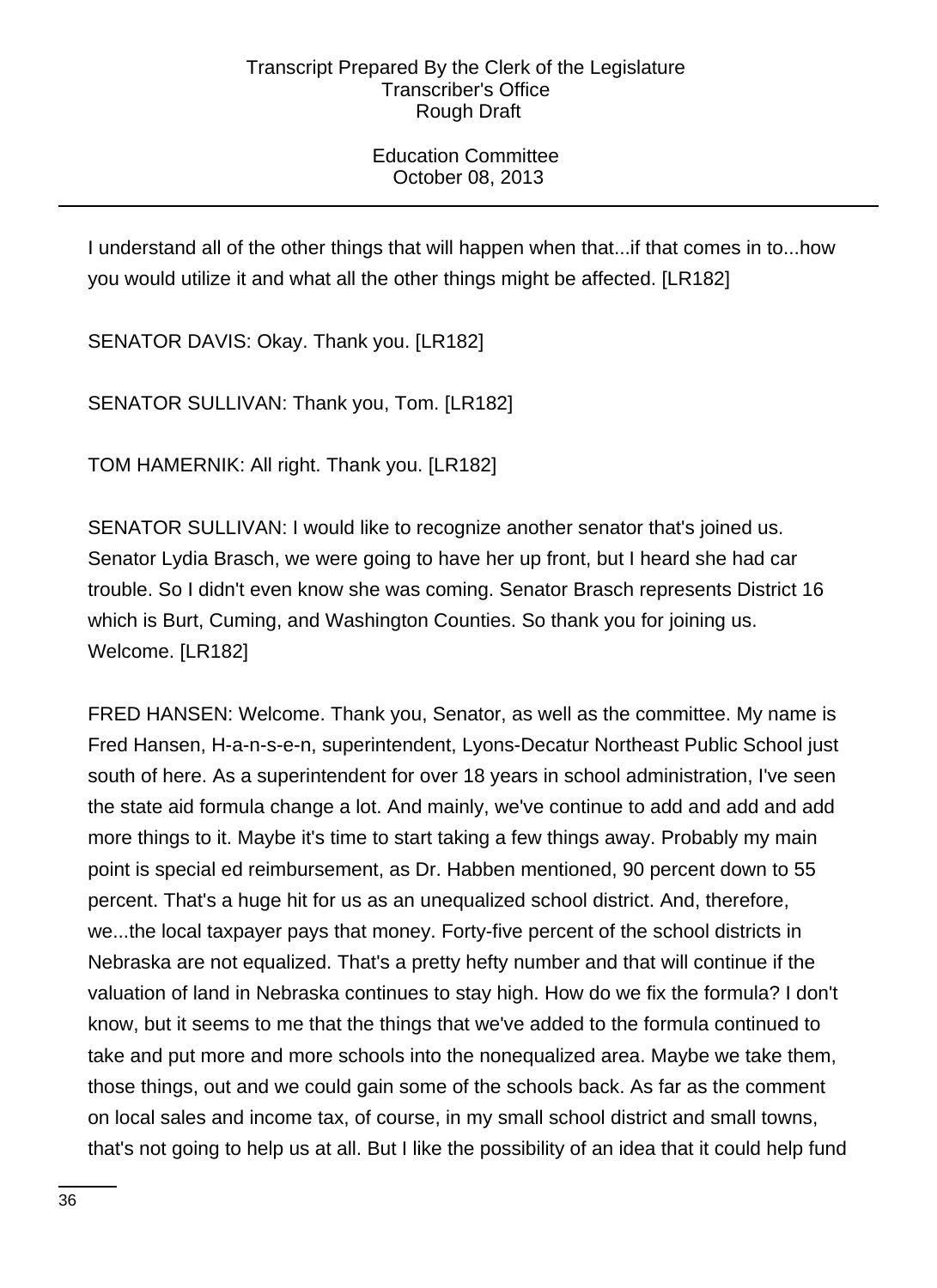I understand all of the other things that will happen when that...if that comes in to...how you would utilize it and what all the other things might be affected. [LR182]

SENATOR DAVIS: Okay. Thank you. [LR182]

SENATOR SULLIVAN: Thank you, Tom. [LR182]

TOM HAMERNIK: All right. Thank you. [LR182]

SENATOR SULLIVAN: I would like to recognize another senator that's joined us. Senator Lydia Brasch, we were going to have her up front, but I heard she had car trouble. So I didn't even know she was coming. Senator Brasch represents District 16 which is Burt, Cuming, and Washington Counties. So thank you for joining us. Welcome. [LR182]

FRED HANSEN: Welcome. Thank you, Senator, as well as the committee. My name is Fred Hansen, H-a-n-s-e-n, superintendent, Lyons-Decatur Northeast Public School just south of here. As a superintendent for over 18 years in school administration, I've seen the state aid formula change a lot. And mainly, we've continue to add and add and add more things to it. Maybe it's time to start taking a few things away. Probably my main point is special ed reimbursement, as Dr. Habben mentioned, 90 percent down to 55 percent. That's a huge hit for us as an unequalized school district. And, therefore, we...the local taxpayer pays that money. Forty-five percent of the school districts in Nebraska are not equalized. That's a pretty hefty number and that will continue if the valuation of land in Nebraska continues to stay high. How do we fix the formula? I don't know, but it seems to me that the things that we've added to the formula continued to take and put more and more schools into the nonequalized area. Maybe we take them, those things, out and we could gain some of the schools back. As far as the comment on local sales and income tax, of course, in my small school district and small towns, that's not going to help us at all. But I like the possibility of an idea that it could help fund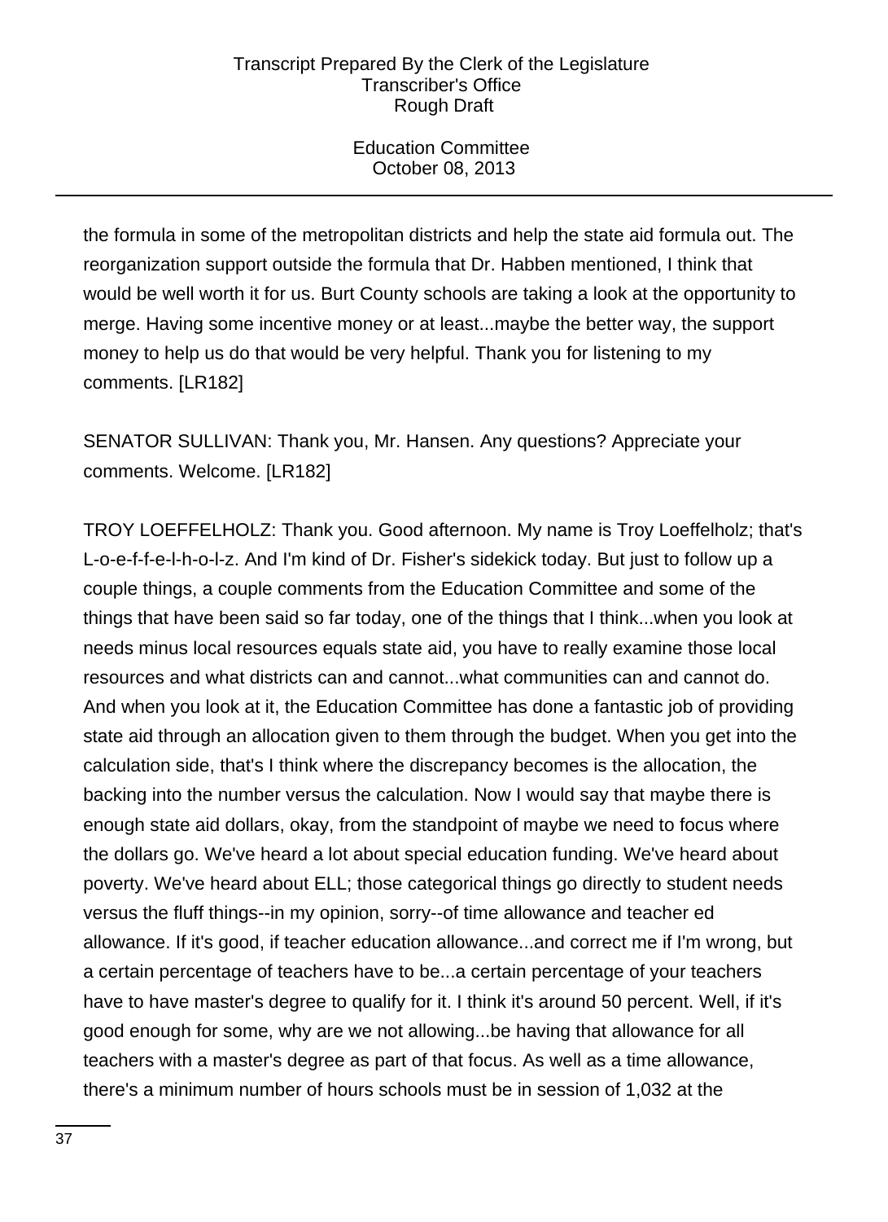the formula in some of the metropolitan districts and help the state aid formula out. The reorganization support outside the formula that Dr. Habben mentioned, I think that would be well worth it for us. Burt County schools are taking a look at the opportunity to merge. Having some incentive money or at least...maybe the better way, the support money to help us do that would be very helpful. Thank you for listening to my comments. [LR182]

SENATOR SULLIVAN: Thank you, Mr. Hansen. Any questions? Appreciate your comments. Welcome. [LR182]

TROY LOEFFELHOLZ: Thank you. Good afternoon. My name is Troy Loeffelholz; that's L-o-e-f-f-e-l-h-o-l-z. And I'm kind of Dr. Fisher's sidekick today. But just to follow up a couple things, a couple comments from the Education Committee and some of the things that have been said so far today, one of the things that I think...when you look at needs minus local resources equals state aid, you have to really examine those local resources and what districts can and cannot...what communities can and cannot do. And when you look at it, the Education Committee has done a fantastic job of providing state aid through an allocation given to them through the budget. When you get into the calculation side, that's I think where the discrepancy becomes is the allocation, the backing into the number versus the calculation. Now I would say that maybe there is enough state aid dollars, okay, from the standpoint of maybe we need to focus where the dollars go. We've heard a lot about special education funding. We've heard about poverty. We've heard about ELL; those categorical things go directly to student needs versus the fluff things--in my opinion, sorry--of time allowance and teacher ed allowance. If it's good, if teacher education allowance...and correct me if I'm wrong, but a certain percentage of teachers have to be...a certain percentage of your teachers have to have master's degree to qualify for it. I think it's around 50 percent. Well, if it's good enough for some, why are we not allowing...be having that allowance for all teachers with a master's degree as part of that focus. As well as a time allowance, there's a minimum number of hours schools must be in session of 1,032 at the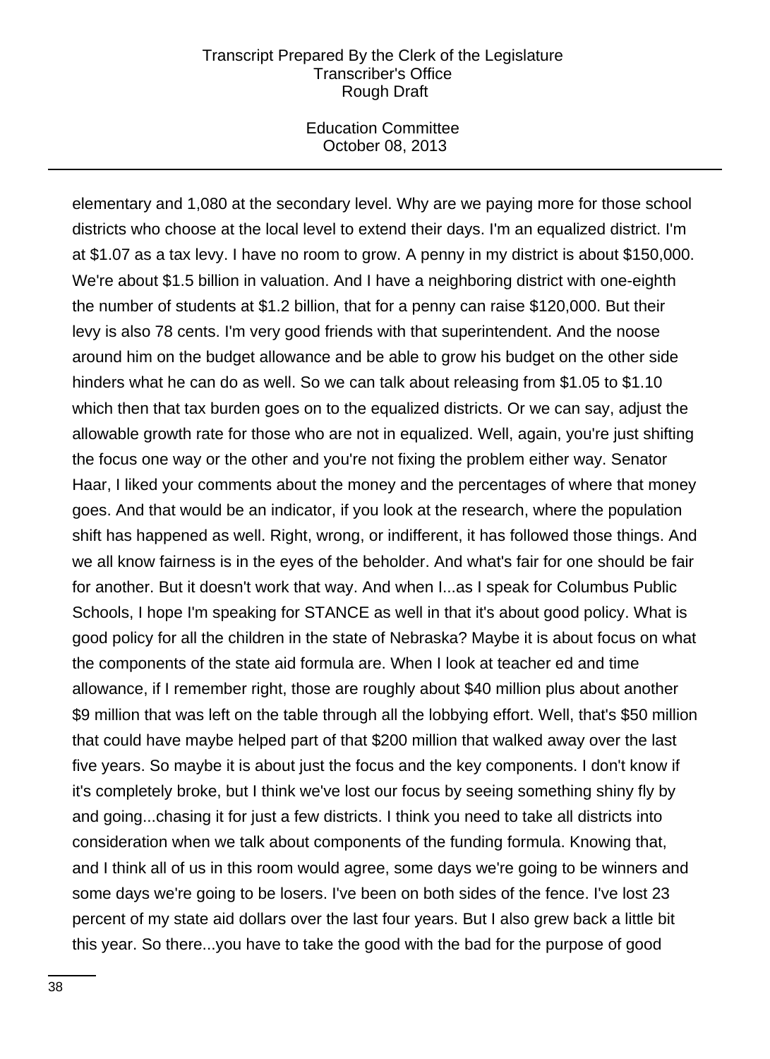elementary and 1,080 at the secondary level. Why are we paying more for those school districts who choose at the local level to extend their days. I'm an equalized district. I'm at $1.07 as a tax levy. I have no room to grow. A penny in my district is about $150,000. We're about $1.5 billion in valuation. And I have a neighboring district with one-eighth the number of students at $1.2 billion, that for a penny can raise $120,000. But their levy is also 78 cents. I'm very good friends with that superintendent. And the noose around him on the budget allowance and be able to grow his budget on the other side hinders what he can do as well. So we can talk about releasing from $1.05 to $1.10 which then that tax burden goes on to the equalized districts. Or we can say, adjust the allowable growth rate for those who are not in equalized. Well, again, you're just shifting the focus one way or the other and you're not fixing the problem either way. Senator Haar, I liked your comments about the money and the percentages of where that money goes. And that would be an indicator, if you look at the research, where the population shift has happened as well. Right, wrong, or indifferent, it has followed those things. And we all know fairness is in the eyes of the beholder. And what's fair for one should be fair for another. But it doesn't work that way. And when I...as I speak for Columbus Public Schools, I hope I'm speaking for STANCE as well in that it's about good policy. What is good policy for all the children in the state of Nebraska? Maybe it is about focus on what the components of the state aid formula are. When I look at teacher ed and time allowance, if I remember right, those are roughly about $40 million plus about another $9 million that was left on the table through all the lobbying effort. Well, that's $50 million that could have maybe helped part of that $200 million that walked away over the last five years. So maybe it is about just the focus and the key components. I don't know if it's completely broke, but I think we've lost our focus by seeing something shiny fly by and going...chasing it for just a few districts. I think you need to take all districts into consideration when we talk about components of the funding formula. Knowing that, and I think all of us in this room would agree, some days we're going to be winners and some days we're going to be losers. I've been on both sides of the fence. I've lost 23 percent of my state aid dollars over the last four years. But I also grew back a little bit this year. So there...you have to take the good with the bad for the purpose of good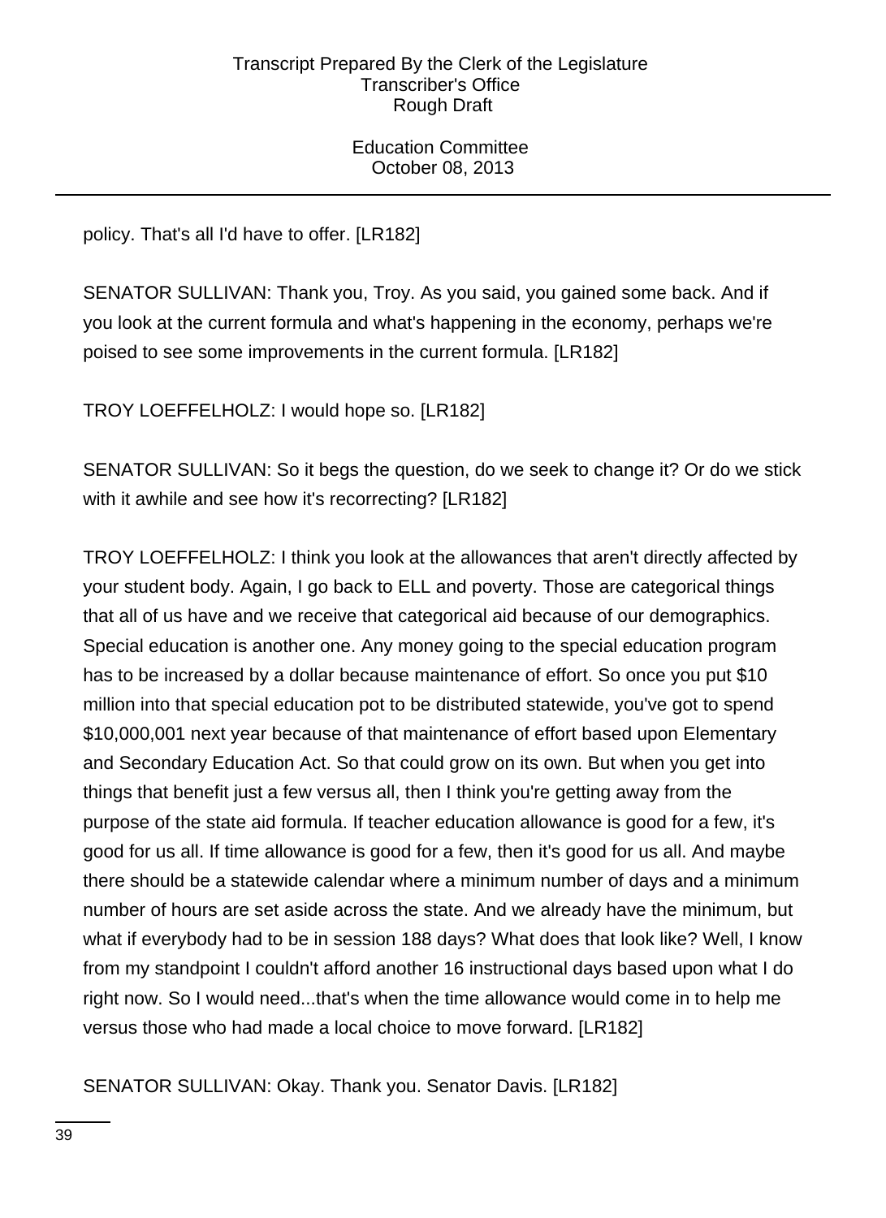policy. That's all I'd have to offer. [LR182]

SENATOR SULLIVAN: Thank you, Troy. As you said, you gained some back. And if you look at the current formula and what's happening in the economy, perhaps we're poised to see some improvements in the current formula. [LR182]

TROY LOEFFELHOLZ: I would hope so. [LR182]

SENATOR SULLIVAN: So it begs the question, do we seek to change it? Or do we stick with it awhile and see how it's recorrecting? [LR182]

TROY LOEFFELHOLZ: I think you look at the allowances that aren't directly affected by your student body. Again, I go back to ELL and poverty. Those are categorical things that all of us have and we receive that categorical aid because of our demographics. Special education is another one. Any money going to the special education program has to be increased by a dollar because maintenance of effort. So once you put $10 million into that special education pot to be distributed statewide, you've got to spend $10,000,001 next year because of that maintenance of effort based upon Elementary and Secondary Education Act. So that could grow on its own. But when you get into things that benefit just a few versus all, then I think you're getting away from the purpose of the state aid formula. If teacher education allowance is good for a few, it's good for us all. If time allowance is good for a few, then it's good for us all. And maybe there should be a statewide calendar where a minimum number of days and a minimum number of hours are set aside across the state. And we already have the minimum, but what if everybody had to be in session 188 days? What does that look like? Well, I know from my standpoint I couldn't afford another 16 instructional days based upon what I do right now. So I would need...that's when the time allowance would come in to help me versus those who had made a local choice to move forward. [LR182]

SENATOR SULLIVAN: Okay. Thank you. Senator Davis. [LR182]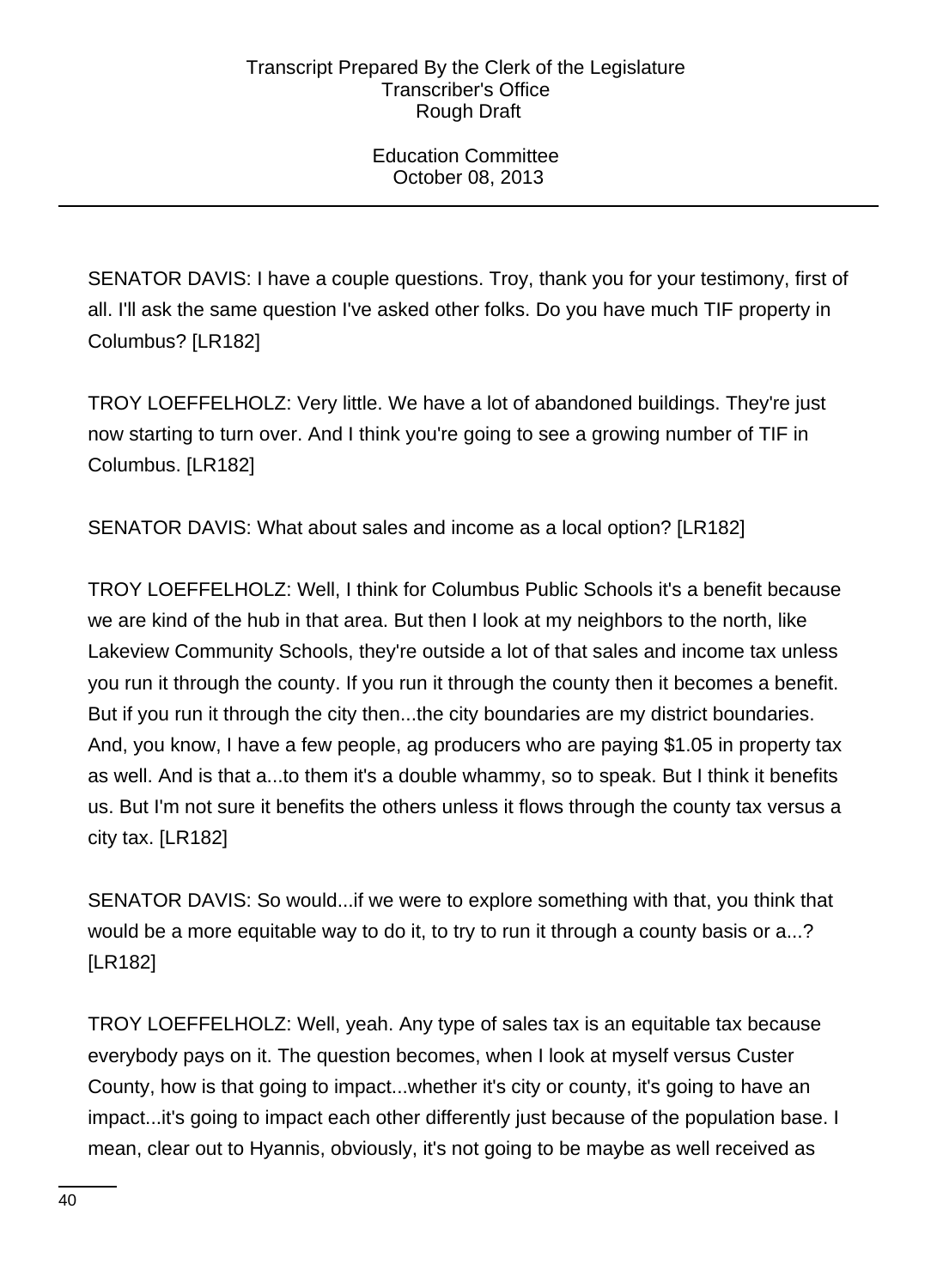SENATOR DAVIS: I have a couple questions. Troy, thank you for your testimony, first of all. I'll ask the same question I've asked other folks. Do you have much TIF property in Columbus? [LR182]

TROY LOEFFELHOLZ: Very little. We have a lot of abandoned buildings. They're just now starting to turn over. And I think you're going to see a growing number of TIF in Columbus. [LR182]

SENATOR DAVIS: What about sales and income as a local option? [LR182]

TROY LOEFFELHOLZ: Well, I think for Columbus Public Schools it's a benefit because we are kind of the hub in that area. But then I look at my neighbors to the north, like Lakeview Community Schools, they're outside a lot of that sales and income tax unless you run it through the county. If you run it through the county then it becomes a benefit. But if you run it through the city then...the city boundaries are my district boundaries. And, you know, I have a few people, ag producers who are paying $1.05 in property tax as well. And is that a...to them it's a double whammy, so to speak. But I think it benefits us. But I'm not sure it benefits the others unless it flows through the county tax versus a city tax. [LR182]

SENATOR DAVIS: So would...if we were to explore something with that, you think that would be a more equitable way to do it, to try to run it through a county basis or a...? [LR182]

TROY LOEFFELHOLZ: Well, yeah. Any type of sales tax is an equitable tax because everybody pays on it. The question becomes, when I look at myself versus Custer County, how is that going to impact...whether it's city or county, it's going to have an impact...it's going to impact each other differently just because of the population base. I mean, clear out to Hyannis, obviously, it's not going to be maybe as well received as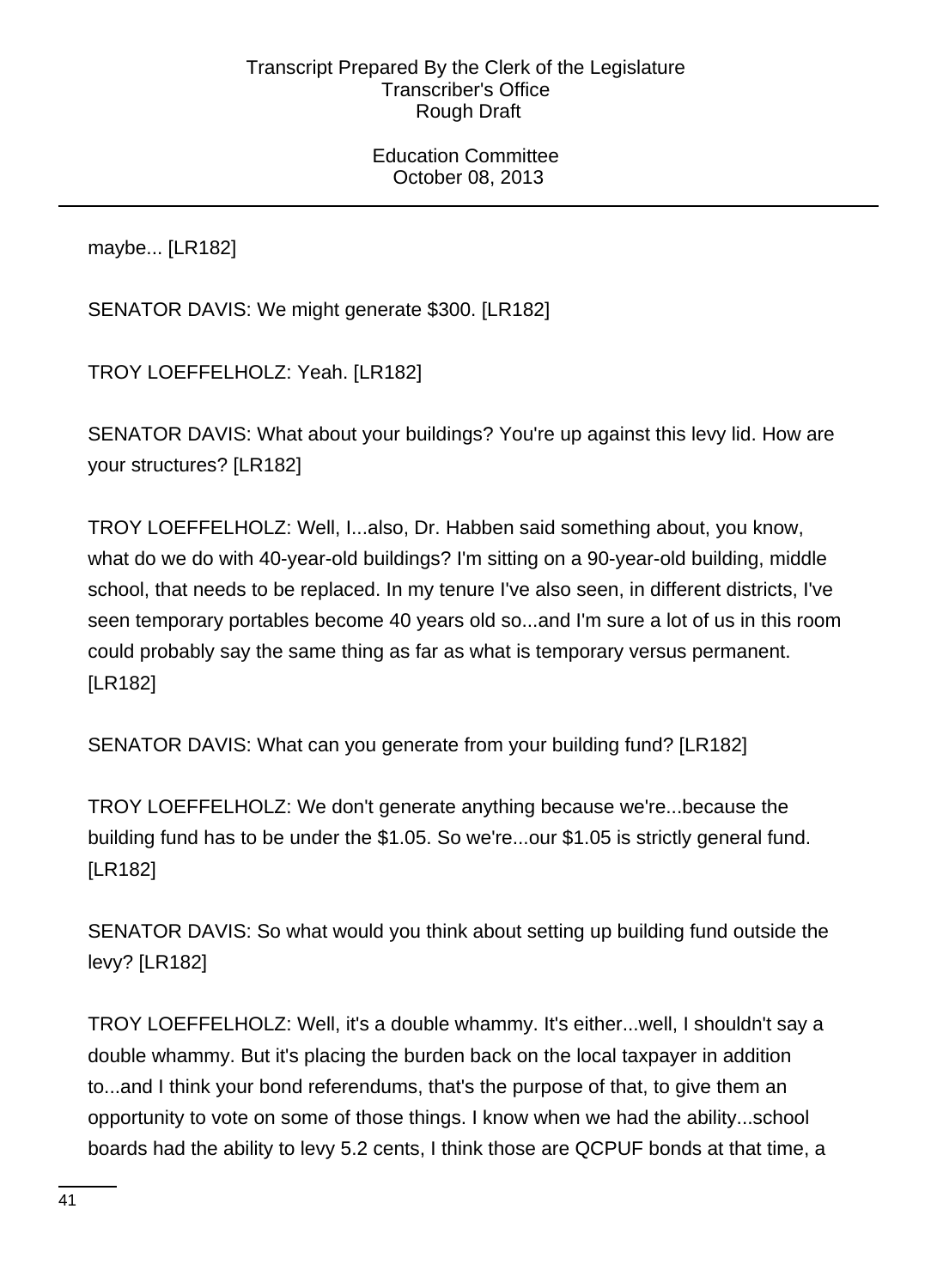maybe... [LR182]

SENATOR DAVIS: We might generate $300. [LR182]

TROY LOEFFELHOLZ: Yeah. [LR182]

SENATOR DAVIS: What about your buildings? You're up against this levy lid. How are your structures? [LR182]

TROY LOEFFELHOLZ: Well, I...also, Dr. Habben said something about, you know, what do we do with 40-year-old buildings? I'm sitting on a 90-year-old building, middle school, that needs to be replaced. In my tenure I've also seen, in different districts, I've seen temporary portables become 40 years old so...and I'm sure a lot of us in this room could probably say the same thing as far as what is temporary versus permanent. [LR182]

SENATOR DAVIS: What can you generate from your building fund? [LR182]

TROY LOEFFELHOLZ: We don't generate anything because we're...because the building fund has to be under the $1.05. So we're...our $1.05 is strictly general fund. [LR182]

SENATOR DAVIS: So what would you think about setting up building fund outside the levy? [LR182]

TROY LOEFFELHOLZ: Well, it's a double whammy. It's either...well, I shouldn't say a double whammy. But it's placing the burden back on the local taxpayer in addition to...and I think your bond referendums, that's the purpose of that, to give them an opportunity to vote on some of those things. I know when we had the ability...school boards had the ability to levy 5.2 cents, I think those are QCPUF bonds at that time, a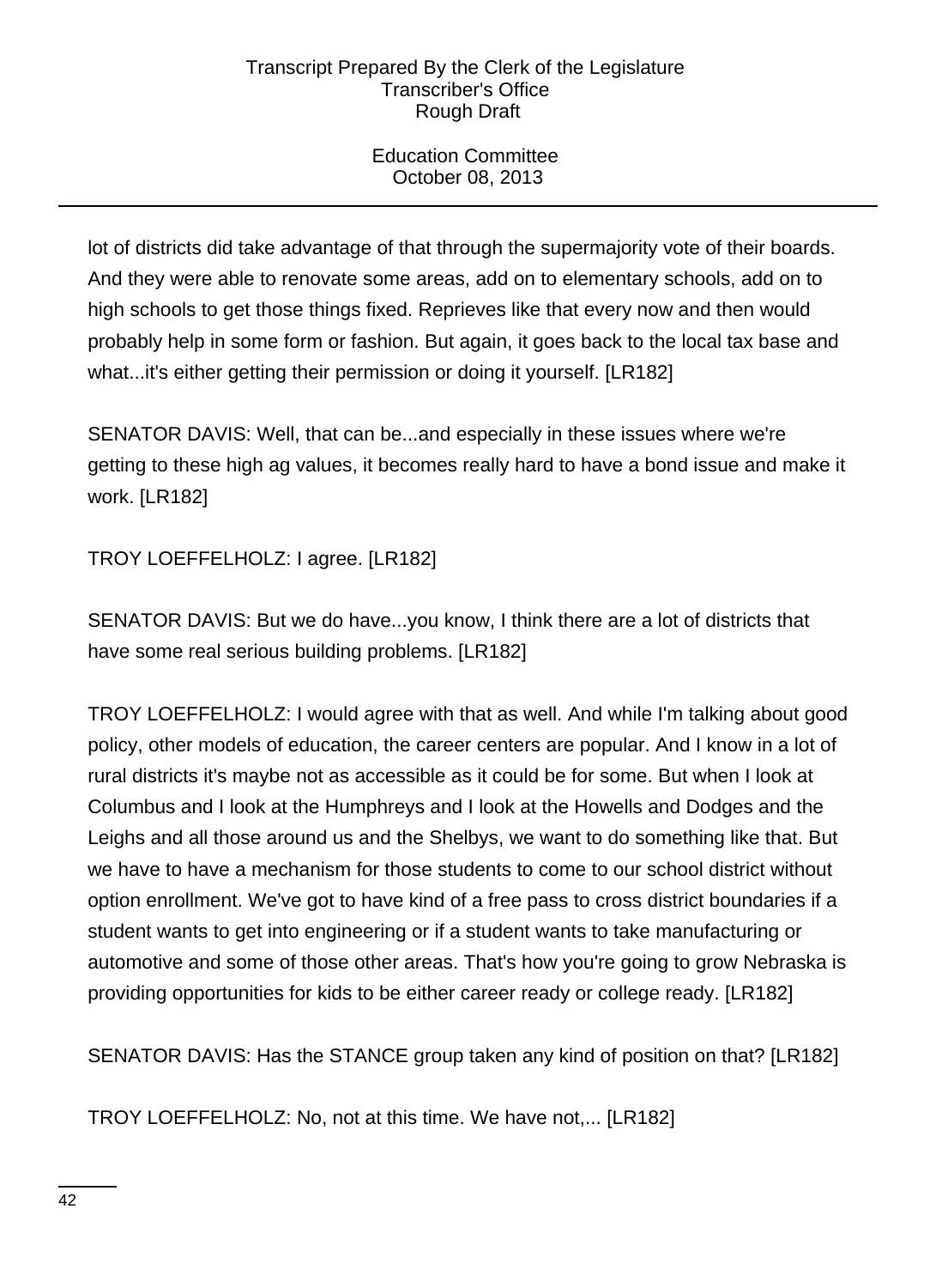lot of districts did take advantage of that through the supermajority vote of their boards. And they were able to renovate some areas, add on to elementary schools, add on to high schools to get those things fixed. Reprieves like that every now and then would probably help in some form or fashion. But again, it goes back to the local tax base and what...it's either getting their permission or doing it yourself. [LR182]

SENATOR DAVIS: Well, that can be...and especially in these issues where we're getting to these high ag values, it becomes really hard to have a bond issue and make it work. [LR182]

TROY LOEFFELHOLZ: I agree. [LR182]

SENATOR DAVIS: But we do have...you know, I think there are a lot of districts that have some real serious building problems. [LR182]

TROY LOEFFELHOLZ: I would agree with that as well. And while I'm talking about good policy, other models of education, the career centers are popular. And I know in a lot of rural districts it's maybe not as accessible as it could be for some. But when I look at Columbus and I look at the Humphreys and I look at the Howells and Dodges and the Leighs and all those around us and the Shelbys, we want to do something like that. But we have to have a mechanism for those students to come to our school district without option enrollment. We've got to have kind of a free pass to cross district boundaries if a student wants to get into engineering or if a student wants to take manufacturing or automotive and some of those other areas. That's how you're going to grow Nebraska is providing opportunities for kids to be either career ready or college ready. [LR182]

SENATOR DAVIS: Has the STANCE group taken any kind of position on that? [LR182]

TROY LOEFFELHOLZ: No, not at this time. We have not,... [LR182]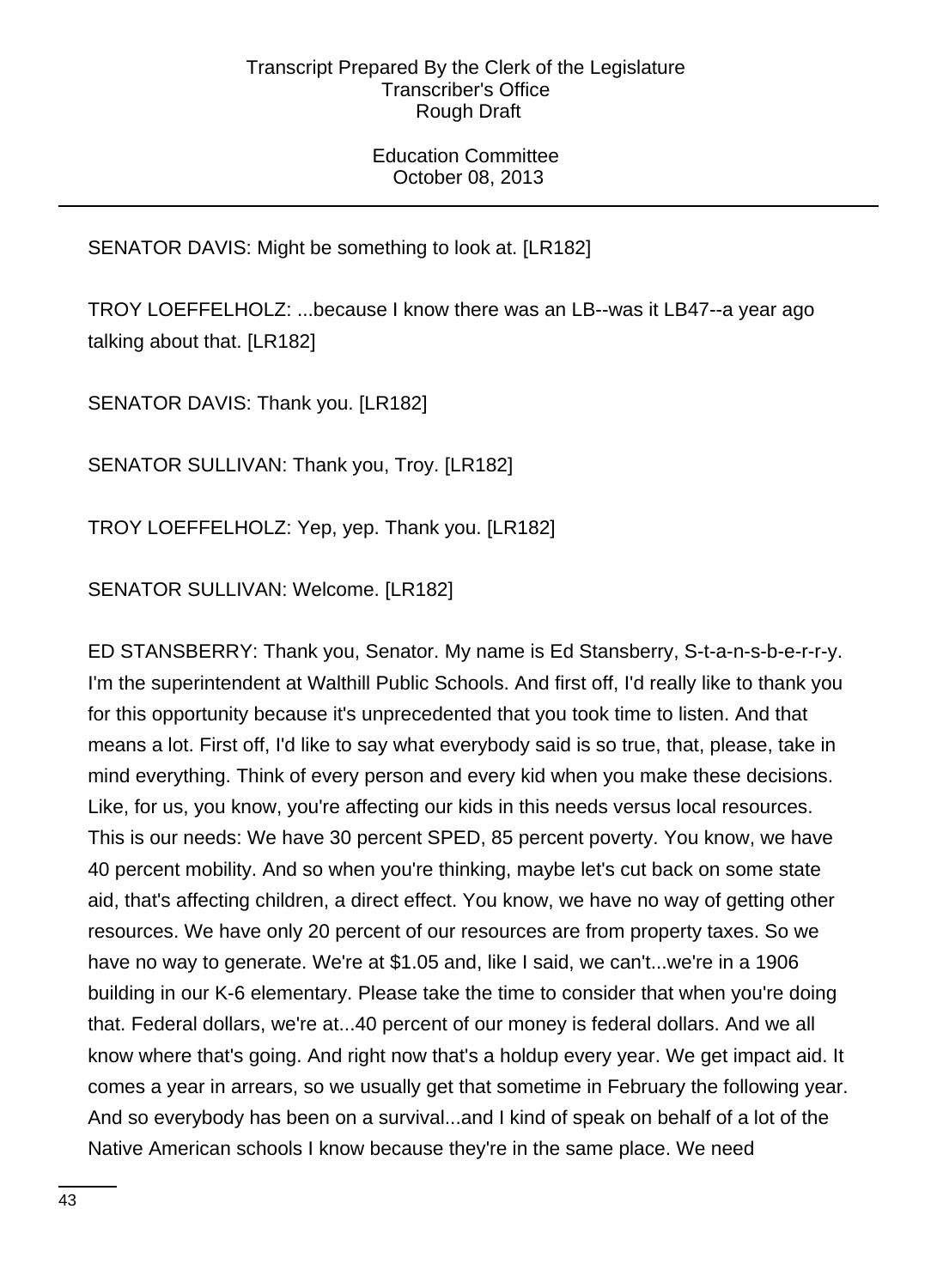SENATOR DAVIS: Might be something to look at. [LR182]

TROY LOEFFELHOLZ: ...because I know there was an LB--was it LB47--a year ago talking about that. [LR182]

SENATOR DAVIS: Thank you. [LR182]

SENATOR SULLIVAN: Thank you, Troy. [LR182]

TROY LOEFFELHOLZ: Yep, yep. Thank you. [LR182]

SENATOR SULLIVAN: Welcome. [LR182]

ED STANSBERRY: Thank you, Senator. My name is Ed Stansberry, S-t-a-n-s-b-e-r-r-y. I'm the superintendent at Walthill Public Schools. And first off, I'd really like to thank you for this opportunity because it's unprecedented that you took time to listen. And that means a lot. First off, I'd like to say what everybody said is so true, that, please, take in mind everything. Think of every person and every kid when you make these decisions. Like, for us, you know, you're affecting our kids in this needs versus local resources. This is our needs: We have 30 percent SPED, 85 percent poverty. You know, we have 40 percent mobility. And so when you're thinking, maybe let's cut back on some state aid, that's affecting children, a direct effect. You know, we have no way of getting other resources. We have only 20 percent of our resources are from property taxes. So we have no way to generate. We're at $1.05 and, like I said, we can't...we're in a 1906 building in our K-6 elementary. Please take the time to consider that when you're doing that. Federal dollars, we're at...40 percent of our money is federal dollars. And we all know where that's going. And right now that's a holdup every year. We get impact aid. It comes a year in arrears, so we usually get that sometime in February the following year. And so everybody has been on a survival...and I kind of speak on behalf of a lot of the Native American schools I know because they're in the same place. We need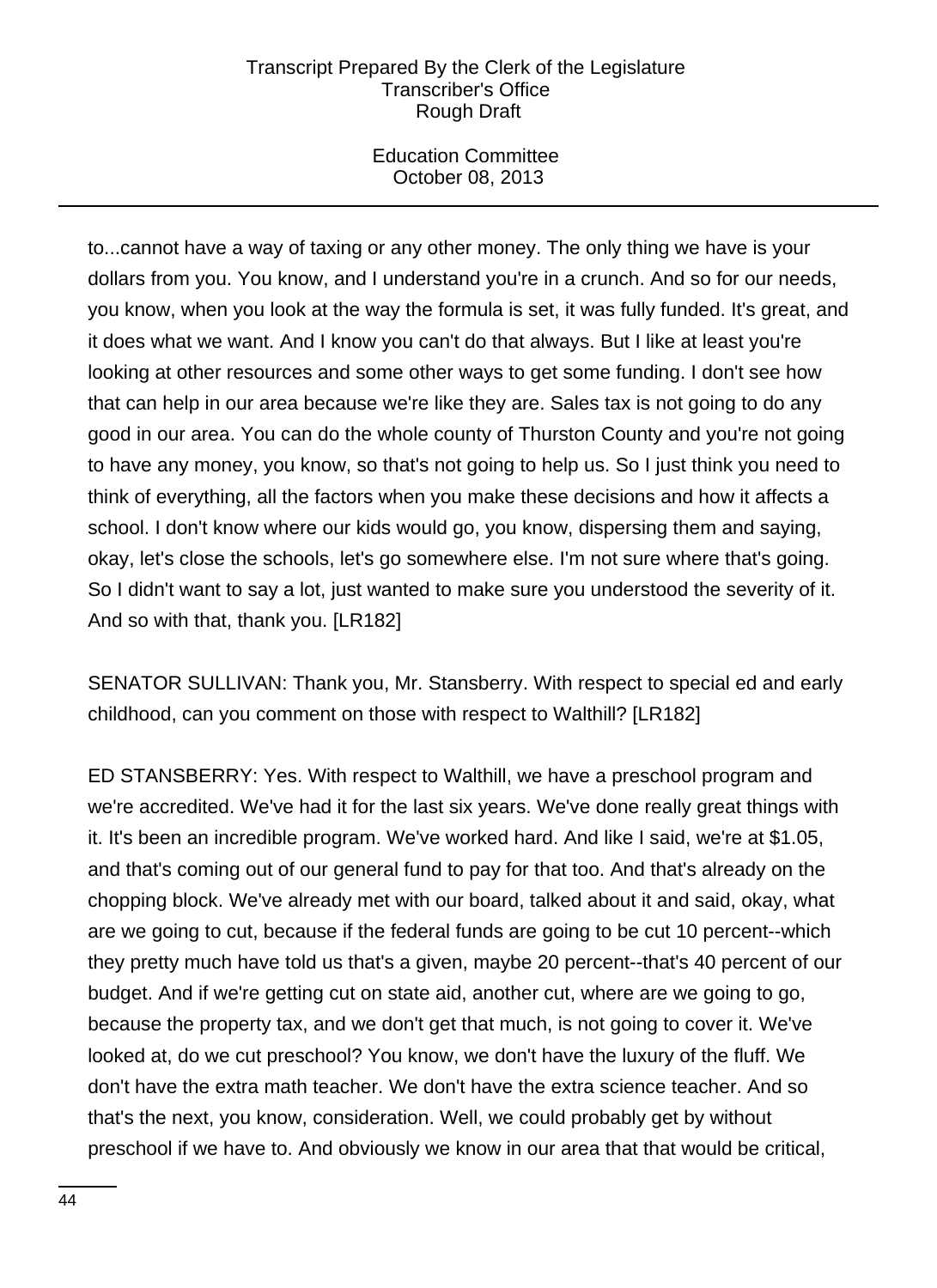to...cannot have a way of taxing or any other money. The only thing we have is your dollars from you. You know, and I understand you're in a crunch. And so for our needs, you know, when you look at the way the formula is set, it was fully funded. It's great, and it does what we want. And I know you can't do that always. But I like at least you're looking at other resources and some other ways to get some funding. I don't see how that can help in our area because we're like they are. Sales tax is not going to do any good in our area. You can do the whole county of Thurston County and you're not going to have any money, you know, so that's not going to help us. So I just think you need to think of everything, all the factors when you make these decisions and how it affects a school. I don't know where our kids would go, you know, dispersing them and saying, okay, let's close the schools, let's go somewhere else. I'm not sure where that's going. So I didn't want to say a lot, just wanted to make sure you understood the severity of it. And so with that, thank you. [LR182]

SENATOR SULLIVAN: Thank you, Mr. Stansberry. With respect to special ed and early childhood, can you comment on those with respect to Walthill? [LR182]

ED STANSBERRY: Yes. With respect to Walthill, we have a preschool program and we're accredited. We've had it for the last six years. We've done really great things with it. It's been an incredible program. We've worked hard. And like I said, we're at $1.05, and that's coming out of our general fund to pay for that too. And that's already on the chopping block. We've already met with our board, talked about it and said, okay, what are we going to cut, because if the federal funds are going to be cut 10 percent--which they pretty much have told us that's a given, maybe 20 percent--that's 40 percent of our budget. And if we're getting cut on state aid, another cut, where are we going to go, because the property tax, and we don't get that much, is not going to cover it. We've looked at, do we cut preschool? You know, we don't have the luxury of the fluff. We don't have the extra math teacher. We don't have the extra science teacher. And so that's the next, you know, consideration. Well, we could probably get by without preschool if we have to. And obviously we know in our area that that would be critical,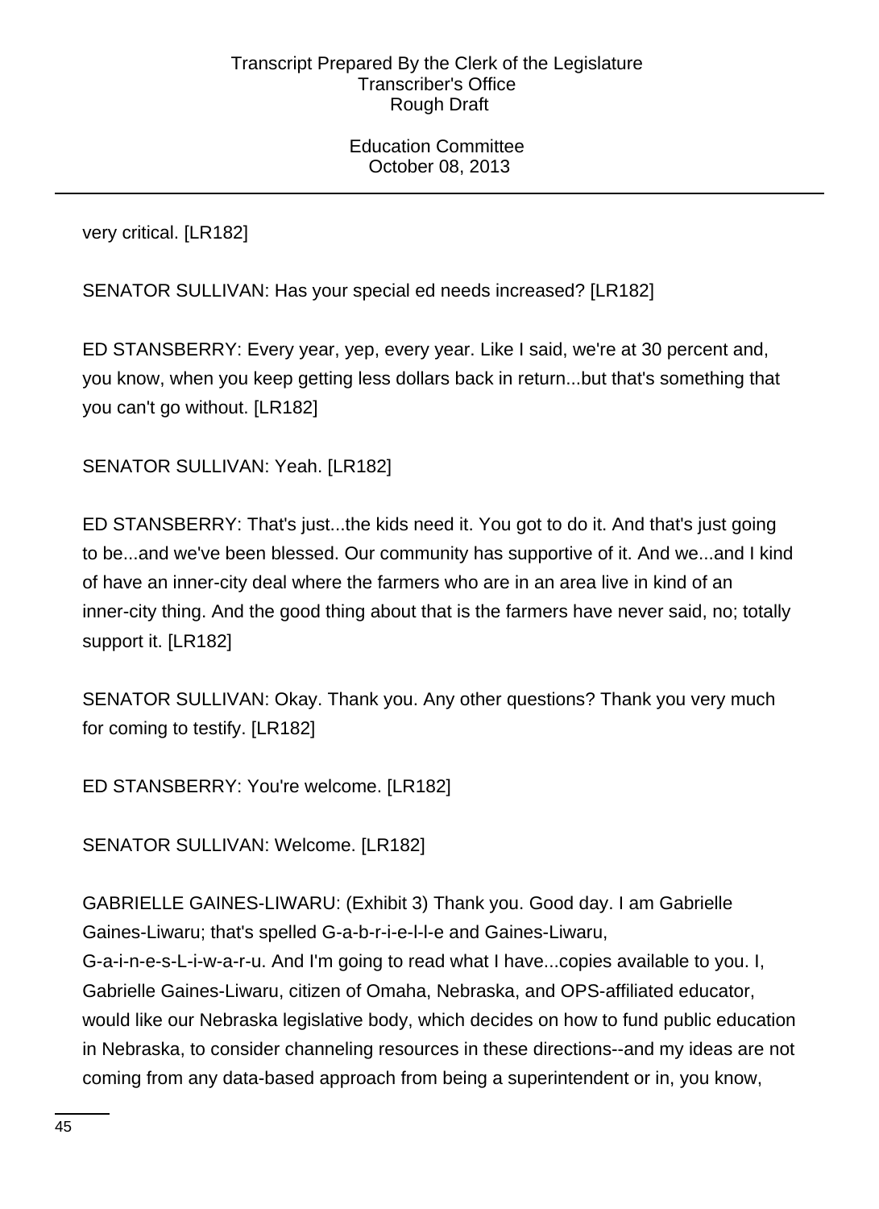very critical. [LR182]

SENATOR SULLIVAN: Has your special ed needs increased? [LR182]

ED STANSBERRY: Every year, yep, every year. Like I said, we're at 30 percent and, you know, when you keep getting less dollars back in return...but that's something that you can't go without. [LR182]

SENATOR SULLIVAN: Yeah. [LR182]

ED STANSBERRY: That's just...the kids need it. You got to do it. And that's just going to be...and we've been blessed. Our community has supportive of it. And we...and I kind of have an inner-city deal where the farmers who are in an area live in kind of an inner-city thing. And the good thing about that is the farmers have never said, no; totally support it. [LR182]

SENATOR SULLIVAN: Okay. Thank you. Any other questions? Thank you very much for coming to testify. [LR182]

ED STANSBERRY: You're welcome. [LR182]

SENATOR SULLIVAN: Welcome. [LR182]

GABRIELLE GAINES-LIWARU: (Exhibit 3) Thank you. Good day. I am Gabrielle Gaines-Liwaru; that's spelled G-a-b-r-i-e-l-l-e and Gaines-Liwaru, G-a-i-n-e-s-L-i-w-a-r-u. And I'm going to read what I have...copies available to you. I, Gabrielle Gaines-Liwaru, citizen of Omaha, Nebraska, and OPS-affiliated educator, would like our Nebraska legislative body, which decides on how to fund public education in Nebraska, to consider channeling resources in these directions--and my ideas are not coming from any data-based approach from being a superintendent or in, you know,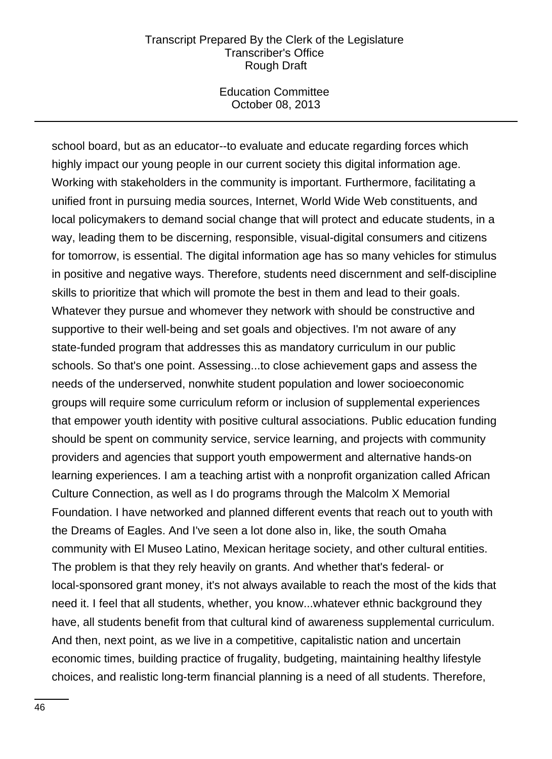school board, but as an educator--to evaluate and educate regarding forces which highly impact our young people in our current society this digital information age. Working with stakeholders in the community is important. Furthermore, facilitating a unified front in pursuing media sources, Internet, World Wide Web constituents, and local policymakers to demand social change that will protect and educate students, in a way, leading them to be discerning, responsible, visual-digital consumers and citizens for tomorrow, is essential. The digital information age has so many vehicles for stimulus in positive and negative ways. Therefore, students need discernment and self-discipline skills to prioritize that which will promote the best in them and lead to their goals. Whatever they pursue and whomever they network with should be constructive and supportive to their well-being and set goals and objectives. I'm not aware of any state-funded program that addresses this as mandatory curriculum in our public schools. So that's one point. Assessing...to close achievement gaps and assess the needs of the underserved, nonwhite student population and lower socioeconomic groups will require some curriculum reform or inclusion of supplemental experiences that empower youth identity with positive cultural associations. Public education funding should be spent on community service, service learning, and projects with community providers and agencies that support youth empowerment and alternative hands-on learning experiences. I am a teaching artist with a nonprofit organization called African Culture Connection, as well as I do programs through the Malcolm X Memorial Foundation. I have networked and planned different events that reach out to youth with the Dreams of Eagles. And I've seen a lot done also in, like, the south Omaha community with El Museo Latino, Mexican heritage society, and other cultural entities. The problem is that they rely heavily on grants. And whether that's federal- or local-sponsored grant money, it's not always available to reach the most of the kids that need it. I feel that all students, whether, you know...whatever ethnic background they have, all students benefit from that cultural kind of awareness supplemental curriculum. And then, next point, as we live in a competitive, capitalistic nation and uncertain economic times, building practice of frugality, budgeting, maintaining healthy lifestyle choices, and realistic long-term financial planning is a need of all students. Therefore,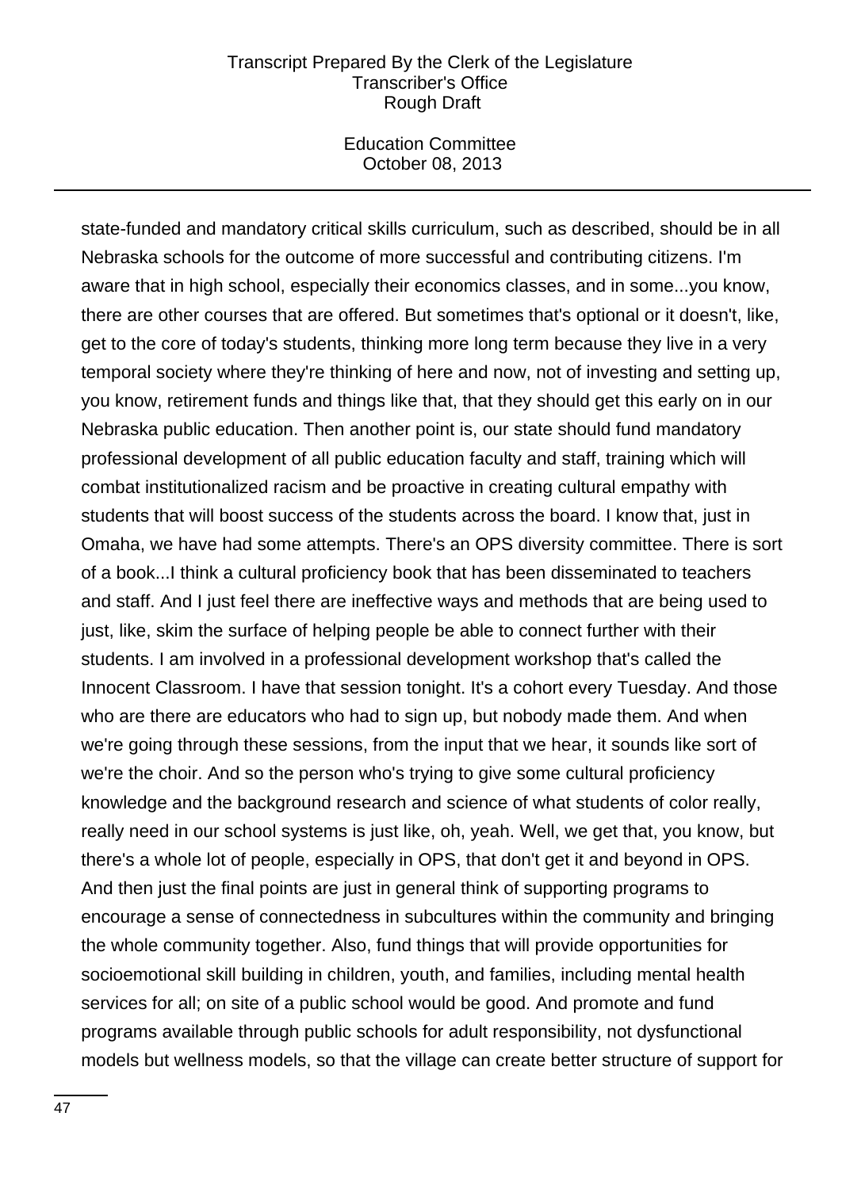state-funded and mandatory critical skills curriculum, such as described, should be in all Nebraska schools for the outcome of more successful and contributing citizens. I'm aware that in high school, especially their economics classes, and in some...you know, there are other courses that are offered. But sometimes that's optional or it doesn't, like, get to the core of today's students, thinking more long term because they live in a very temporal society where they're thinking of here and now, not of investing and setting up, you know, retirement funds and things like that, that they should get this early on in our Nebraska public education. Then another point is, our state should fund mandatory professional development of all public education faculty and staff, training which will combat institutionalized racism and be proactive in creating cultural empathy with students that will boost success of the students across the board. I know that, just in Omaha, we have had some attempts. There's an OPS diversity committee. There is sort of a book...I think a cultural proficiency book that has been disseminated to teachers and staff. And I just feel there are ineffective ways and methods that are being used to just, like, skim the surface of helping people be able to connect further with their students. I am involved in a professional development workshop that's called the Innocent Classroom. I have that session tonight. It's a cohort every Tuesday. And those who are there are educators who had to sign up, but nobody made them. And when we're going through these sessions, from the input that we hear, it sounds like sort of we're the choir. And so the person who's trying to give some cultural proficiency knowledge and the background research and science of what students of color really, really need in our school systems is just like, oh, yeah. Well, we get that, you know, but there's a whole lot of people, especially in OPS, that don't get it and beyond in OPS. And then just the final points are just in general think of supporting programs to encourage a sense of connectedness in subcultures within the community and bringing the whole community together. Also, fund things that will provide opportunities for socioemotional skill building in children, youth, and families, including mental health services for all; on site of a public school would be good. And promote and fund programs available through public schools for adult responsibility, not dysfunctional models but wellness models, so that the village can create better structure of support for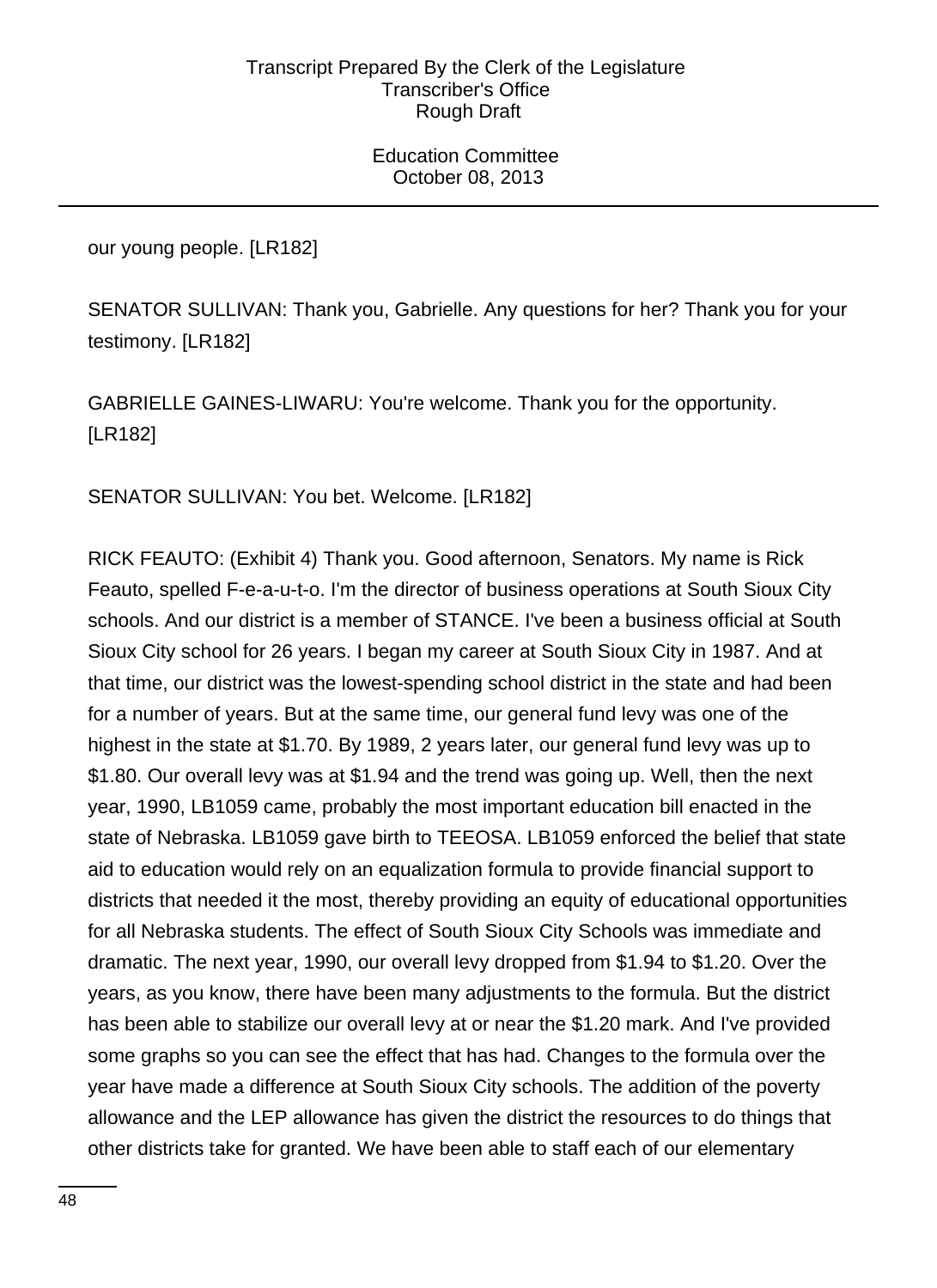our young people. [LR182]

SENATOR SULLIVAN: Thank you, Gabrielle. Any questions for her? Thank you for your testimony. [LR182]

GABRIELLE GAINES-LIWARU: You're welcome. Thank you for the opportunity. [LR182]

SENATOR SULLIVAN: You bet. Welcome. [LR182]

RICK FEAUTO: (Exhibit 4) Thank you. Good afternoon, Senators. My name is Rick Feauto, spelled F-e-a-u-t-o. I'm the director of business operations at South Sioux City schools. And our district is a member of STANCE. I've been a business official at South Sioux City school for 26 years. I began my career at South Sioux City in 1987. And at that time, our district was the lowest-spending school district in the state and had been for a number of years. But at the same time, our general fund levy was one of the highest in the state at $1.70. By 1989, 2 years later, our general fund levy was up to $1.80. Our overall levy was at $1.94 and the trend was going up. Well, then the next year, 1990, LB1059 came, probably the most important education bill enacted in the state of Nebraska. LB1059 gave birth to TEEOSA. LB1059 enforced the belief that state aid to education would rely on an equalization formula to provide financial support to districts that needed it the most, thereby providing an equity of educational opportunities for all Nebraska students. The effect of South Sioux City Schools was immediate and dramatic. The next year, 1990, our overall levy dropped from $1.94 to $1.20. Over the years, as you know, there have been many adjustments to the formula. But the district has been able to stabilize our overall levy at or near the $1.20 mark. And I've provided some graphs so you can see the effect that has had. Changes to the formula over the year have made a difference at South Sioux City schools. The addition of the poverty allowance and the LEP allowance has given the district the resources to do things that other districts take for granted. We have been able to staff each of our elementary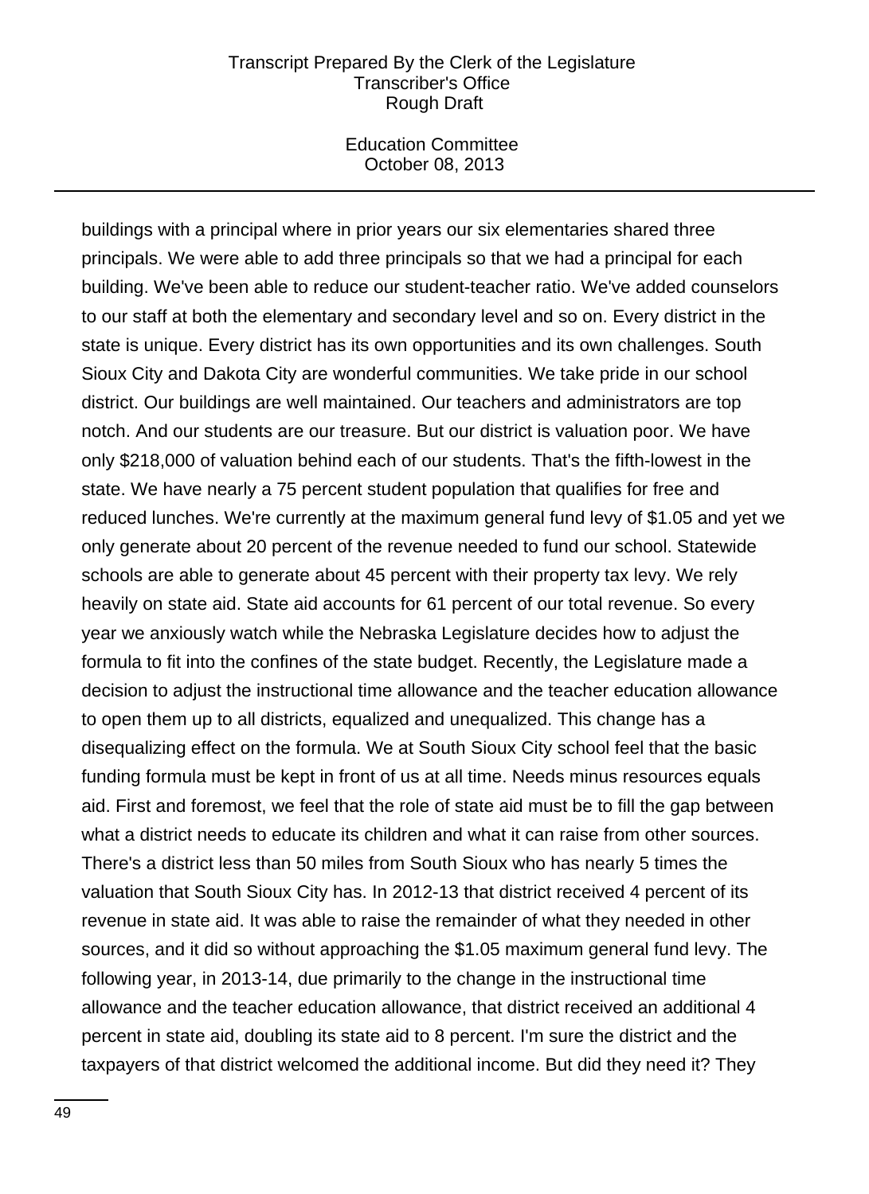buildings with a principal where in prior years our six elementaries shared three principals. We were able to add three principals so that we had a principal for each building. We've been able to reduce our student-teacher ratio. We've added counselors to our staff at both the elementary and secondary level and so on. Every district in the state is unique. Every district has its own opportunities and its own challenges. South Sioux City and Dakota City are wonderful communities. We take pride in our school district. Our buildings are well maintained. Our teachers and administrators are top notch. And our students are our treasure. But our district is valuation poor. We have only $218,000 of valuation behind each of our students. That's the fifth-lowest in the state. We have nearly a 75 percent student population that qualifies for free and reduced lunches. We're currently at the maximum general fund levy of $1.05 and yet we only generate about 20 percent of the revenue needed to fund our school. Statewide schools are able to generate about 45 percent with their property tax levy. We rely heavily on state aid. State aid accounts for 61 percent of our total revenue. So every year we anxiously watch while the Nebraska Legislature decides how to adjust the formula to fit into the confines of the state budget. Recently, the Legislature made a decision to adjust the instructional time allowance and the teacher education allowance to open them up to all districts, equalized and unequalized. This change has a disequalizing effect on the formula. We at South Sioux City school feel that the basic funding formula must be kept in front of us at all time. Needs minus resources equals aid. First and foremost, we feel that the role of state aid must be to fill the gap between what a district needs to educate its children and what it can raise from other sources. There's a district less than 50 miles from South Sioux who has nearly 5 times the valuation that South Sioux City has. In 2012-13 that district received 4 percent of its revenue in state aid. It was able to raise the remainder of what they needed in other sources, and it did so without approaching the $1.05 maximum general fund levy. The following year, in 2013-14, due primarily to the change in the instructional time allowance and the teacher education allowance, that district received an additional 4 percent in state aid, doubling its state aid to 8 percent. I'm sure the district and the taxpayers of that district welcomed the additional income. But did they need it? They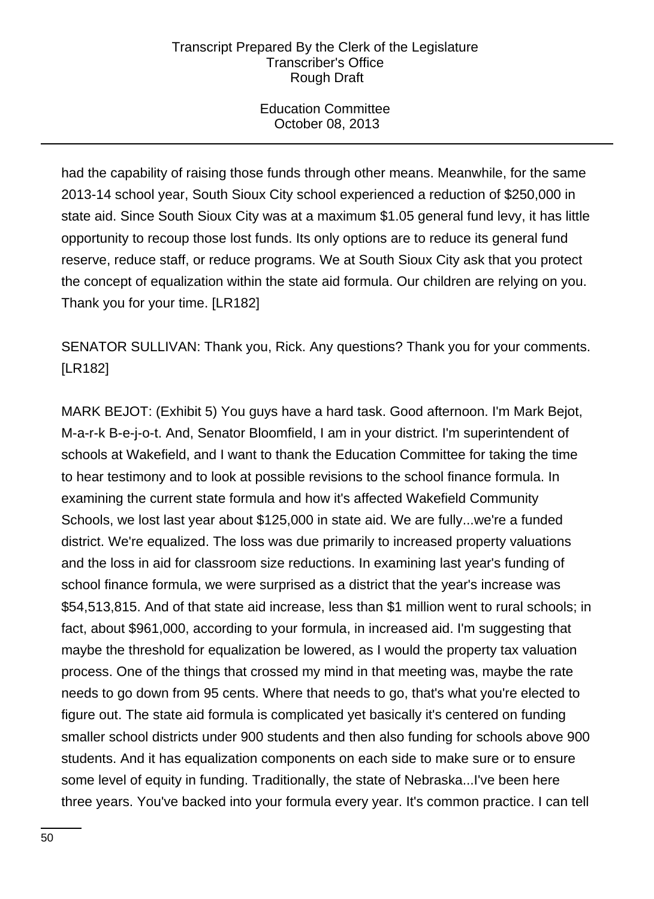had the capability of raising those funds through other means. Meanwhile, for the same 2013-14 school year, South Sioux City school experienced a reduction of $250,000 in state aid. Since South Sioux City was at a maximum $1.05 general fund levy, it has little opportunity to recoup those lost funds. Its only options are to reduce its general fund reserve, reduce staff, or reduce programs. We at South Sioux City ask that you protect the concept of equalization within the state aid formula. Our children are relying on you. Thank you for your time. [LR182]

SENATOR SULLIVAN: Thank you, Rick. Any questions? Thank you for your comments. [LR182]

MARK BEJOT: (Exhibit 5) You guys have a hard task. Good afternoon. I'm Mark Bejot, M-a-r-k B-e-j-o-t. And, Senator Bloomfield, I am in your district. I'm superintendent of schools at Wakefield, and I want to thank the Education Committee for taking the time to hear testimony and to look at possible revisions to the school finance formula. In examining the current state formula and how it's affected Wakefield Community Schools, we lost last year about $125,000 in state aid. We are fully...we're a funded district. We're equalized. The loss was due primarily to increased property valuations and the loss in aid for classroom size reductions. In examining last year's funding of school finance formula, we were surprised as a district that the year's increase was $54,513,815. And of that state aid increase, less than $1 million went to rural schools; in fact, about $961,000, according to your formula, in increased aid. I'm suggesting that maybe the threshold for equalization be lowered, as I would the property tax valuation process. One of the things that crossed my mind in that meeting was, maybe the rate needs to go down from 95 cents. Where that needs to go, that's what you're elected to figure out. The state aid formula is complicated yet basically it's centered on funding smaller school districts under 900 students and then also funding for schools above 900 students. And it has equalization components on each side to make sure or to ensure some level of equity in funding. Traditionally, the state of Nebraska...I've been here three years. You've backed into your formula every year. It's common practice. I can tell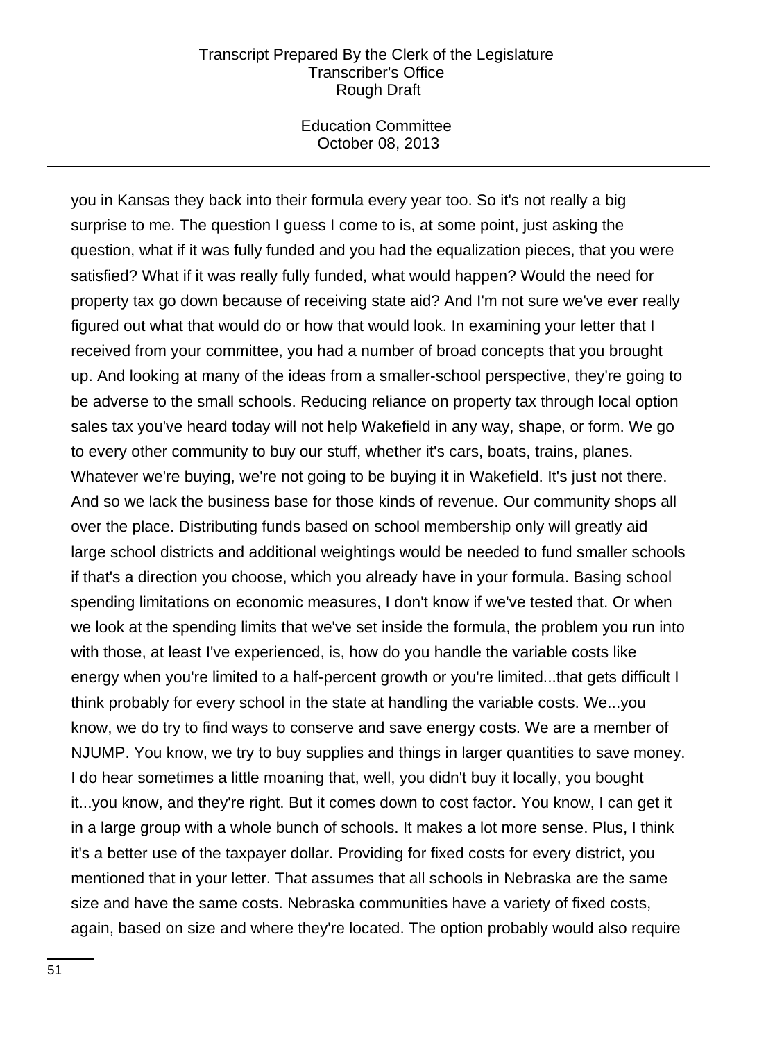you in Kansas they back into their formula every year too. So it's not really a big surprise to me. The question I guess I come to is, at some point, just asking the question, what if it was fully funded and you had the equalization pieces, that you were satisfied? What if it was really fully funded, what would happen? Would the need for property tax go down because of receiving state aid? And I'm not sure we've ever really figured out what that would do or how that would look. In examining your letter that I received from your committee, you had a number of broad concepts that you brought up. And looking at many of the ideas from a smaller-school perspective, they're going to be adverse to the small schools. Reducing reliance on property tax through local option sales tax you've heard today will not help Wakefield in any way, shape, or form. We go to every other community to buy our stuff, whether it's cars, boats, trains, planes. Whatever we're buying, we're not going to be buying it in Wakefield. It's just not there. And so we lack the business base for those kinds of revenue. Our community shops all over the place. Distributing funds based on school membership only will greatly aid large school districts and additional weightings would be needed to fund smaller schools if that's a direction you choose, which you already have in your formula. Basing school spending limitations on economic measures, I don't know if we've tested that. Or when we look at the spending limits that we've set inside the formula, the problem you run into with those, at least I've experienced, is, how do you handle the variable costs like energy when you're limited to a half-percent growth or you're limited...that gets difficult I think probably for every school in the state at handling the variable costs. We...you know, we do try to find ways to conserve and save energy costs. We are a member of NJUMP. You know, we try to buy supplies and things in larger quantities to save money. I do hear sometimes a little moaning that, well, you didn't buy it locally, you bought it...you know, and they're right. But it comes down to cost factor. You know, I can get it in a large group with a whole bunch of schools. It makes a lot more sense. Plus, I think it's a better use of the taxpayer dollar. Providing for fixed costs for every district, you mentioned that in your letter. That assumes that all schools in Nebraska are the same size and have the same costs. Nebraska communities have a variety of fixed costs, again, based on size and where they're located. The option probably would also require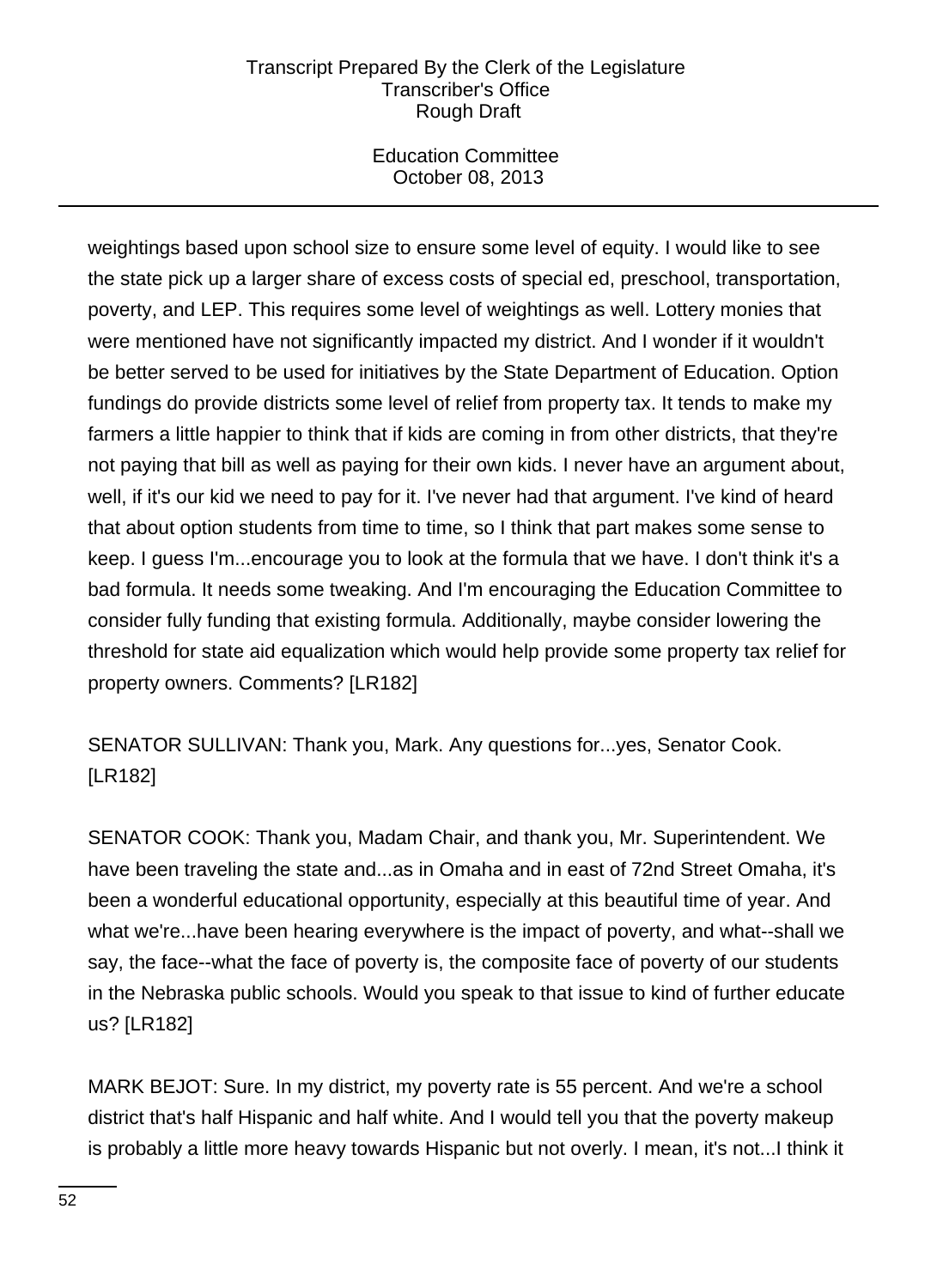weightings based upon school size to ensure some level of equity. I would like to see the state pick up a larger share of excess costs of special ed, preschool, transportation, poverty, and LEP. This requires some level of weightings as well. Lottery monies that were mentioned have not significantly impacted my district. And I wonder if it wouldn't be better served to be used for initiatives by the State Department of Education. Option fundings do provide districts some level of relief from property tax. It tends to make my farmers a little happier to think that if kids are coming in from other districts, that they're not paying that bill as well as paying for their own kids. I never have an argument about, well, if it's our kid we need to pay for it. I've never had that argument. I've kind of heard that about option students from time to time, so I think that part makes some sense to keep. I guess I'm...encourage you to look at the formula that we have. I don't think it's a bad formula. It needs some tweaking. And I'm encouraging the Education Committee to consider fully funding that existing formula. Additionally, maybe consider lowering the threshold for state aid equalization which would help provide some property tax relief for property owners. Comments? [LR182]

SENATOR SULLIVAN: Thank you, Mark. Any questions for...yes, Senator Cook. [LR182]

SENATOR COOK: Thank you, Madam Chair, and thank you, Mr. Superintendent. We have been traveling the state and...as in Omaha and in east of 72nd Street Omaha, it's been a wonderful educational opportunity, especially at this beautiful time of year. And what we're...have been hearing everywhere is the impact of poverty, and what--shall we say, the face--what the face of poverty is, the composite face of poverty of our students in the Nebraska public schools. Would you speak to that issue to kind of further educate us? [LR182]

MARK BEJOT: Sure. In my district, my poverty rate is 55 percent. And we're a school district that's half Hispanic and half white. And I would tell you that the poverty makeup is probably a little more heavy towards Hispanic but not overly. I mean, it's not...I think it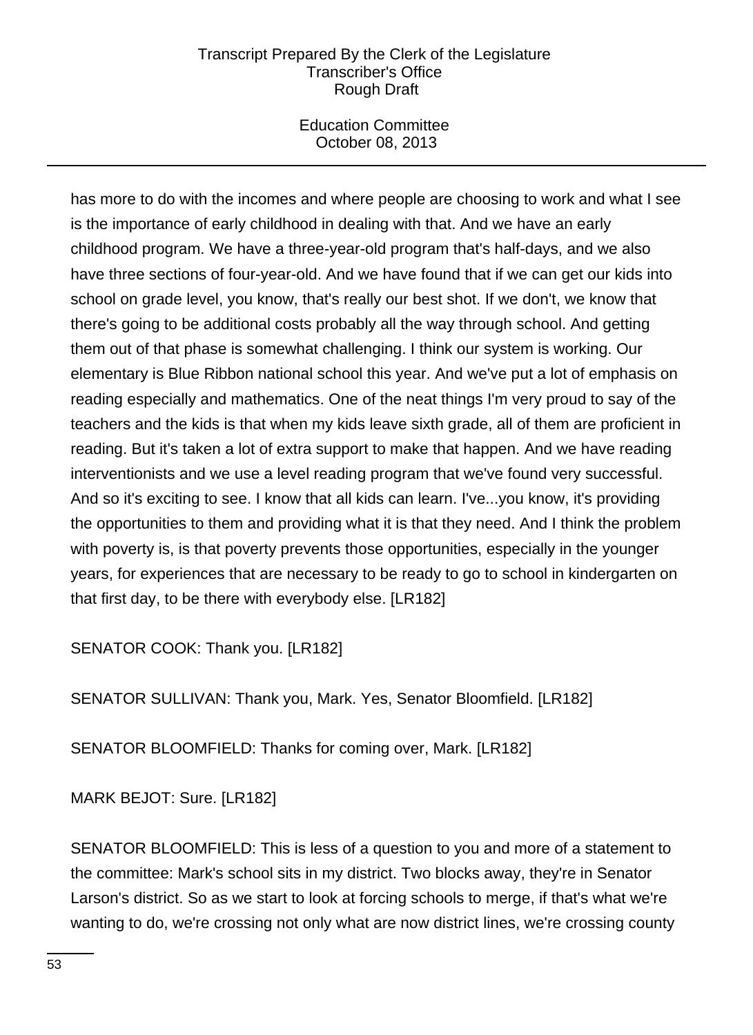has more to do with the incomes and where people are choosing to work and what I see is the importance of early childhood in dealing with that. And we have an early childhood program. We have a three-year-old program that's half-days, and we also have three sections of four-year-old. And we have found that if we can get our kids into school on grade level, you know, that's really our best shot. If we don't, we know that there's going to be additional costs probably all the way through school. And getting them out of that phase is somewhat challenging. I think our system is working. Our elementary is Blue Ribbon national school this year. And we've put a lot of emphasis on reading especially and mathematics. One of the neat things I'm very proud to say of the teachers and the kids is that when my kids leave sixth grade, all of them are proficient in reading. But it's taken a lot of extra support to make that happen. And we have reading interventionists and we use a level reading program that we've found very successful. And so it's exciting to see. I know that all kids can learn. I've...you know, it's providing the opportunities to them and providing what it is that they need. And I think the problem with poverty is, is that poverty prevents those opportunities, especially in the younger years, for experiences that are necessary to be ready to go to school in kindergarten on that first day, to be there with everybody else. [LR182]

SENATOR COOK: Thank you. [LR182]

SENATOR SULLIVAN: Thank you, Mark. Yes, Senator Bloomfield. [LR182]

SENATOR BLOOMFIELD: Thanks for coming over, Mark. [LR182]

MARK BEJOT: Sure. [LR182]

SENATOR BLOOMFIELD: This is less of a question to you and more of a statement to the committee: Mark's school sits in my district. Two blocks away, they're in Senator Larson's district. So as we start to look at forcing schools to merge, if that's what we're wanting to do, we're crossing not only what are now district lines, we're crossing county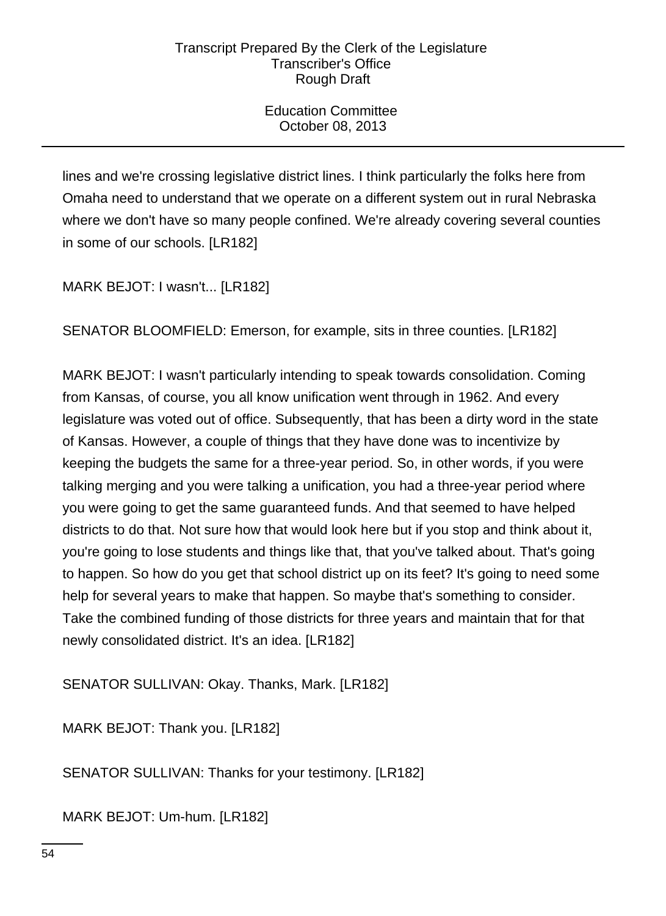lines and we're crossing legislative district lines. I think particularly the folks here from Omaha need to understand that we operate on a different system out in rural Nebraska where we don't have so many people confined. We're already covering several counties in some of our schools. [LR182]

MARK BEJOT: I wasn't... [LR182]

SENATOR BLOOMFIELD: Emerson, for example, sits in three counties. [LR182]

MARK BEJOT: I wasn't particularly intending to speak towards consolidation. Coming from Kansas, of course, you all know unification went through in 1962. And every legislature was voted out of office. Subsequently, that has been a dirty word in the state of Kansas. However, a couple of things that they have done was to incentivize by keeping the budgets the same for a three-year period. So, in other words, if you were talking merging and you were talking a unification, you had a three-year period where you were going to get the same guaranteed funds. And that seemed to have helped districts to do that. Not sure how that would look here but if you stop and think about it, you're going to lose students and things like that, that you've talked about. That's going to happen. So how do you get that school district up on its feet? It's going to need some help for several years to make that happen. So maybe that's something to consider. Take the combined funding of those districts for three years and maintain that for that newly consolidated district. It's an idea. [LR182]

SENATOR SULLIVAN: Okay. Thanks, Mark. [LR182]

MARK BEJOT: Thank you. [LR182]

SENATOR SULLIVAN: Thanks for your testimony. [LR182]

MARK BEJOT: Um-hum. [LR182]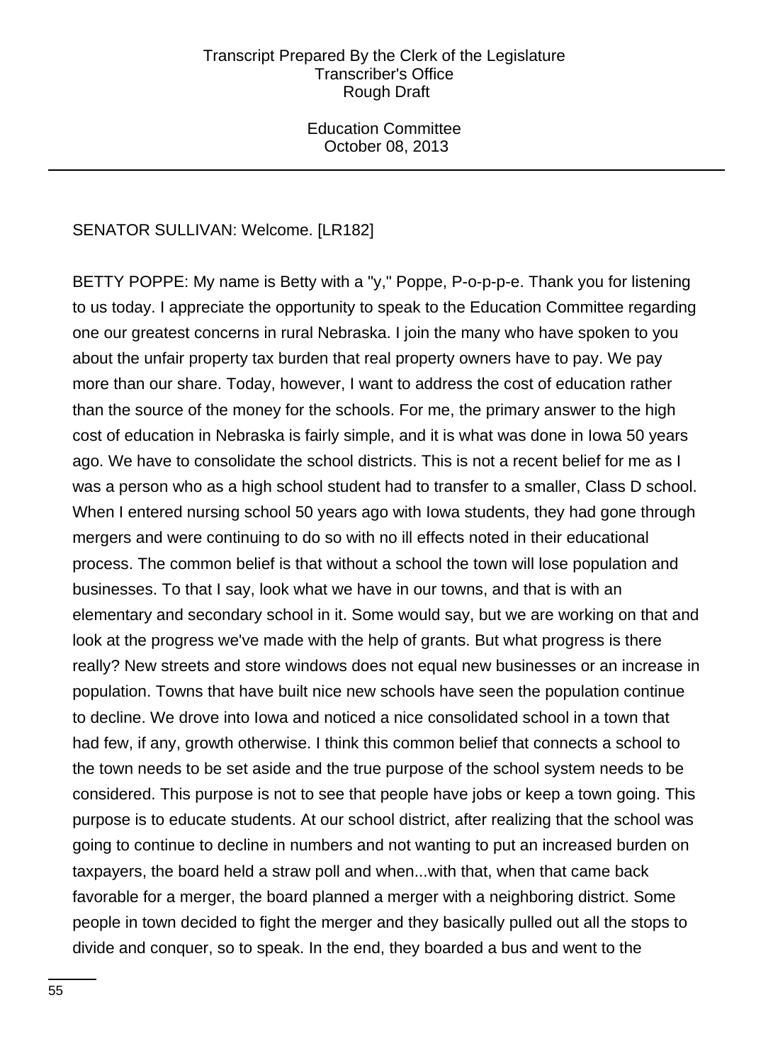SENATOR SULLIVAN: Welcome. [LR182]

BETTY POPPE: My name is Betty with a "y," Poppe, P-o-p-p-e. Thank you for listening to us today. I appreciate the opportunity to speak to the Education Committee regarding one our greatest concerns in rural Nebraska. I join the many who have spoken to you about the unfair property tax burden that real property owners have to pay. We pay more than our share. Today, however, I want to address the cost of education rather than the source of the money for the schools. For me, the primary answer to the high cost of education in Nebraska is fairly simple, and it is what was done in Iowa 50 years ago. We have to consolidate the school districts. This is not a recent belief for me as I was a person who as a high school student had to transfer to a smaller, Class D school. When I entered nursing school 50 years ago with Iowa students, they had gone through mergers and were continuing to do so with no ill effects noted in their educational process. The common belief is that without a school the town will lose population and businesses. To that I say, look what we have in our towns, and that is with an elementary and secondary school in it. Some would say, but we are working on that and look at the progress we've made with the help of grants. But what progress is there really? New streets and store windows does not equal new businesses or an increase in population. Towns that have built nice new schools have seen the population continue to decline. We drove into Iowa and noticed a nice consolidated school in a town that had few, if any, growth otherwise. I think this common belief that connects a school to the town needs to be set aside and the true purpose of the school system needs to be considered. This purpose is not to see that people have jobs or keep a town going. This purpose is to educate students. At our school district, after realizing that the school was going to continue to decline in numbers and not wanting to put an increased burden on taxpayers, the board held a straw poll and when...with that, when that came back favorable for a merger, the board planned a merger with a neighboring district. Some people in town decided to fight the merger and they basically pulled out all the stops to divide and conquer, so to speak. In the end, they boarded a bus and went to the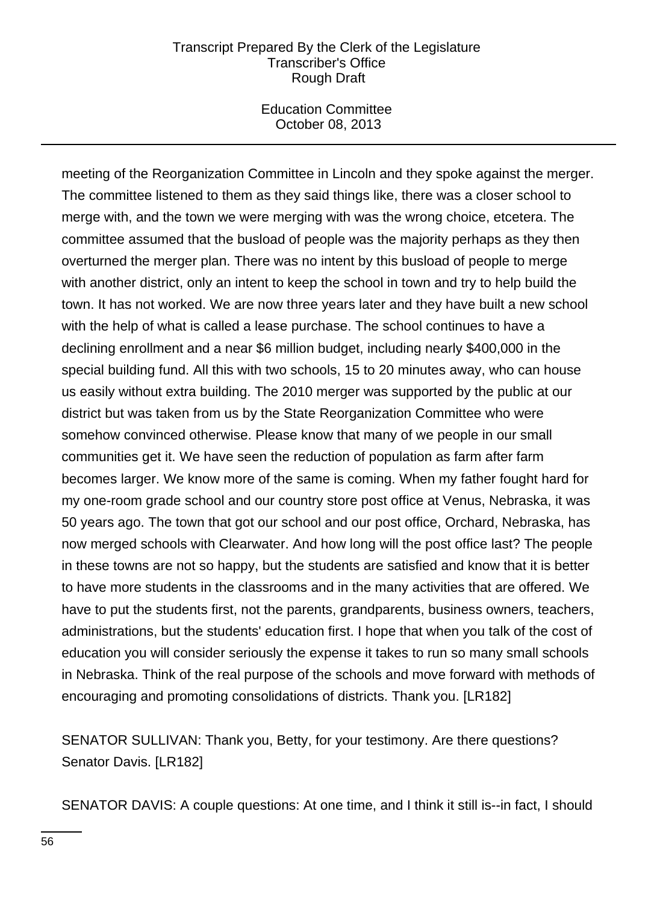meeting of the Reorganization Committee in Lincoln and they spoke against the merger. The committee listened to them as they said things like, there was a closer school to merge with, and the town we were merging with was the wrong choice, etcetera. The committee assumed that the busload of people was the majority perhaps as they then overturned the merger plan. There was no intent by this busload of people to merge with another district, only an intent to keep the school in town and try to help build the town. It has not worked. We are now three years later and they have built a new school with the help of what is called a lease purchase. The school continues to have a declining enrollment and a near $6 million budget, including nearly $400,000 in the special building fund. All this with two schools, 15 to 20 minutes away, who can house us easily without extra building. The 2010 merger was supported by the public at our district but was taken from us by the State Reorganization Committee who were somehow convinced otherwise. Please know that many of we people in our small communities get it. We have seen the reduction of population as farm after farm becomes larger. We know more of the same is coming. When my father fought hard for my one-room grade school and our country store post office at Venus, Nebraska, it was 50 years ago. The town that got our school and our post office, Orchard, Nebraska, has now merged schools with Clearwater. And how long will the post office last? The people in these towns are not so happy, but the students are satisfied and know that it is better to have more students in the classrooms and in the many activities that are offered. We have to put the students first, not the parents, grandparents, business owners, teachers, administrations, but the students' education first. I hope that when you talk of the cost of education you will consider seriously the expense it takes to run so many small schools in Nebraska. Think of the real purpose of the schools and move forward with methods of encouraging and promoting consolidations of districts. Thank you. [LR182]

SENATOR SULLIVAN: Thank you, Betty, for your testimony. Are there questions? Senator Davis. [LR182]

SENATOR DAVIS: A couple questions: At one time, and I think it still is--in fact, I should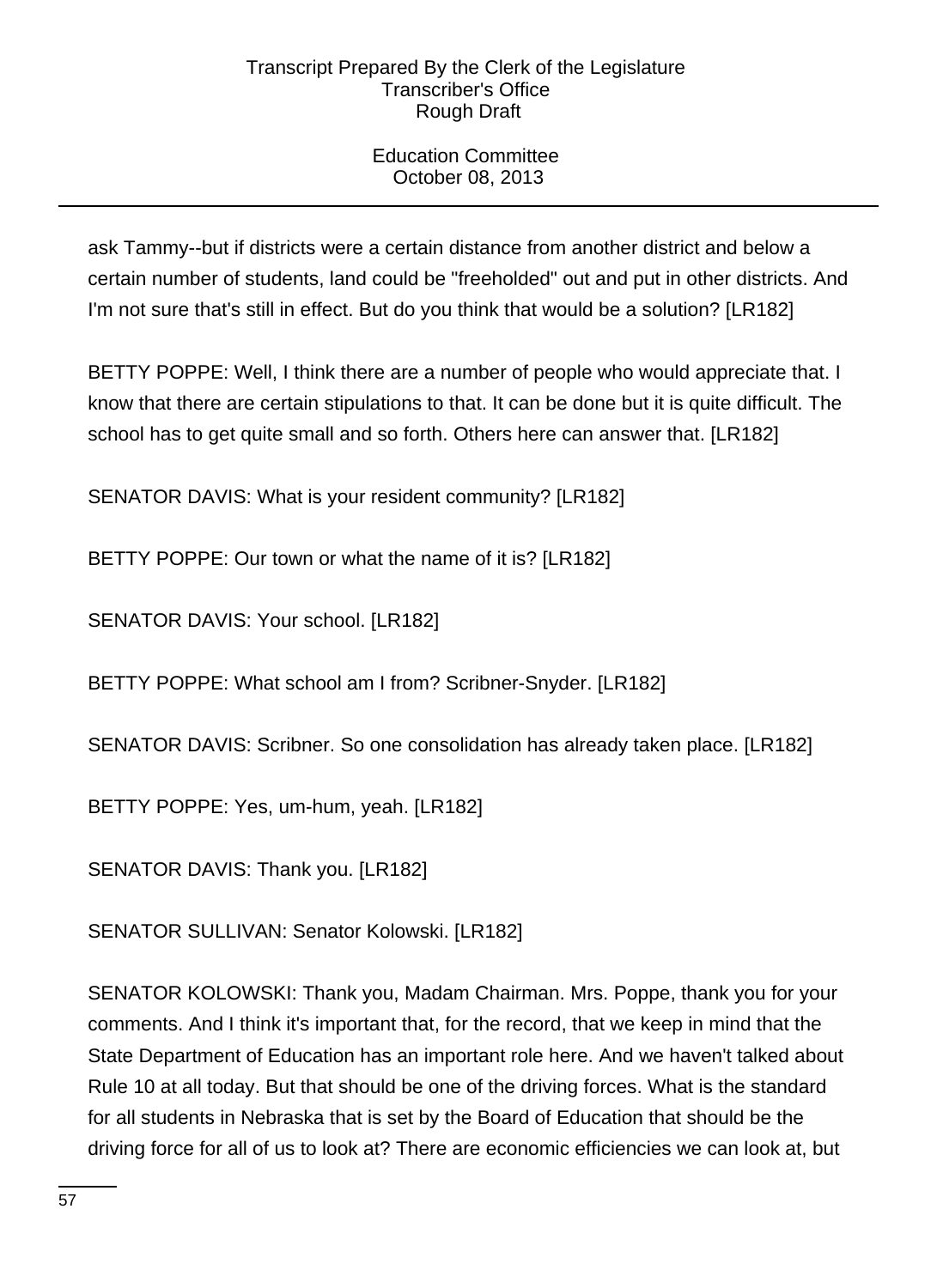ask Tammy--but if districts were a certain distance from another district and below a certain number of students, land could be "freeholded" out and put in other districts. And I'm not sure that's still in effect. But do you think that would be a solution? [LR182]

BETTY POPPE: Well, I think there are a number of people who would appreciate that. I know that there are certain stipulations to that. It can be done but it is quite difficult. The school has to get quite small and so forth. Others here can answer that. [LR182]

SENATOR DAVIS: What is your resident community? [LR182]

BETTY POPPE: Our town or what the name of it is? [LR182]

SENATOR DAVIS: Your school. [LR182]

BETTY POPPE: What school am I from? Scribner-Snyder. [LR182]

SENATOR DAVIS: Scribner. So one consolidation has already taken place. [LR182]

BETTY POPPE: Yes, um-hum, yeah. [LR182]

SENATOR DAVIS: Thank you. [LR182]

SENATOR SULLIVAN: Senator Kolowski. [LR182]

SENATOR KOLOWSKI: Thank you, Madam Chairman. Mrs. Poppe, thank you for your comments. And I think it's important that, for the record, that we keep in mind that the State Department of Education has an important role here. And we haven't talked about Rule 10 at all today. But that should be one of the driving forces. What is the standard for all students in Nebraska that is set by the Board of Education that should be the driving force for all of us to look at? There are economic efficiencies we can look at, but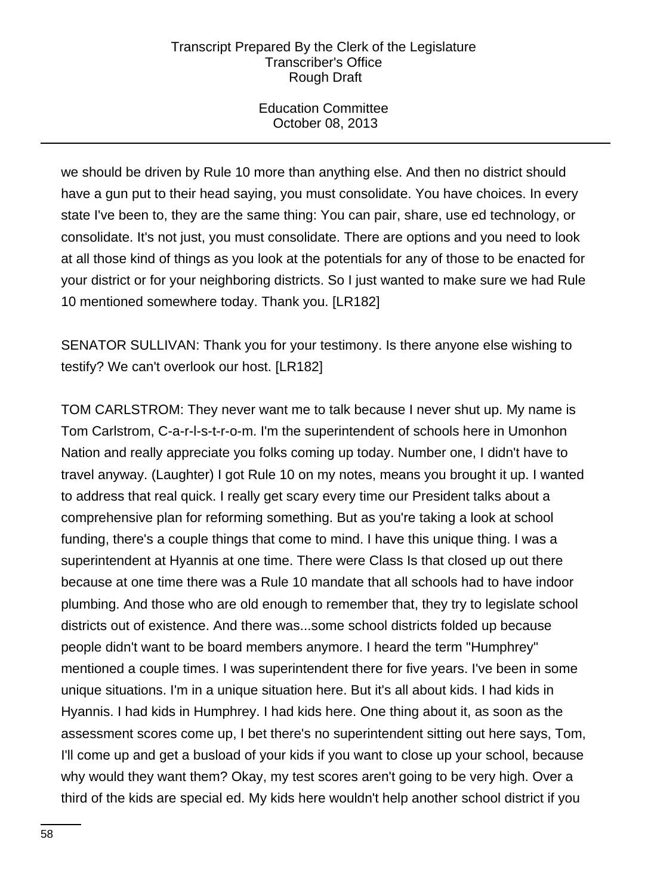we should be driven by Rule 10 more than anything else. And then no district should have a gun put to their head saying, you must consolidate. You have choices. In every state I've been to, they are the same thing: You can pair, share, use ed technology, or consolidate. It's not just, you must consolidate. There are options and you need to look at all those kind of things as you look at the potentials for any of those to be enacted for your district or for your neighboring districts. So I just wanted to make sure we had Rule 10 mentioned somewhere today. Thank you. [LR182]

SENATOR SULLIVAN: Thank you for your testimony. Is there anyone else wishing to testify? We can't overlook our host. [LR182]

TOM CARLSTROM: They never want me to talk because I never shut up. My name is Tom Carlstrom, C-a-r-l-s-t-r-o-m. I'm the superintendent of schools here in Umonhon Nation and really appreciate you folks coming up today. Number one, I didn't have to travel anyway. (Laughter) I got Rule 10 on my notes, means you brought it up. I wanted to address that real quick. I really get scary every time our President talks about a comprehensive plan for reforming something. But as you're taking a look at school funding, there's a couple things that come to mind. I have this unique thing. I was a superintendent at Hyannis at one time. There were Class Is that closed up out there because at one time there was a Rule 10 mandate that all schools had to have indoor plumbing. And those who are old enough to remember that, they try to legislate school districts out of existence. And there was...some school districts folded up because people didn't want to be board members anymore. I heard the term "Humphrey" mentioned a couple times. I was superintendent there for five years. I've been in some unique situations. I'm in a unique situation here. But it's all about kids. I had kids in Hyannis. I had kids in Humphrey. I had kids here. One thing about it, as soon as the assessment scores come up, I bet there's no superintendent sitting out here says, Tom, I'll come up and get a busload of your kids if you want to close up your school, because why would they want them? Okay, my test scores aren't going to be very high. Over a third of the kids are special ed. My kids here wouldn't help another school district if you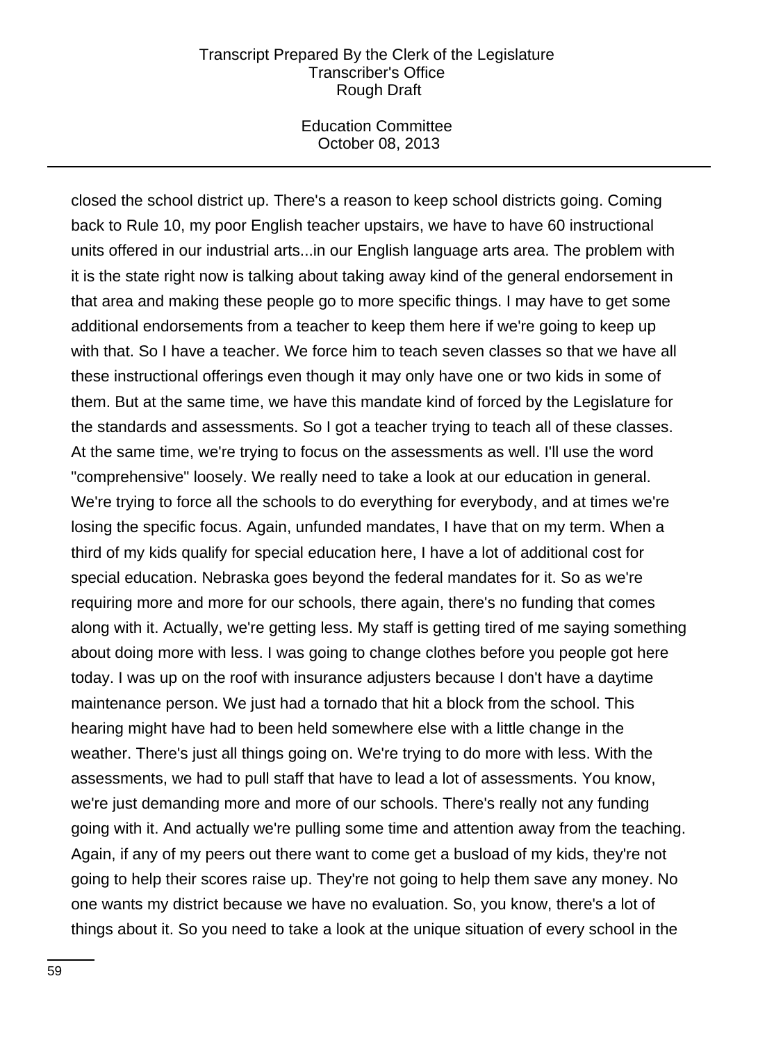closed the school district up. There's a reason to keep school districts going. Coming back to Rule 10, my poor English teacher upstairs, we have to have 60 instructional units offered in our industrial arts...in our English language arts area. The problem with it is the state right now is talking about taking away kind of the general endorsement in that area and making these people go to more specific things. I may have to get some additional endorsements from a teacher to keep them here if we're going to keep up with that. So I have a teacher. We force him to teach seven classes so that we have all these instructional offerings even though it may only have one or two kids in some of them. But at the same time, we have this mandate kind of forced by the Legislature for the standards and assessments. So I got a teacher trying to teach all of these classes. At the same time, we're trying to focus on the assessments as well. I'll use the word "comprehensive" loosely. We really need to take a look at our education in general. We're trying to force all the schools to do everything for everybody, and at times we're losing the specific focus. Again, unfunded mandates, I have that on my term. When a third of my kids qualify for special education here, I have a lot of additional cost for special education. Nebraska goes beyond the federal mandates for it. So as we're requiring more and more for our schools, there again, there's no funding that comes along with it. Actually, we're getting less. My staff is getting tired of me saying something about doing more with less. I was going to change clothes before you people got here today. I was up on the roof with insurance adjusters because I don't have a daytime maintenance person. We just had a tornado that hit a block from the school. This hearing might have had to been held somewhere else with a little change in the weather. There's just all things going on. We're trying to do more with less. With the assessments, we had to pull staff that have to lead a lot of assessments. You know, we're just demanding more and more of our schools. There's really not any funding going with it. And actually we're pulling some time and attention away from the teaching. Again, if any of my peers out there want to come get a busload of my kids, they're not going to help their scores raise up. They're not going to help them save any money. No one wants my district because we have no evaluation. So, you know, there's a lot of things about it. So you need to take a look at the unique situation of every school in the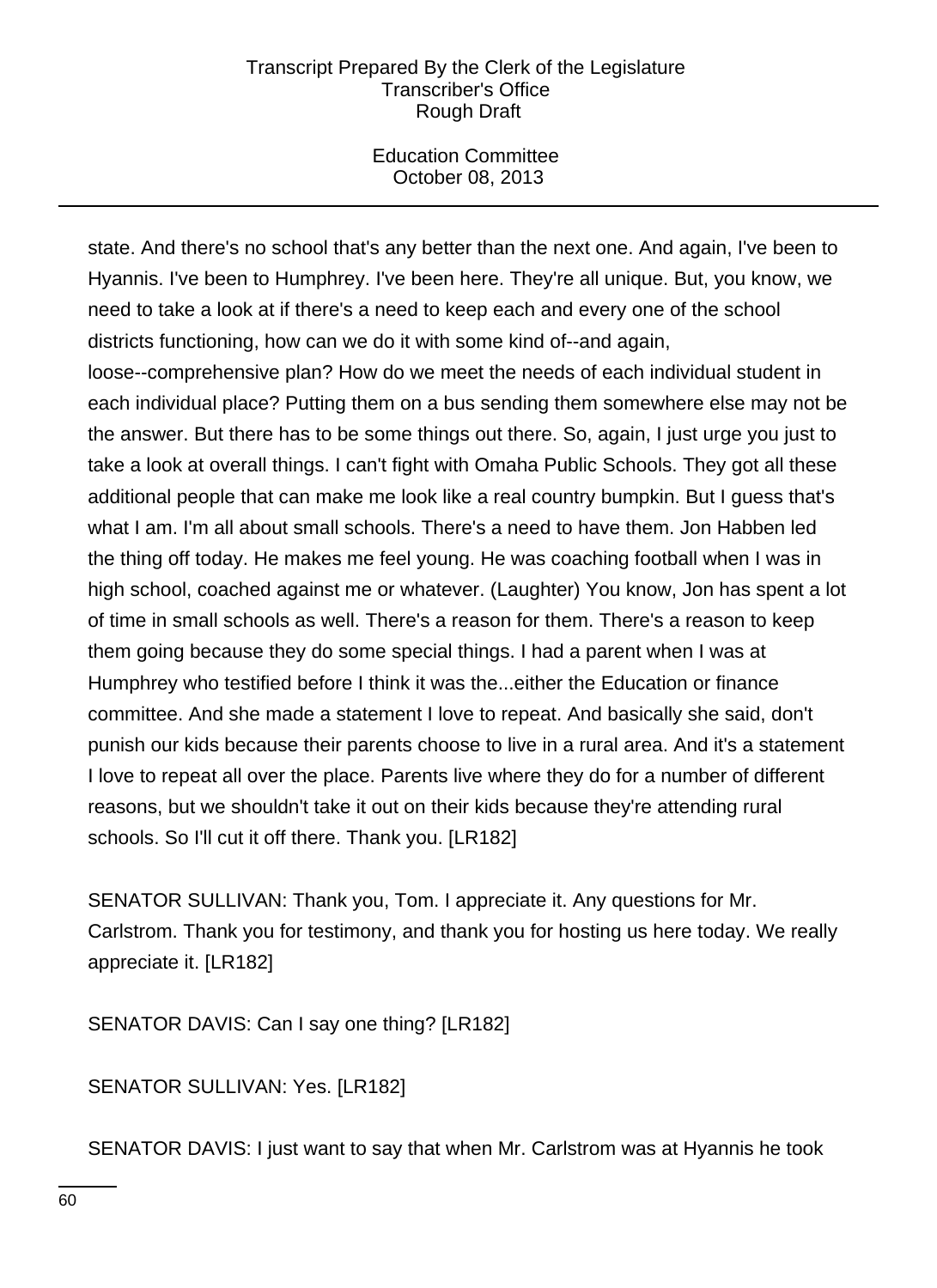state. And there's no school that's any better than the next one. And again, I've been to Hyannis. I've been to Humphrey. I've been here. They're all unique. But, you know, we need to take a look at if there's a need to keep each and every one of the school districts functioning, how can we do it with some kind of--and again, loose--comprehensive plan? How do we meet the needs of each individual student in each individual place? Putting them on a bus sending them somewhere else may not be the answer. But there has to be some things out there. So, again, I just urge you just to take a look at overall things. I can't fight with Omaha Public Schools. They got all these additional people that can make me look like a real country bumpkin. But I guess that's what I am. I'm all about small schools. There's a need to have them. Jon Habben led the thing off today. He makes me feel young. He was coaching football when I was in high school, coached against me or whatever. (Laughter) You know, Jon has spent a lot of time in small schools as well. There's a reason for them. There's a reason to keep them going because they do some special things. I had a parent when I was at Humphrey who testified before I think it was the...either the Education or finance committee. And she made a statement I love to repeat. And basically she said, don't punish our kids because their parents choose to live in a rural area. And it's a statement I love to repeat all over the place. Parents live where they do for a number of different reasons, but we shouldn't take it out on their kids because they're attending rural schools. So I'll cut it off there. Thank you. [LR182]

SENATOR SULLIVAN: Thank you, Tom. I appreciate it. Any questions for Mr. Carlstrom. Thank you for testimony, and thank you for hosting us here today. We really appreciate it. [LR182]

SENATOR DAVIS: Can I say one thing? [LR182]

SENATOR SULLIVAN: Yes. [LR182]

SENATOR DAVIS: I just want to say that when Mr. Carlstrom was at Hyannis he took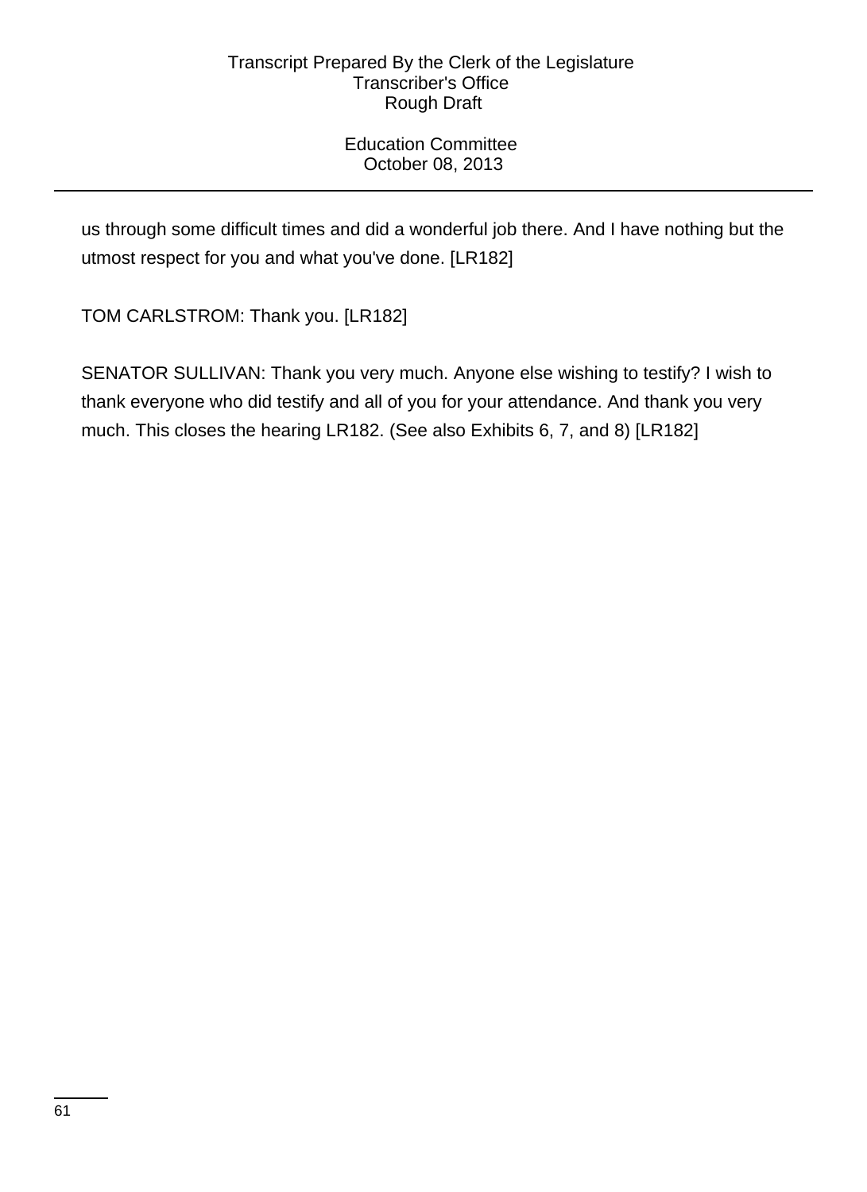us through some difficult times and did a wonderful job there. And I have nothing but the utmost respect for you and what you've done. [LR182]

TOM CARLSTROM: Thank you. [LR182]

SENATOR SULLIVAN: Thank you very much. Anyone else wishing to testify? I wish to thank everyone who did testify and all of you for your attendance. And thank you very much. This closes the hearing LR182. (See also Exhibits 6, 7, and 8) [LR182]